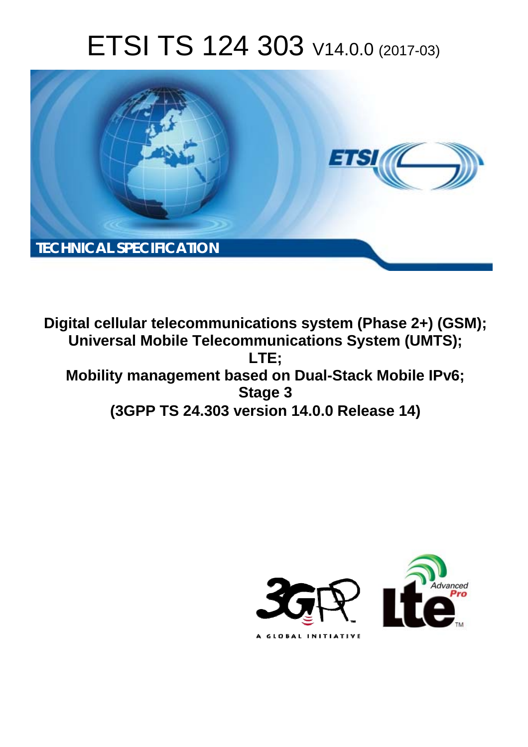# ETSI TS 124 303 V14.0.0 (2017-03)

TECHNICAL SPECIFICATION

**Digital cellular telecommunications system (Phase 2+) (GSM); Universal Mobile Telecommunications System (UMTS); LTE; Mobility management based on Dual-Stack Mobile IPv6; Stage 3 (3GPP TS 24.303 version 14.0.0 Release 14)**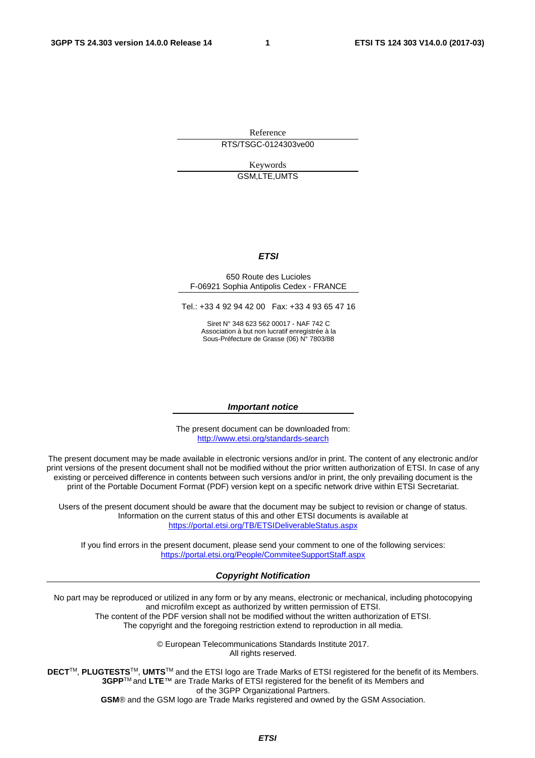Reference

RTS/TSGC-0124303ve00

Keywords

GSM,LTE,UMTS

***ETSI***

650 Route des Lucioles
F-06921 Sophia Antipolis Cedex - FRANCE

Tel.: +33 4 92 94 42 00 Fax: +33 4 93 65 47 16

Siret N° 348 623 562 00017 - NAF 742 C
Association à but non lucratif enregistrée à la
Sous-Préfecture de Grasse (06) N° 7803/88

***Important notice***

The present document can be downloaded from:
http://www.etsi.org/standards-search

The present document may be made available in electronic versions and/or in print. The content of any electronic and/or print versions of the present document shall not be modified without the prior written authorization of ETSI. In case of any existing or perceived difference in contents between such versions and/or in print, the only prevailing document is the print of the Portable Document Format (PDF) version kept on a specific network drive within ETSI Secretariat.

Users of the present document should be aware that the document may be subject to revision or change of status. Information on the current status of this and other ETSI documents is available at
https://portal.etsi.org/TB/ETSIDeliverableStatus.aspx

If you find errors in the present document, please send your comment to one of the following services:
https://portal.etsi.org/People/CommiteeSupportStaff.aspx

***Copyright Notification***

No part may be reproduced or utilized in any form or by any means, electronic or mechanical, including photocopying and microfilm except as authorized by written permission of ETSI.
The content of the PDF version shall not be modified without the written authorization of ETSI.
The copyright and the foregoing restriction extend to reproduction in all media.

© European Telecommunications Standards Institute 2017.
All rights reserved.

**DECT**™, **PLUGTESTS**™, **UMTS**™ and the ETSI logo are Trade Marks of ETSI registered for the benefit of its Members.
**3GPP**™ and **LTE**™ are Trade Marks of ETSI registered for the benefit of its Members and of the 3GPP Organizational Partners.
**GSM**® and the GSM logo are Trade Marks registered and owned by the GSM Association.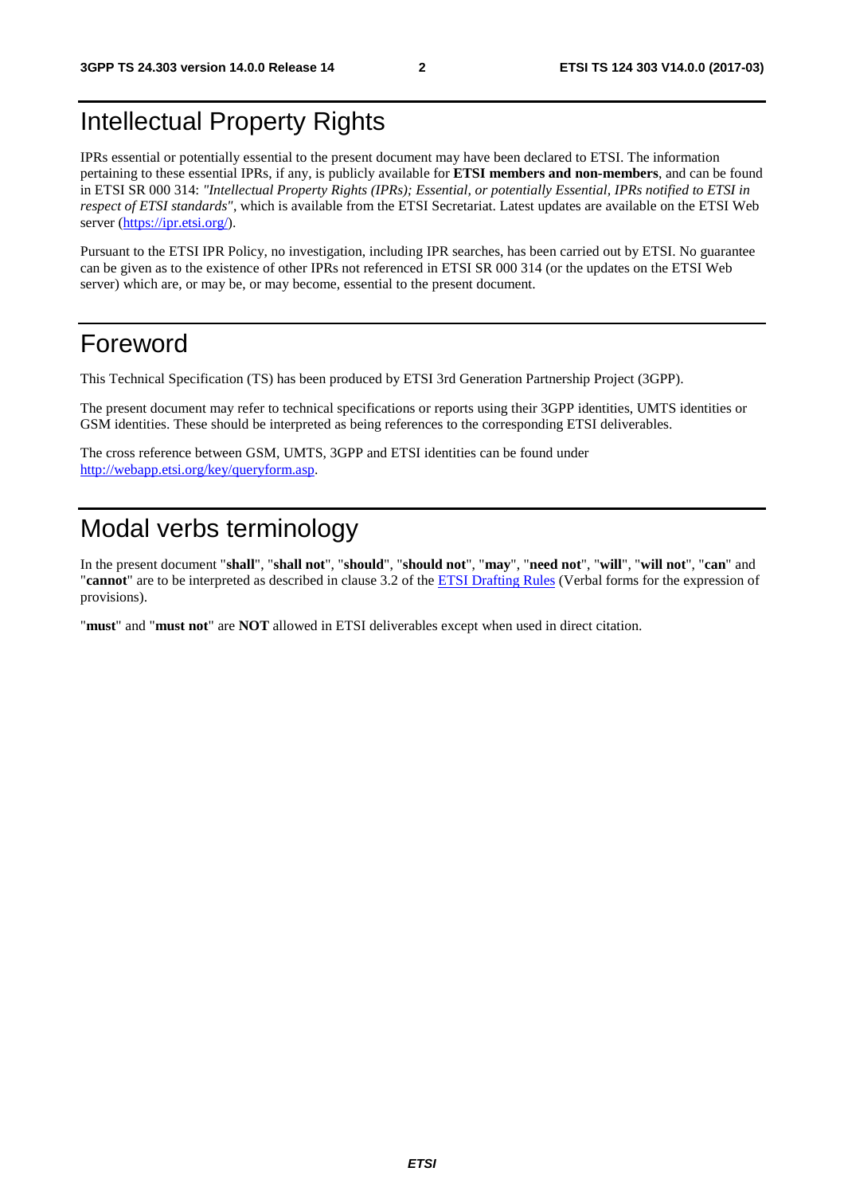# Intellectual Property Rights

IPRs essential or potentially essential to the present document may have been declared to ETSI. The information pertaining to these essential IPRs, if any, is publicly available for **ETSI members and non-members**, and can be found in ETSI SR 000 314: *"Intellectual Property Rights (IPRs); Essential, or potentially Essential, IPRs notified to ETSI in respect of ETSI standards"*, which is available from the ETSI Secretariat. Latest updates are available on the ETSI Web server (https://ipr.etsi.org/).

Pursuant to the ETSI IPR Policy, no investigation, including IPR searches, has been carried out by ETSI. No guarantee can be given as to the existence of other IPRs not referenced in ETSI SR 000 314 (or the updates on the ETSI Web server) which are, or may be, or may become, essential to the present document.

# Foreword

This Technical Specification (TS) has been produced by ETSI 3rd Generation Partnership Project (3GPP).

The present document may refer to technical specifications or reports using their 3GPP identities, UMTS identities or GSM identities. These should be interpreted as being references to the corresponding ETSI deliverables.

The cross reference between GSM, UMTS, 3GPP and ETSI identities can be found under http://webapp.etsi.org/key/queryform.asp.

# Modal verbs terminology

In the present document "**shall**", "**shall not**", "**should**", "**should not**", "**may**", "**need not**", "**will**", "**will not**", "**can**" and "**cannot**" are to be interpreted as described in clause 3.2 of the ETSI Drafting Rules (Verbal forms for the expression of provisions).

"**must**" and "**must not**" are **NOT** allowed in ETSI deliverables except when used in direct citation.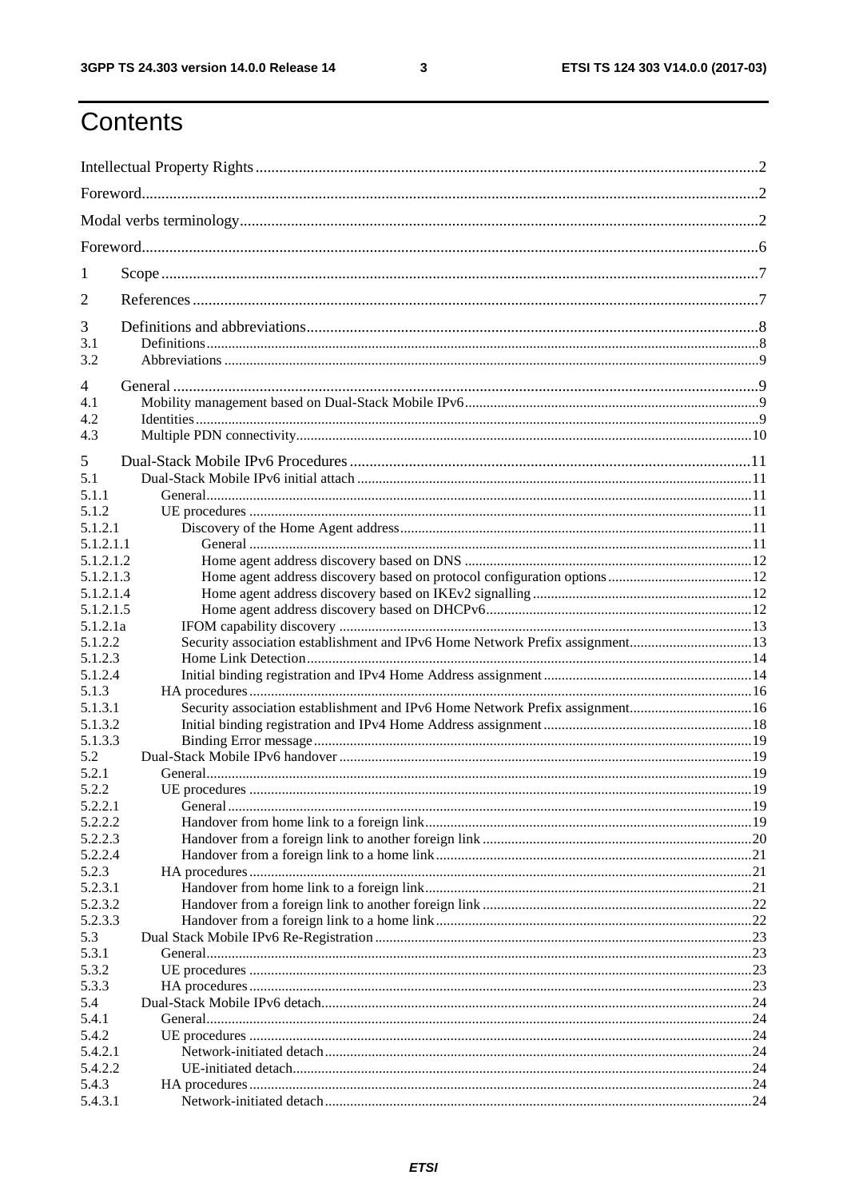# Contents

Intellectual Property Rights ..... 2
Foreword ..... 2
Modal verbs terminology ..... 2
Foreword ..... 6
1 Scope ..... 7
2 References ..... 7
3 Definitions and abbreviations ..... 8
3.1 Definitions ..... 8
3.2 Abbreviations ..... 9
4 General ..... 9
4.1 Mobility management based on Dual-Stack Mobile IPv6 ..... 9
4.2 Identities ..... 9
4.3 Multiple PDN connectivity ..... 10
5 Dual-Stack Mobile IPv6 Procedures ..... 11
5.1 Dual-Stack Mobile IPv6 initial attach ..... 11
5.1.1 General ..... 11
5.1.2 UE procedures ..... 11
5.1.2.1 Discovery of the Home Agent address ..... 11
5.1.2.1.1 General ..... 11
5.1.2.1.2 Home agent address discovery based on DNS ..... 12
5.1.2.1.3 Home agent address discovery based on protocol configuration options ..... 12
5.1.2.1.4 Home agent address discovery based on IKEv2 signalling ..... 12
5.1.2.1.5 Home agent address discovery based on DHCPv6 ..... 12
5.1.2.1a IFOM capability discovery ..... 13
5.1.2.2 Security association establishment and IPv6 Home Network Prefix assignment ..... 13
5.1.2.3 Home Link Detection ..... 14
5.1.2.4 Initial binding registration and IPv4 Home Address assignment ..... 14
5.1.3 HA procedures ..... 16
5.1.3.1 Security association establishment and IPv6 Home Network Prefix assignment ..... 16
5.1.3.2 Initial binding registration and IPv4 Home Address assignment ..... 18
5.1.3.3 Binding Error message ..... 19
5.2 Dual-Stack Mobile IPv6 handover ..... 19
5.2.1 General ..... 19
5.2.2 UE procedures ..... 19
5.2.2.1 General ..... 19
5.2.2.2 Handover from home link to a foreign link ..... 19
5.2.2.3 Handover from a foreign link to another foreign link ..... 20
5.2.2.4 Handover from a foreign link to a home link ..... 21
5.2.3 HA procedures ..... 21
5.2.3.1 Handover from home link to a foreign link ..... 21
5.2.3.2 Handover from a foreign link to another foreign link ..... 22
5.2.3.3 Handover from a foreign link to a home link ..... 22
5.3 Dual Stack Mobile IPv6 Re-Registration ..... 23
5.3.1 General ..... 23
5.3.2 UE procedures ..... 23
5.3.3 HA procedures ..... 23
5.4 Dual-Stack Mobile IPv6 detach ..... 24
5.4.1 General ..... 24
5.4.2 UE procedures ..... 24
5.4.2.1 Network-initiated detach ..... 24
5.4.2.2 UE-initiated detach ..... 24
5.4.3 HA procedures ..... 24
5.4.3.1 Network-initiated detach ..... 24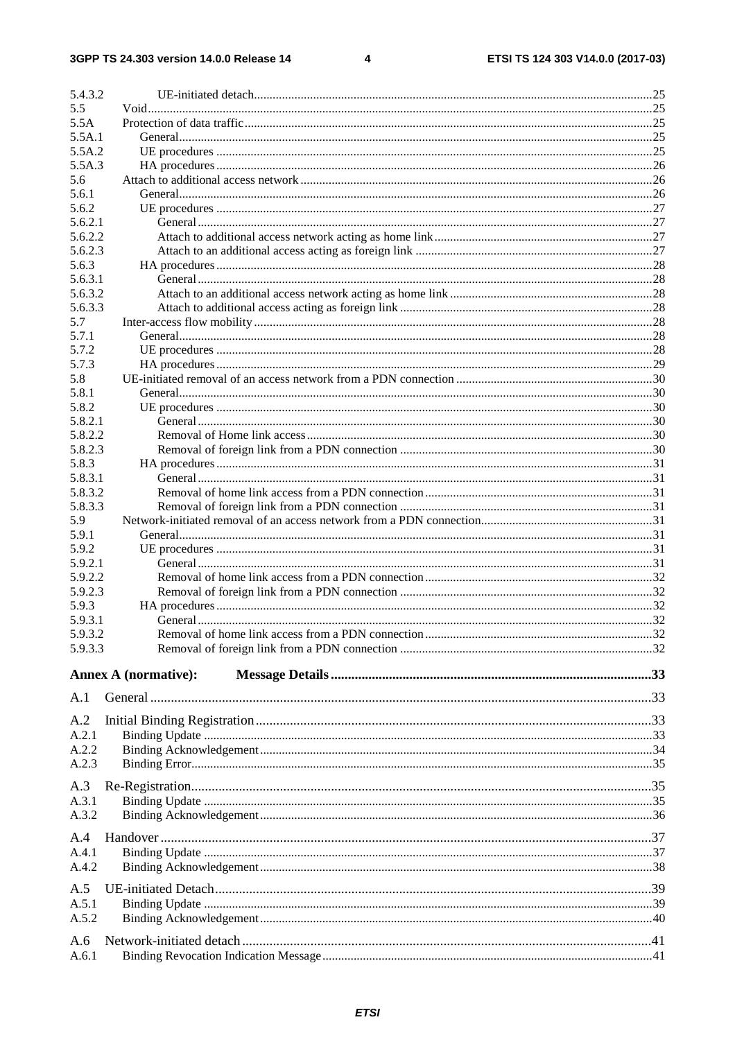5.4.3.2 UE-initiated detach ..... 25
5.5 Void ..... 25
5.5A Protection of data traffic ..... 25
5.5A.1 General ..... 25
5.5A.2 UE procedures ..... 25
5.5A.3 HA procedures ..... 26
5.6 Attach to additional access network ..... 26
5.6.1 General ..... 26
5.6.2 UE procedures ..... 27
5.6.2.1 General ..... 27
5.6.2.2 Attach to additional access network acting as home link ..... 27
5.6.2.3 Attach to an additional access acting as foreign link ..... 27
5.6.3 HA procedures ..... 28
5.6.3.1 General ..... 28
5.6.3.2 Attach to an additional access network acting as home link ..... 28
5.6.3.3 Attach to additional access acting as foreign link ..... 28
5.7 Inter-access flow mobility ..... 28
5.7.1 General ..... 28
5.7.2 UE procedures ..... 28
5.7.3 HA procedures ..... 29
5.8 UE-initiated removal of an access network from a PDN connection ..... 30
5.8.1 General ..... 30
5.8.2 UE procedures ..... 30
5.8.2.1 General ..... 30
5.8.2.2 Removal of Home link access ..... 30
5.8.2.3 Removal of foreign link from a PDN connection ..... 30
5.8.3 HA procedures ..... 31
5.8.3.1 General ..... 31
5.8.3.2 Removal of home link access from a PDN connection ..... 31
5.8.3.3 Removal of foreign link from a PDN connection ..... 31
5.9 Network-initiated removal of an access network from a PDN connection ..... 31
5.9.1 General ..... 31
5.9.2 UE procedures ..... 31
5.9.2.1 General ..... 31
5.9.2.2 Removal of home link access from a PDN connection ..... 32
5.9.2.3 Removal of foreign link from a PDN connection ..... 32
5.9.3 HA procedures ..... 32
5.9.3.1 General ..... 32
5.9.3.2 Removal of home link access from a PDN connection ..... 32
5.9.3.3 Removal of foreign link from a PDN connection ..... 32

**Annex A (normative): Message Details ..... 33**

A.1 General ..... 33

A.2 Initial Binding Registration ..... 33
A.2.1 Binding Update ..... 33
A.2.2 Binding Acknowledgement ..... 34
A.2.3 Binding Error ..... 35

A.3 Re-Registration ..... 35
A.3.1 Binding Update ..... 35
A.3.2 Binding Acknowledgement ..... 36

A.4 Handover ..... 37
A.4.1 Binding Update ..... 37
A.4.2 Binding Acknowledgement ..... 38

A.5 UE-initiated Detach ..... 39
A.5.1 Binding Update ..... 39
A.5.2 Binding Acknowledgement ..... 40

A.6 Network-initiated detach ..... 41
A.6.1 Binding Revocation Indication Message ..... 41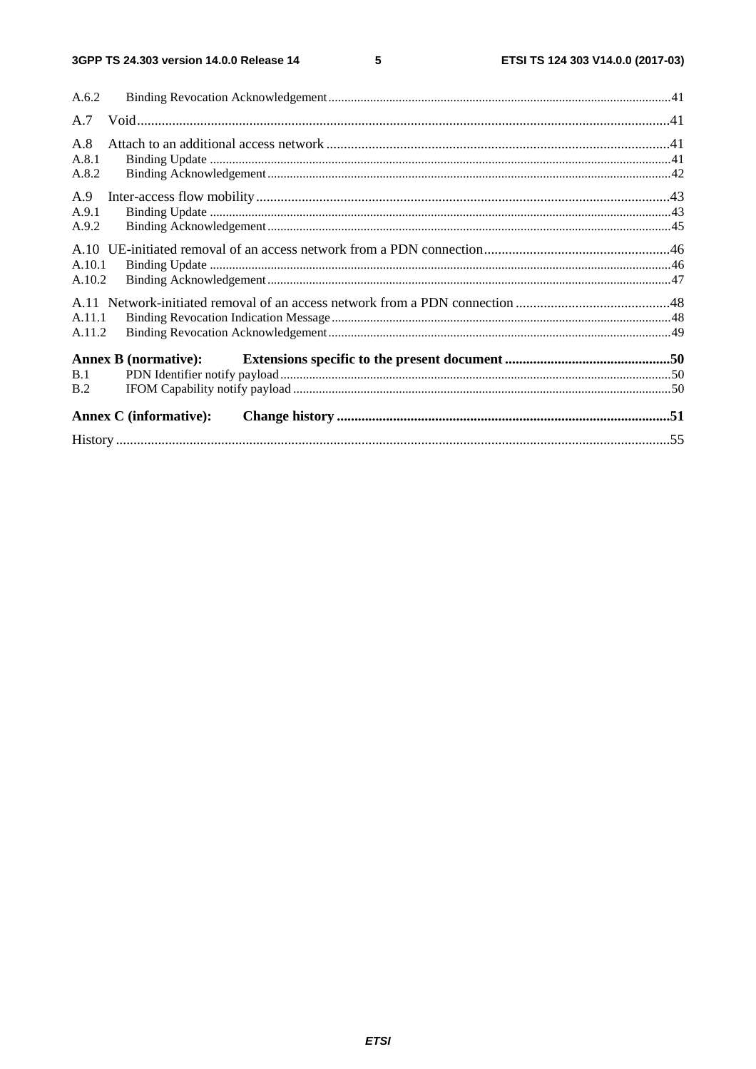A.6.2 Binding Revocation Acknowledgement 41

A.7 Void 41

A.8 Attach to an additional access network 41

A.8.1 Binding Update 41

A.8.2 Binding Acknowledgement 42

A.9 Inter-access flow mobility 43

A.9.1 Binding Update 43

A.9.2 Binding Acknowledgement 45

A.10 UE-initiated removal of an access network from a PDN connection 46

A.10.1 Binding Update 46

A.10.2 Binding Acknowledgement 47

A.11 Network-initiated removal of an access network from a PDN connection 48

A.11.1 Binding Revocation Indication Message 48

A.11.2 Binding Revocation Acknowledgement 49

**Annex B (normative): Extensions specific to the present document 50**

B.1 PDN Identifier notify payload 50

B.2 IFOM Capability notify payload 50

**Annex C (informative): Change history 51**

History 55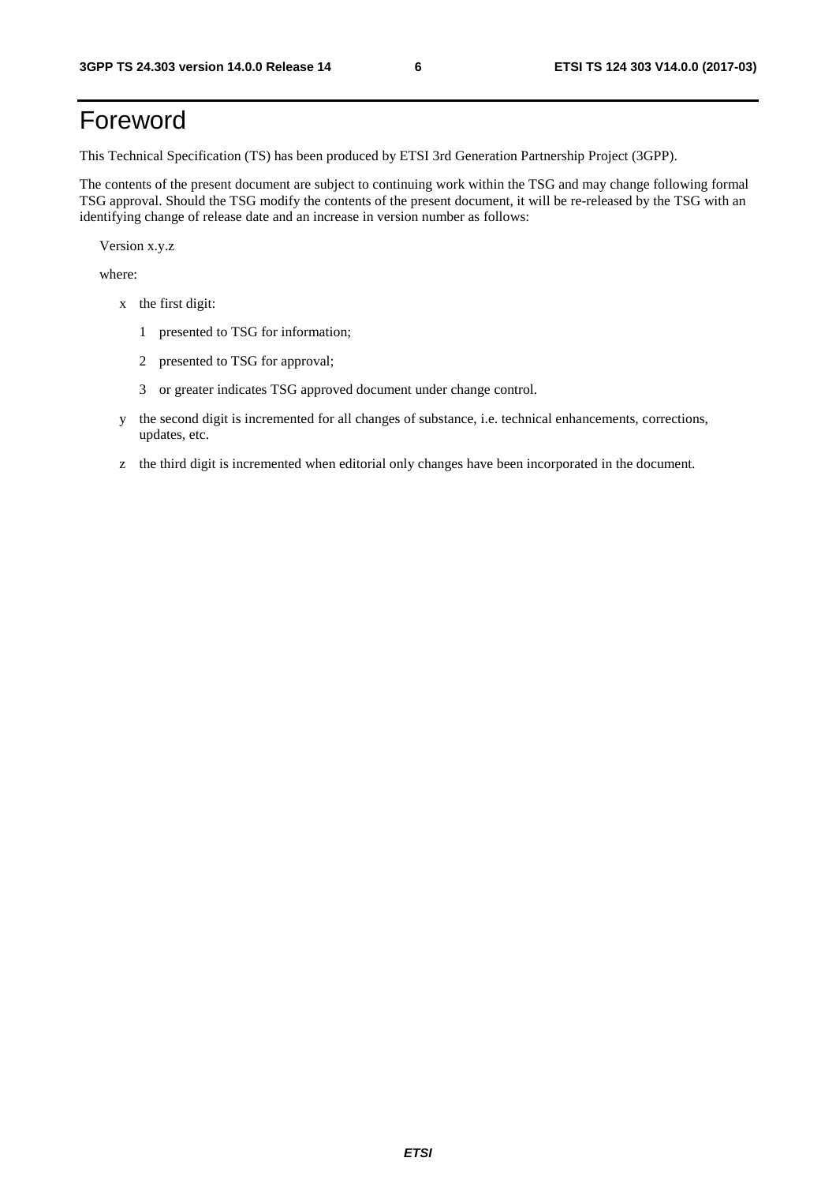# Foreword

This Technical Specification (TS) has been produced by ETSI 3rd Generation Partnership Project (3GPP).

The contents of the present document are subject to continuing work within the TSG and may change following formal TSG approval. Should the TSG modify the contents of the present document, it will be re-released by the TSG with an identifying change of release date and an increase in version number as follows:

Version x.y.z

where:

- x the first digit:
  - 1 presented to TSG for information;
  - 2 presented to TSG for approval;
  - 3 or greater indicates TSG approved document under change control.
- y the second digit is incremented for all changes of substance, i.e. technical enhancements, corrections, updates, etc.
- z the third digit is incremented when editorial only changes have been incorporated in the document.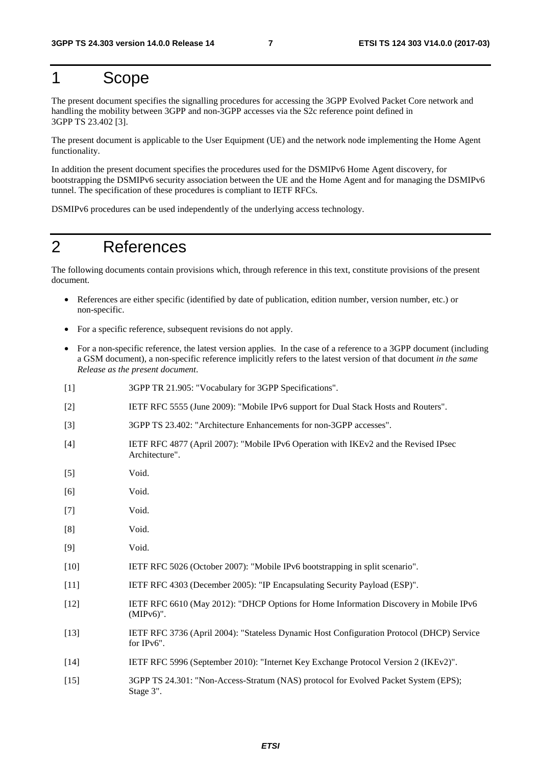# 1 Scope

The present document specifies the signalling procedures for accessing the 3GPP Evolved Packet Core network and handling the mobility between 3GPP and non-3GPP accesses via the S2c reference point defined in 3GPP TS 23.402 [3].

The present document is applicable to the User Equipment (UE) and the network node implementing the Home Agent functionality.

In addition the present document specifies the procedures used for the DSMIPv6 Home Agent discovery, for bootstrapping the DSMIPv6 security association between the UE and the Home Agent and for managing the DSMIPv6 tunnel. The specification of these procedures is compliant to IETF RFCs.

DSMIPv6 procedures can be used independently of the underlying access technology.

# 2 References

The following documents contain provisions which, through reference in this text, constitute provisions of the present document.

- References are either specific (identified by date of publication, edition number, version number, etc.) or non-specific.
- For a specific reference, subsequent revisions do not apply.
- For a non-specific reference, the latest version applies. In the case of a reference to a 3GPP document (including a GSM document), a non-specific reference implicitly refers to the latest version of that document *in the same Release as the present document*.

[1] 3GPP TR 21.905: "Vocabulary for 3GPP Specifications".

[2] IETF RFC 5555 (June 2009): "Mobile IPv6 support for Dual Stack Hosts and Routers".

[3] 3GPP TS 23.402: "Architecture Enhancements for non-3GPP accesses".

[4] IETF RFC 4877 (April 2007): "Mobile IPv6 Operation with IKEv2 and the Revised IPsec Architecture".

[5] Void.

[6] Void.

[7] Void.

[8] Void.

[9] Void.

[10] IETF RFC 5026 (October 2007): "Mobile IPv6 bootstrapping in split scenario".

[11] IETF RFC 4303 (December 2005): "IP Encapsulating Security Payload (ESP)".

[12] IETF RFC 6610 (May 2012): "DHCP Options for Home Information Discovery in Mobile IPv6 (MIPv6)".

[13] IETF RFC 3736 (April 2004): "Stateless Dynamic Host Configuration Protocol (DHCP) Service for IPv6".

[14] IETF RFC 5996 (September 2010): "Internet Key Exchange Protocol Version 2 (IKEv2)".

[15] 3GPP TS 24.301: "Non-Access-Stratum (NAS) protocol for Evolved Packet System (EPS); Stage 3".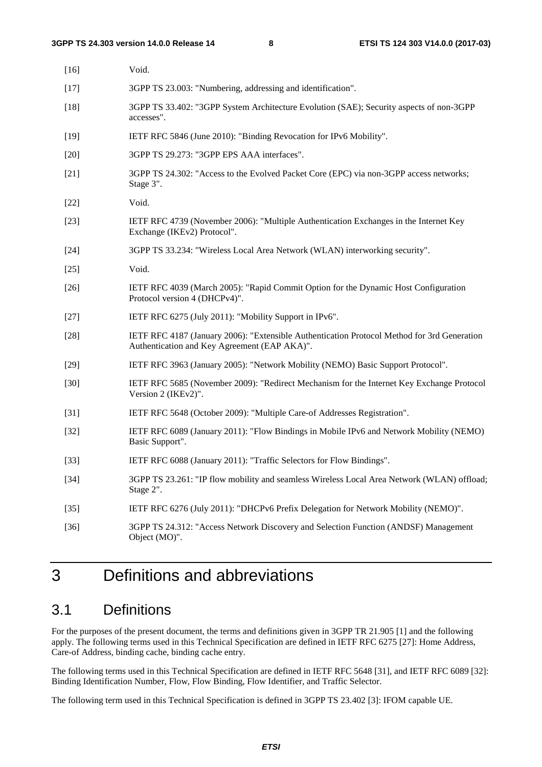[16] Void.

[17] 3GPP TS 23.003: "Numbering, addressing and identification".

[18] 3GPP TS 33.402: "3GPP System Architecture Evolution (SAE); Security aspects of non-3GPP accesses".

[19] IETF RFC 5846 (June 2010): "Binding Revocation for IPv6 Mobility".

[20] 3GPP TS 29.273: "3GPP EPS AAA interfaces".

[21] 3GPP TS 24.302: "Access to the Evolved Packet Core (EPC) via non-3GPP access networks; Stage 3".

[22] Void.

[23] IETF RFC 4739 (November 2006): "Multiple Authentication Exchanges in the Internet Key Exchange (IKEv2) Protocol".

[24] 3GPP TS 33.234: "Wireless Local Area Network (WLAN) interworking security".

[25] Void.

[26] IETF RFC 4039 (March 2005): "Rapid Commit Option for the Dynamic Host Configuration Protocol version 4 (DHCPv4)".

[27] IETF RFC 6275 (July 2011): "Mobility Support in IPv6".

[28] IETF RFC 4187 (January 2006): "Extensible Authentication Protocol Method for 3rd Generation Authentication and Key Agreement (EAP AKA)".

[29] IETF RFC 3963 (January 2005): "Network Mobility (NEMO) Basic Support Protocol".

[30] IETF RFC 5685 (November 2009): "Redirect Mechanism for the Internet Key Exchange Protocol Version 2 (IKEv2)".

[31] IETF RFC 5648 (October 2009): "Multiple Care-of Addresses Registration".

[32] IETF RFC 6089 (January 2011): "Flow Bindings in Mobile IPv6 and Network Mobility (NEMO) Basic Support".

[33] IETF RFC 6088 (January 2011): "Traffic Selectors for Flow Bindings".

[34] 3GPP TS 23.261: "IP flow mobility and seamless Wireless Local Area Network (WLAN) offload; Stage 2".

[35] IETF RFC 6276 (July 2011): "DHCPv6 Prefix Delegation for Network Mobility (NEMO)".

[36] 3GPP TS 24.312: "Access Network Discovery and Selection Function (ANDSF) Management Object (MO)".

# 3 Definitions and abbreviations

## 3.1 Definitions

For the purposes of the present document, the terms and definitions given in 3GPP TR 21.905 [1] and the following apply. The following terms used in this Technical Specification are defined in IETF RFC 6275 [27]: Home Address, Care-of Address, binding cache, binding cache entry.

The following terms used in this Technical Specification are defined in IETF RFC 5648 [31], and IETF RFC 6089 [32]: Binding Identification Number, Flow, Flow Binding, Flow Identifier, and Traffic Selector.

The following term used in this Technical Specification is defined in 3GPP TS 23.402 [3]: IFOM capable UE.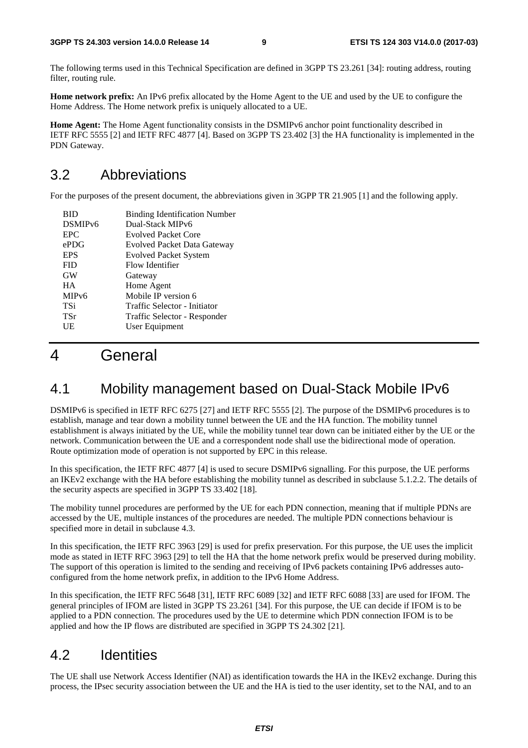The following terms used in this Technical Specification are defined in 3GPP TS 23.261 [34]: routing address, routing filter, routing rule.

**Home network prefix:** An IPv6 prefix allocated by the Home Agent to the UE and used by the UE to configure the Home Address. The Home network prefix is uniquely allocated to a UE.

**Home Agent:** The Home Agent functionality consists in the DSMIPv6 anchor point functionality described in IETF RFC 5555 [2] and IETF RFC 4877 [4]. Based on 3GPP TS 23.402 [3] the HA functionality is implemented in the PDN Gateway.

## 3.2 Abbreviations

For the purposes of the present document, the abbreviations given in 3GPP TR 21.905 [1] and the following apply.

| | |
|---|---|
| BID | Binding Identification Number |
| DSMIPv6 | Dual-Stack MIPv6 |
| EPC | Evolved Packet Core |
| ePDG | Evolved Packet Data Gateway |
| EPS | Evolved Packet System |
| FID | Flow Identifier |
| GW | Gateway |
| HA | Home Agent |
| MIPv6 | Mobile IP version 6 |
| TSi | Traffic Selector - Initiator |
| TSr | Traffic Selector - Responder |
| UE | User Equipment |

# 4 General

## 4.1 Mobility management based on Dual-Stack Mobile IPv6

DSMIPv6 is specified in IETF RFC 6275 [27] and IETF RFC 5555 [2]. The purpose of the DSMIPv6 procedures is to establish, manage and tear down a mobility tunnel between the UE and the HA function. The mobility tunnel establishment is always initiated by the UE, while the mobility tunnel tear down can be initiated either by the UE or the network. Communication between the UE and a correspondent node shall use the bidirectional mode of operation. Route optimization mode of operation is not supported by EPC in this release.

In this specification, the IETF RFC 4877 [4] is used to secure DSMIPv6 signalling. For this purpose, the UE performs an IKEv2 exchange with the HA before establishing the mobility tunnel as described in subclause 5.1.2.2. The details of the security aspects are specified in 3GPP TS 33.402 [18].

The mobility tunnel procedures are performed by the UE for each PDN connection, meaning that if multiple PDNs are accessed by the UE, multiple instances of the procedures are needed. The multiple PDN connections behaviour is specified more in detail in subclause 4.3.

In this specification, the IETF RFC 3963 [29] is used for prefix preservation. For this purpose, the UE uses the implicit mode as stated in IETF RFC 3963 [29] to tell the HA that the home network prefix would be preserved during mobility. The support of this operation is limited to the sending and receiving of IPv6 packets containing IPv6 addresses auto-configured from the home network prefix, in addition to the IPv6 Home Address.

In this specification, the IETF RFC 5648 [31], IETF RFC 6089 [32] and IETF RFC 6088 [33] are used for IFOM. The general principles of IFOM are listed in 3GPP TS 23.261 [34]. For this purpose, the UE can decide if IFOM is to be applied to a PDN connection. The procedures used by the UE to determine which PDN connection IFOM is to be applied and how the IP flows are distributed are specified in 3GPP TS 24.302 [21].

## 4.2 Identities

The UE shall use Network Access Identifier (NAI) as identification towards the HA in the IKEv2 exchange. During this process, the IPsec security association between the UE and the HA is tied to the user identity, set to the NAI, and to an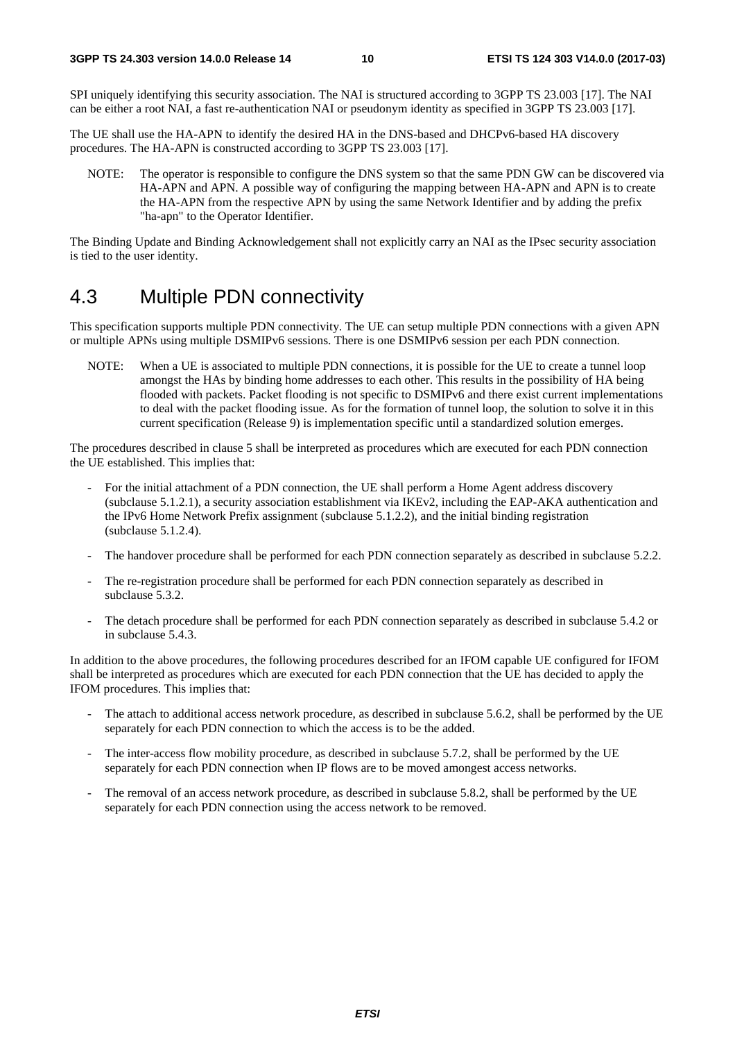SPI uniquely identifying this security association. The NAI is structured according to 3GPP TS 23.003 [17]. The NAI can be either a root NAI, a fast re-authentication NAI or pseudonym identity as specified in 3GPP TS 23.003 [17].

The UE shall use the HA-APN to identify the desired HA in the DNS-based and DHCPv6-based HA discovery procedures. The HA-APN is constructed according to 3GPP TS 23.003 [17].

NOTE: The operator is responsible to configure the DNS system so that the same PDN GW can be discovered via HA-APN and APN. A possible way of configuring the mapping between HA-APN and APN is to create the HA-APN from the respective APN by using the same Network Identifier and by adding the prefix "ha-apn" to the Operator Identifier.

The Binding Update and Binding Acknowledgement shall not explicitly carry an NAI as the IPsec security association is tied to the user identity.

## 4.3 Multiple PDN connectivity

This specification supports multiple PDN connectivity. The UE can setup multiple PDN connections with a given APN or multiple APNs using multiple DSMIPv6 sessions. There is one DSMIPv6 session per each PDN connection.

NOTE: When a UE is associated to multiple PDN connections, it is possible for the UE to create a tunnel loop amongst the HAs by binding home addresses to each other. This results in the possibility of HA being flooded with packets. Packet flooding is not specific to DSMIPv6 and there exist current implementations to deal with the packet flooding issue. As for the formation of tunnel loop, the solution to solve it in this current specification (Release 9) is implementation specific until a standardized solution emerges.

The procedures described in clause 5 shall be interpreted as procedures which are executed for each PDN connection the UE established. This implies that:

- For the initial attachment of a PDN connection, the UE shall perform a Home Agent address discovery (subclause 5.1.2.1), a security association establishment via IKEv2, including the EAP-AKA authentication and the IPv6 Home Network Prefix assignment (subclause 5.1.2.2), and the initial binding registration (subclause 5.1.2.4).
- The handover procedure shall be performed for each PDN connection separately as described in subclause 5.2.2.
- The re-registration procedure shall be performed for each PDN connection separately as described in subclause 5.3.2.
- The detach procedure shall be performed for each PDN connection separately as described in subclause 5.4.2 or in subclause 5.4.3.

In addition to the above procedures, the following procedures described for an IFOM capable UE configured for IFOM shall be interpreted as procedures which are executed for each PDN connection that the UE has decided to apply the IFOM procedures. This implies that:

- The attach to additional access network procedure, as described in subclause 5.6.2, shall be performed by the UE separately for each PDN connection to which the access is to be the added.
- The inter-access flow mobility procedure, as described in subclause 5.7.2, shall be performed by the UE separately for each PDN connection when IP flows are to be moved amongest access networks.
- The removal of an access network procedure, as described in subclause 5.8.2, shall be performed by the UE separately for each PDN connection using the access network to be removed.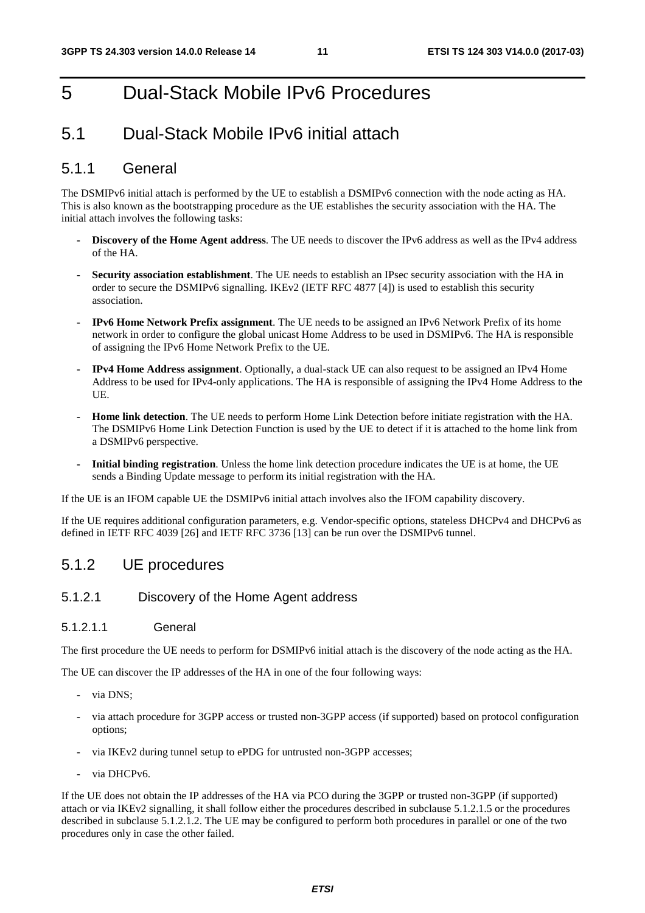# 5 Dual-Stack Mobile IPv6 Procedures

## 5.1 Dual-Stack Mobile IPv6 initial attach

### 5.1.1 General

The DSMIPv6 initial attach is performed by the UE to establish a DSMIPv6 connection with the node acting as HA. This is also known as the bootstrapping procedure as the UE establishes the security association with the HA. The initial attach involves the following tasks:

- **Discovery of the Home Agent address**. The UE needs to discover the IPv6 address as well as the IPv4 address of the HA.
- **Security association establishment**. The UE needs to establish an IPsec security association with the HA in order to secure the DSMIPv6 signalling. IKEv2 (IETF RFC 4877 [4]) is used to establish this security association.
- **IPv6 Home Network Prefix assignment**. The UE needs to be assigned an IPv6 Network Prefix of its home network in order to configure the global unicast Home Address to be used in DSMIPv6. The HA is responsible of assigning the IPv6 Home Network Prefix to the UE.
- **IPv4 Home Address assignment**. Optionally, a dual-stack UE can also request to be assigned an IPv4 Home Address to be used for IPv4-only applications. The HA is responsible of assigning the IPv4 Home Address to the UE.
- **Home link detection**. The UE needs to perform Home Link Detection before initiate registration with the HA. The DSMIPv6 Home Link Detection Function is used by the UE to detect if it is attached to the home link from a DSMIPv6 perspective.
- **Initial binding registration**. Unless the home link detection procedure indicates the UE is at home, the UE sends a Binding Update message to perform its initial registration with the HA.

If the UE is an IFOM capable UE the DSMIPv6 initial attach involves also the IFOM capability discovery.

If the UE requires additional configuration parameters, e.g. Vendor-specific options, stateless DHCPv4 and DHCPv6 as defined in IETF RFC 4039 [26] and IETF RFC 3736 [13] can be run over the DSMIPv6 tunnel.

### 5.1.2 UE procedures

#### 5.1.2.1 Discovery of the Home Agent address

##### 5.1.2.1.1 General

The first procedure the UE needs to perform for DSMIPv6 initial attach is the discovery of the node acting as the HA.

The UE can discover the IP addresses of the HA in one of the four following ways:

- via DNS;
- via attach procedure for 3GPP access or trusted non-3GPP access (if supported) based on protocol configuration options;
- via IKEv2 during tunnel setup to ePDG for untrusted non-3GPP accesses;
- via DHCPv6.

If the UE does not obtain the IP addresses of the HA via PCO during the 3GPP or trusted non-3GPP (if supported) attach or via IKEv2 signalling, it shall follow either the procedures described in subclause 5.1.2.1.5 or the procedures described in subclause 5.1.2.1.2. The UE may be configured to perform both procedures in parallel or one of the two procedures only in case the other failed.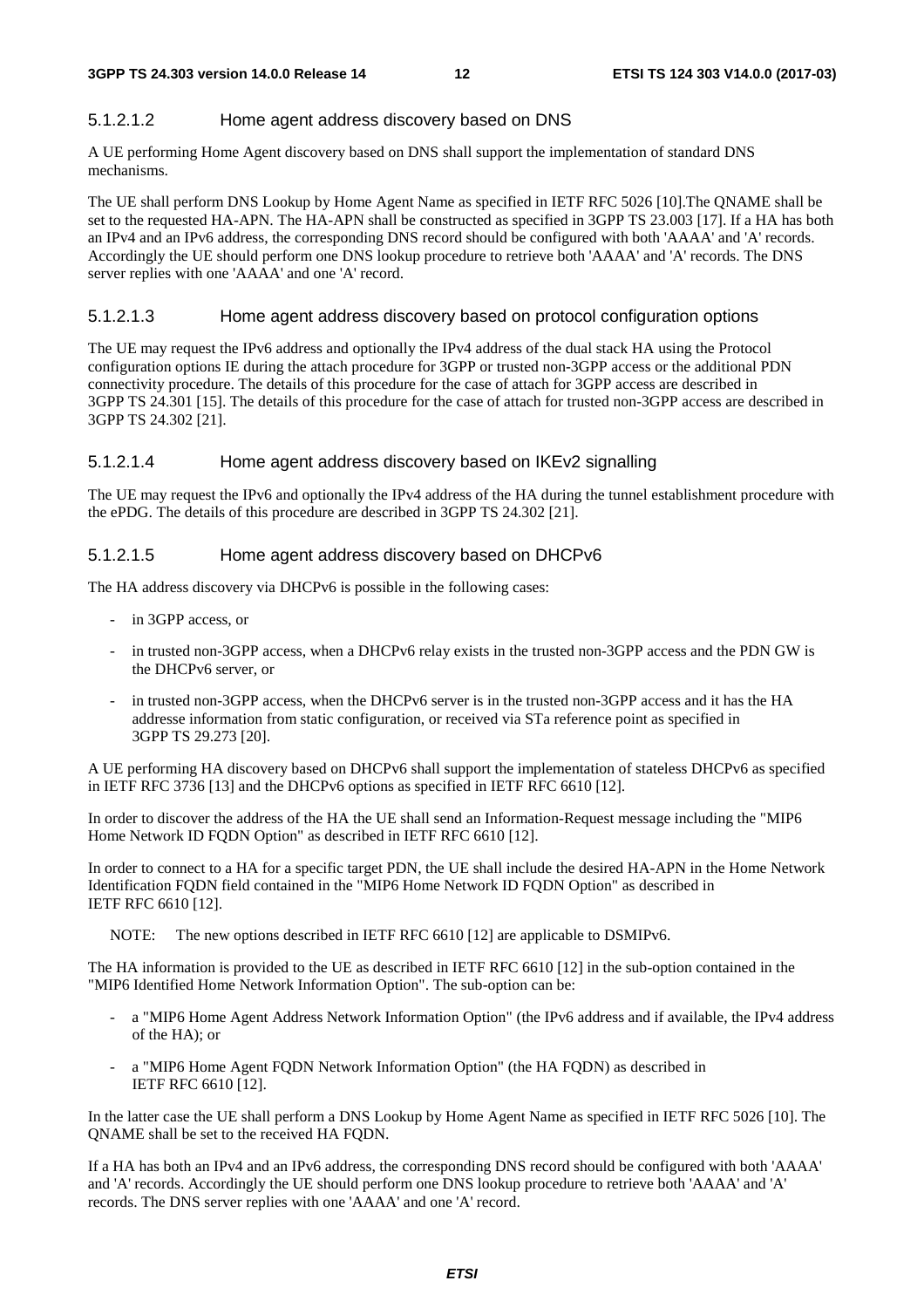#### 5.1.2.1.2 Home agent address discovery based on DNS

A UE performing Home Agent discovery based on DNS shall support the implementation of standard DNS mechanisms.

The UE shall perform DNS Lookup by Home Agent Name as specified in IETF RFC 5026 [10].The QNAME shall be set to the requested HA-APN. The HA-APN shall be constructed as specified in 3GPP TS 23.003 [17]. If a HA has both an IPv4 and an IPv6 address, the corresponding DNS record should be configured with both 'AAAA' and 'A' records. Accordingly the UE should perform one DNS lookup procedure to retrieve both 'AAAA' and 'A' records. The DNS server replies with one 'AAAA' and one 'A' record.

#### 5.1.2.1.3 Home agent address discovery based on protocol configuration options

The UE may request the IPv6 address and optionally the IPv4 address of the dual stack HA using the Protocol configuration options IE during the attach procedure for 3GPP or trusted non-3GPP access or the additional PDN connectivity procedure. The details of this procedure for the case of attach for 3GPP access are described in 3GPP TS 24.301 [15]. The details of this procedure for the case of attach for trusted non-3GPP access are described in 3GPP TS 24.302 [21].

#### 5.1.2.1.4 Home agent address discovery based on IKEv2 signalling

The UE may request the IPv6 and optionally the IPv4 address of the HA during the tunnel establishment procedure with the ePDG. The details of this procedure are described in 3GPP TS 24.302 [21].

#### 5.1.2.1.5 Home agent address discovery based on DHCPv6

The HA address discovery via DHCPv6 is possible in the following cases:

- in 3GPP access, or
- in trusted non-3GPP access, when a DHCPv6 relay exists in the trusted non-3GPP access and the PDN GW is the DHCPv6 server, or
- in trusted non-3GPP access, when the DHCPv6 server is in the trusted non-3GPP access and it has the HA addresse information from static configuration, or received via STa reference point as specified in 3GPP TS 29.273 [20].

A UE performing HA discovery based on DHCPv6 shall support the implementation of stateless DHCPv6 as specified in IETF RFC 3736 [13] and the DHCPv6 options as specified in IETF RFC 6610 [12].

In order to discover the address of the HA the UE shall send an Information-Request message including the "MIP6 Home Network ID FQDN Option" as described in IETF RFC 6610 [12].

In order to connect to a HA for a specific target PDN, the UE shall include the desired HA-APN in the Home Network Identification FQDN field contained in the "MIP6 Home Network ID FQDN Option" as described in IETF RFC 6610 [12].

NOTE: The new options described in IETF RFC 6610 [12] are applicable to DSMIPv6.

The HA information is provided to the UE as described in IETF RFC 6610 [12] in the sub-option contained in the "MIP6 Identified Home Network Information Option". The sub-option can be:

- a "MIP6 Home Agent Address Network Information Option" (the IPv6 address and if available, the IPv4 address of the HA); or
- a "MIP6 Home Agent FQDN Network Information Option" (the HA FQDN) as described in IETF RFC 6610 [12].

In the latter case the UE shall perform a DNS Lookup by Home Agent Name as specified in IETF RFC 5026 [10]. The QNAME shall be set to the received HA FQDN.

If a HA has both an IPv4 and an IPv6 address, the corresponding DNS record should be configured with both 'AAAA' and 'A' records. Accordingly the UE should perform one DNS lookup procedure to retrieve both 'AAAA' and 'A' records. The DNS server replies with one 'AAAA' and one 'A' record.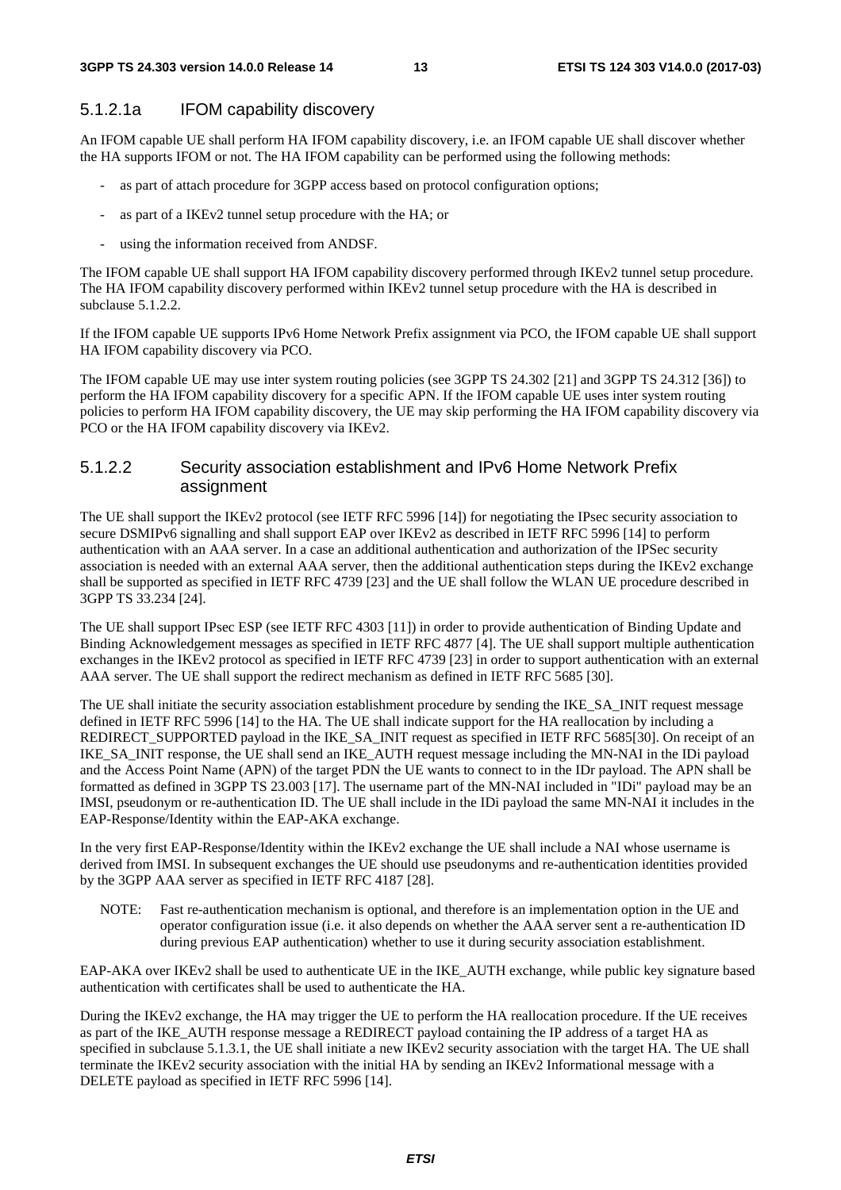#### 5.1.2.1a IFOM capability discovery

An IFOM capable UE shall perform HA IFOM capability discovery, i.e. an IFOM capable UE shall discover whether the HA supports IFOM or not. The HA IFOM capability can be performed using the following methods:

- as part of attach procedure for 3GPP access based on protocol configuration options;
- as part of a IKEv2 tunnel setup procedure with the HA; or
- using the information received from ANDSF.

The IFOM capable UE shall support HA IFOM capability discovery performed through IKEv2 tunnel setup procedure. The HA IFOM capability discovery performed within IKEv2 tunnel setup procedure with the HA is described in subclause 5.1.2.2.

If the IFOM capable UE supports IPv6 Home Network Prefix assignment via PCO, the IFOM capable UE shall support HA IFOM capability discovery via PCO.

The IFOM capable UE may use inter system routing policies (see 3GPP TS 24.302 [21] and 3GPP TS 24.312 [36]) to perform the HA IFOM capability discovery for a specific APN. If the IFOM capable UE uses inter system routing policies to perform HA IFOM capability discovery, the UE may skip performing the HA IFOM capability discovery via PCO or the HA IFOM capability discovery via IKEv2.

#### 5.1.2.2 Security association establishment and IPv6 Home Network Prefix assignment

The UE shall support the IKEv2 protocol (see IETF RFC 5996 [14]) for negotiating the IPsec security association to secure DSMIPv6 signalling and shall support EAP over IKEv2 as described in IETF RFC 5996 [14] to perform authentication with an AAA server. In a case an additional authentication and authorization of the IPSec security association is needed with an external AAA server, then the additional authentication steps during the IKEv2 exchange shall be supported as specified in IETF RFC 4739 [23] and the UE shall follow the WLAN UE procedure described in 3GPP TS 33.234 [24].

The UE shall support IPsec ESP (see IETF RFC 4303 [11]) in order to provide authentication of Binding Update and Binding Acknowledgement messages as specified in IETF RFC 4877 [4]. The UE shall support multiple authentication exchanges in the IKEv2 protocol as specified in IETF RFC 4739 [23] in order to support authentication with an external AAA server. The UE shall support the redirect mechanism as defined in IETF RFC 5685 [30].

The UE shall initiate the security association establishment procedure by sending the IKE_SA_INIT request message defined in IETF RFC 5996 [14] to the HA. The UE shall indicate support for the HA reallocation by including a REDIRECT_SUPPORTED payload in the IKE_SA_INIT request as specified in IETF RFC 5685[30]. On receipt of an IKE_SA_INIT response, the UE shall send an IKE_AUTH request message including the MN-NAI in the IDi payload and the Access Point Name (APN) of the target PDN the UE wants to connect to in the IDr payload. The APN shall be formatted as defined in 3GPP TS 23.003 [17]. The username part of the MN-NAI included in "IDi" payload may be an IMSI, pseudonym or re-authentication ID. The UE shall include in the IDi payload the same MN-NAI it includes in the EAP-Response/Identity within the EAP-AKA exchange.

In the very first EAP-Response/Identity within the IKEv2 exchange the UE shall include a NAI whose username is derived from IMSI. In subsequent exchanges the UE should use pseudonyms and re-authentication identities provided by the 3GPP AAA server as specified in IETF RFC 4187 [28].

NOTE: Fast re-authentication mechanism is optional, and therefore is an implementation option in the UE and operator configuration issue (i.e. it also depends on whether the AAA server sent a re-authentication ID during previous EAP authentication) whether to use it during security association establishment.

EAP-AKA over IKEv2 shall be used to authenticate UE in the IKE_AUTH exchange, while public key signature based authentication with certificates shall be used to authenticate the HA.

During the IKEv2 exchange, the HA may trigger the UE to perform the HA reallocation procedure. If the UE receives as part of the IKE_AUTH response message a REDIRECT payload containing the IP address of a target HA as specified in subclause 5.1.3.1, the UE shall initiate a new IKEv2 security association with the target HA. The UE shall terminate the IKEv2 security association with the initial HA by sending an IKEv2 Informational message with a DELETE payload as specified in IETF RFC 5996 [14].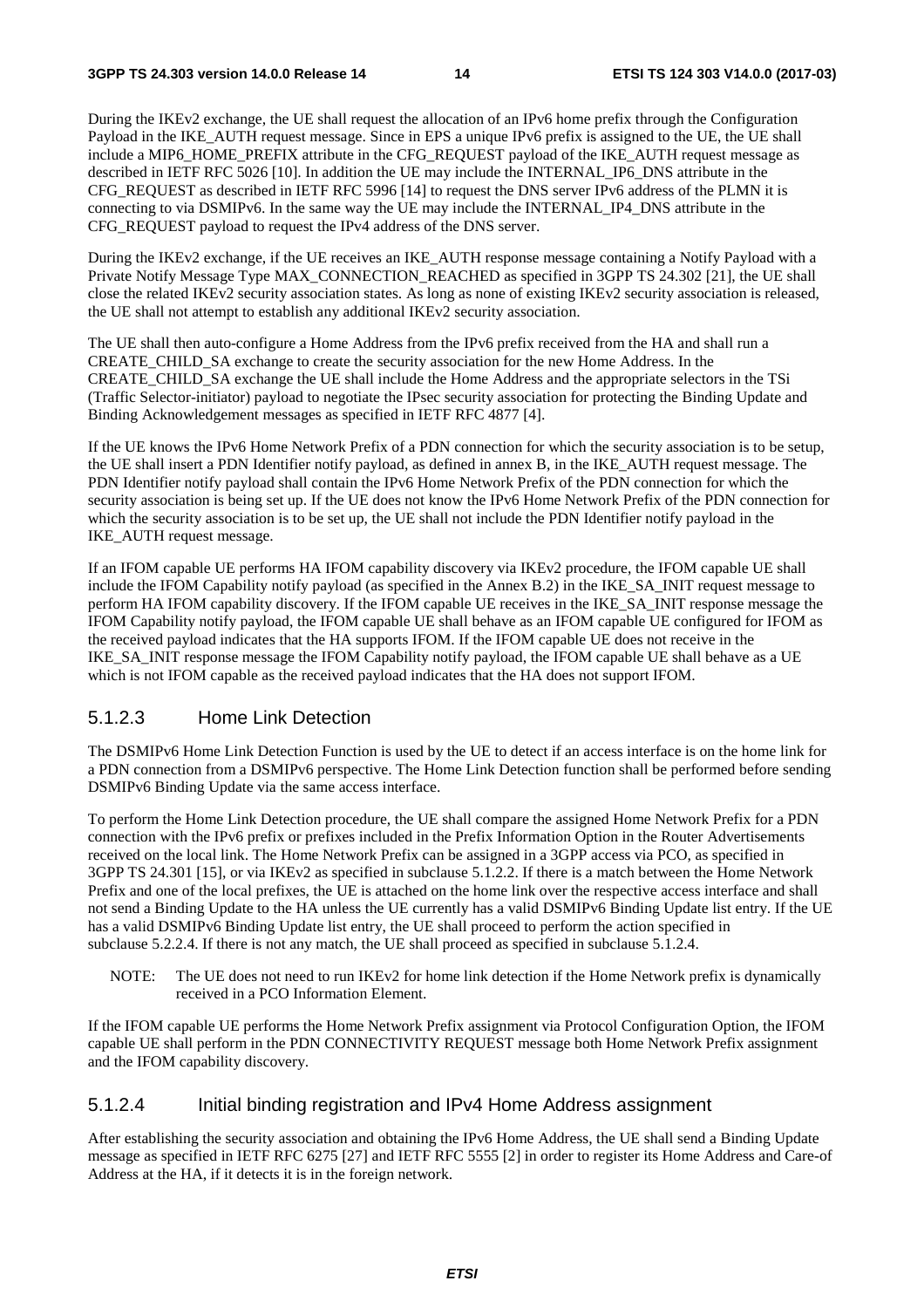During the IKEv2 exchange, the UE shall request the allocation of an IPv6 home prefix through the Configuration Payload in the IKE_AUTH request message. Since in EPS a unique IPv6 prefix is assigned to the UE, the UE shall include a MIP6_HOME_PREFIX attribute in the CFG_REQUEST payload of the IKE_AUTH request message as described in IETF RFC 5026 [10]. In addition the UE may include the INTERNAL_IP6_DNS attribute in the CFG_REQUEST as described in IETF RFC 5996 [14] to request the DNS server IPv6 address of the PLMN it is connecting to via DSMIPv6. In the same way the UE may include the INTERNAL_IP4_DNS attribute in the CFG_REQUEST payload to request the IPv4 address of the DNS server.

During the IKEv2 exchange, if the UE receives an IKE_AUTH response message containing a Notify Payload with a Private Notify Message Type MAX_CONNECTION_REACHED as specified in 3GPP TS 24.302 [21], the UE shall close the related IKEv2 security association states. As long as none of existing IKEv2 security association is released, the UE shall not attempt to establish any additional IKEv2 security association.

The UE shall then auto-configure a Home Address from the IPv6 prefix received from the HA and shall run a CREATE_CHILD_SA exchange to create the security association for the new Home Address. In the CREATE_CHILD_SA exchange the UE shall include the Home Address and the appropriate selectors in the TSi (Traffic Selector-initiator) payload to negotiate the IPsec security association for protecting the Binding Update and Binding Acknowledgement messages as specified in IETF RFC 4877 [4].

If the UE knows the IPv6 Home Network Prefix of a PDN connection for which the security association is to be setup, the UE shall insert a PDN Identifier notify payload, as defined in annex B, in the IKE_AUTH request message. The PDN Identifier notify payload shall contain the IPv6 Home Network Prefix of the PDN connection for which the security association is being set up. If the UE does not know the IPv6 Home Network Prefix of the PDN connection for which the security association is to be set up, the UE shall not include the PDN Identifier notify payload in the IKE_AUTH request message.

If an IFOM capable UE performs HA IFOM capability discovery via IKEv2 procedure, the IFOM capable UE shall include the IFOM Capability notify payload (as specified in the Annex B.2) in the IKE_SA_INIT request message to perform HA IFOM capability discovery. If the IFOM capable UE receives in the IKE_SA_INIT response message the IFOM Capability notify payload, the IFOM capable UE shall behave as an IFOM capable UE configured for IFOM as the received payload indicates that the HA supports IFOM. If the IFOM capable UE does not receive in the IKE_SA_INIT response message the IFOM Capability notify payload, the IFOM capable UE shall behave as a UE which is not IFOM capable as the received payload indicates that the HA does not support IFOM.

#### 5.1.2.3 Home Link Detection

The DSMIPv6 Home Link Detection Function is used by the UE to detect if an access interface is on the home link for a PDN connection from a DSMIPv6 perspective. The Home Link Detection function shall be performed before sending DSMIPv6 Binding Update via the same access interface.

To perform the Home Link Detection procedure, the UE shall compare the assigned Home Network Prefix for a PDN connection with the IPv6 prefix or prefixes included in the Prefix Information Option in the Router Advertisements received on the local link. The Home Network Prefix can be assigned in a 3GPP access via PCO, as specified in 3GPP TS 24.301 [15], or via IKEv2 as specified in subclause 5.1.2.2. If there is a match between the Home Network Prefix and one of the local prefixes, the UE is attached on the home link over the respective access interface and shall not send a Binding Update to the HA unless the UE currently has a valid DSMIPv6 Binding Update list entry. If the UE has a valid DSMIPv6 Binding Update list entry, the UE shall proceed to perform the action specified in subclause 5.2.2.4. If there is not any match, the UE shall proceed as specified in subclause 5.1.2.4.

NOTE: The UE does not need to run IKEv2 for home link detection if the Home Network prefix is dynamically received in a PCO Information Element.

If the IFOM capable UE performs the Home Network Prefix assignment via Protocol Configuration Option, the IFOM capable UE shall perform in the PDN CONNECTIVITY REQUEST message both Home Network Prefix assignment and the IFOM capability discovery.

#### 5.1.2.4 Initial binding registration and IPv4 Home Address assignment

After establishing the security association and obtaining the IPv6 Home Address, the UE shall send a Binding Update message as specified in IETF RFC 6275 [27] and IETF RFC 5555 [2] in order to register its Home Address and Care-of Address at the HA, if it detects it is in the foreign network.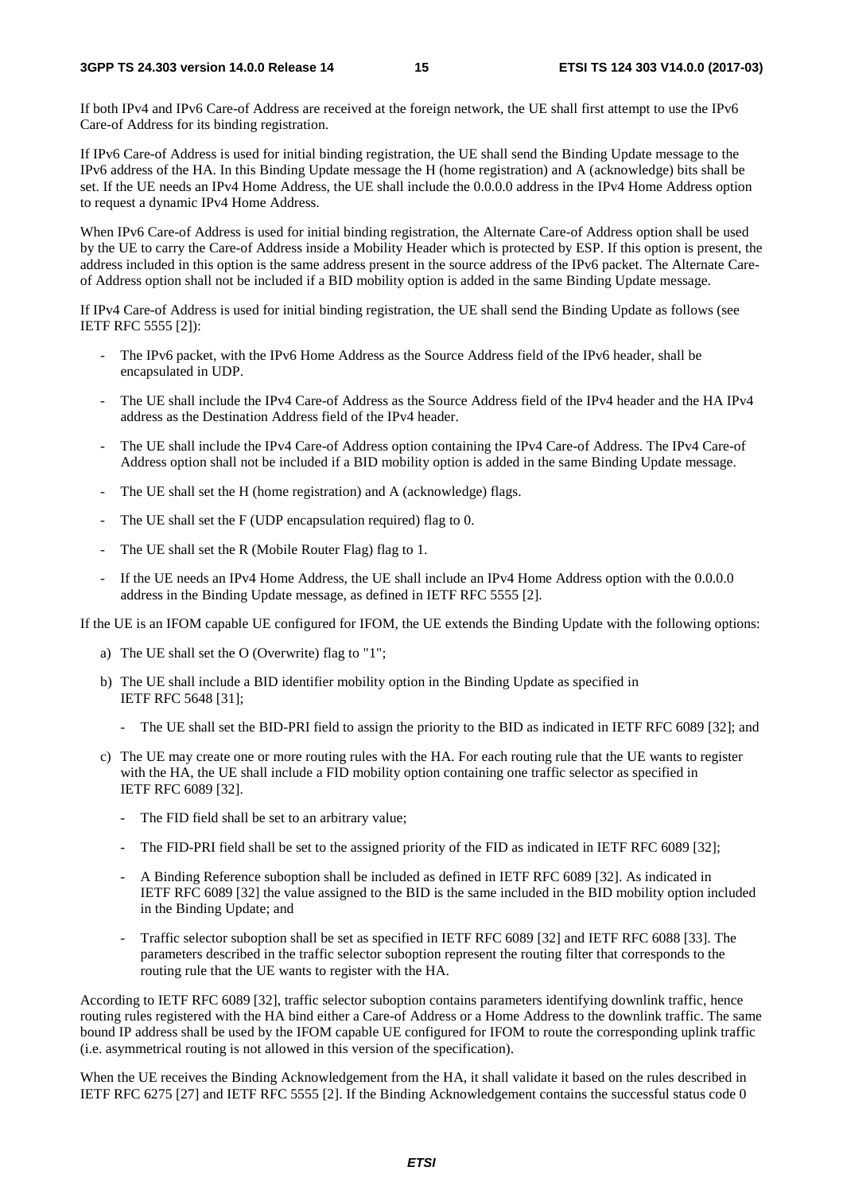If both IPv4 and IPv6 Care-of Address are received at the foreign network, the UE shall first attempt to use the IPv6 Care-of Address for its binding registration.

If IPv6 Care-of Address is used for initial binding registration, the UE shall send the Binding Update message to the IPv6 address of the HA. In this Binding Update message the H (home registration) and A (acknowledge) bits shall be set. If the UE needs an IPv4 Home Address, the UE shall include the 0.0.0.0 address in the IPv4 Home Address option to request a dynamic IPv4 Home Address.

When IPv6 Care-of Address is used for initial binding registration, the Alternate Care-of Address option shall be used by the UE to carry the Care-of Address inside a Mobility Header which is protected by ESP. If this option is present, the address included in this option is the same address present in the source address of the IPv6 packet. The Alternate Care-of Address option shall not be included if a BID mobility option is added in the same Binding Update message.

If IPv4 Care-of Address is used for initial binding registration, the UE shall send the Binding Update as follows (see IETF RFC 5555 [2]):

- The IPv6 packet, with the IPv6 Home Address as the Source Address field of the IPv6 header, shall be encapsulated in UDP.
- The UE shall include the IPv4 Care-of Address as the Source Address field of the IPv4 header and the HA IPv4 address as the Destination Address field of the IPv4 header.
- The UE shall include the IPv4 Care-of Address option containing the IPv4 Care-of Address. The IPv4 Care-of Address option shall not be included if a BID mobility option is added in the same Binding Update message.
- The UE shall set the H (home registration) and A (acknowledge) flags.
- The UE shall set the F (UDP encapsulation required) flag to 0.
- The UE shall set the R (Mobile Router Flag) flag to 1.
- If the UE needs an IPv4 Home Address, the UE shall include an IPv4 Home Address option with the 0.0.0.0 address in the Binding Update message, as defined in IETF RFC 5555 [2].

If the UE is an IFOM capable UE configured for IFOM, the UE extends the Binding Update with the following options:

a) The UE shall set the O (Overwrite) flag to "1";

b) The UE shall include a BID identifier mobility option in the Binding Update as specified in IETF RFC 5648 [31];

   - The UE shall set the BID-PRI field to assign the priority to the BID as indicated in IETF RFC 6089 [32]; and

c) The UE may create one or more routing rules with the HA. For each routing rule that the UE wants to register with the HA, the UE shall include a FID mobility option containing one traffic selector as specified in IETF RFC 6089 [32].

   - The FID field shall be set to an arbitrary value;
   - The FID-PRI field shall be set to the assigned priority of the FID as indicated in IETF RFC 6089 [32];
   - A Binding Reference suboption shall be included as defined in IETF RFC 6089 [32]. As indicated in IETF RFC 6089 [32] the value assigned to the BID is the same included in the BID mobility option included in the Binding Update; and
   - Traffic selector suboption shall be set as specified in IETF RFC 6089 [32] and IETF RFC 6088 [33]. The parameters described in the traffic selector suboption represent the routing filter that corresponds to the routing rule that the UE wants to register with the HA.

According to IETF RFC 6089 [32], traffic selector suboption contains parameters identifying downlink traffic, hence routing rules registered with the HA bind either a Care-of Address or a Home Address to the downlink traffic. The same bound IP address shall be used by the IFOM capable UE configured for IFOM to route the corresponding uplink traffic (i.e. asymmetrical routing is not allowed in this version of the specification).

When the UE receives the Binding Acknowledgement from the HA, it shall validate it based on the rules described in IETF RFC 6275 [27] and IETF RFC 5555 [2]. If the Binding Acknowledgement contains the successful status code 0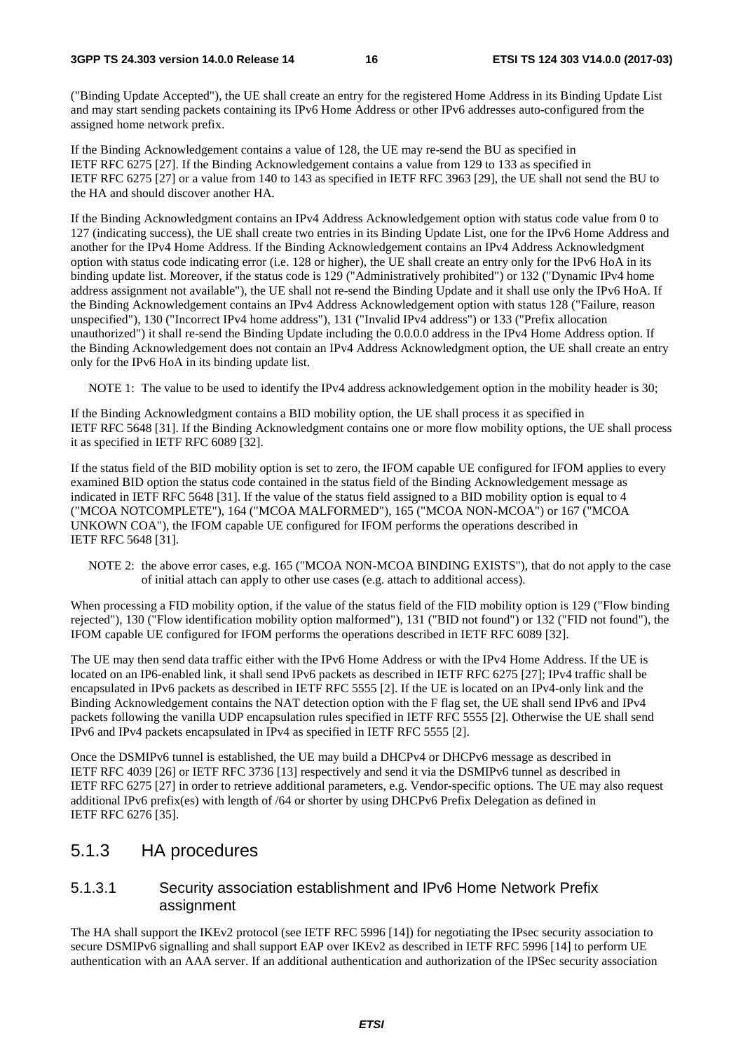("Binding Update Accepted"), the UE shall create an entry for the registered Home Address in its Binding Update List and may start sending packets containing its IPv6 Home Address or other IPv6 addresses auto-configured from the assigned home network prefix.

If the Binding Acknowledgement contains a value of 128, the UE may re-send the BU as specified in IETF RFC 6275 [27]. If the Binding Acknowledgement contains a value from 129 to 133 as specified in IETF RFC 6275 [27] or a value from 140 to 143 as specified in IETF RFC 3963 [29], the UE shall not send the BU to the HA and should discover another HA.

If the Binding Acknowledgment contains an IPv4 Address Acknowledgement option with status code value from 0 to 127 (indicating success), the UE shall create two entries in its Binding Update List, one for the IPv6 Home Address and another for the IPv4 Home Address. If the Binding Acknowledgement contains an IPv4 Address Acknowledgment option with status code indicating error (i.e. 128 or higher), the UE shall create an entry only for the IPv6 HoA in its binding update list. Moreover, if the status code is 129 ("Administratively prohibited") or 132 ("Dynamic IPv4 home address assignment not available"), the UE shall not re-send the Binding Update and it shall use only the IPv6 HoA. If the Binding Acknowledgement contains an IPv4 Address Acknowledgement option with status 128 ("Failure, reason unspecified"), 130 ("Incorrect IPv4 home address"), 131 ("Invalid IPv4 address") or 133 ("Prefix allocation unauthorized") it shall re-send the Binding Update including the 0.0.0.0 address in the IPv4 Home Address option. If the Binding Acknowledgement does not contain an IPv4 Address Acknowledgment option, the UE shall create an entry only for the IPv6 HoA in its binding update list.

NOTE 1: The value to be used to identify the IPv4 address acknowledgement option in the mobility header is 30;

If the Binding Acknowledgment contains a BID mobility option, the UE shall process it as specified in IETF RFC 5648 [31]. If the Binding Acknowledgment contains one or more flow mobility options, the UE shall process it as specified in IETF RFC 6089 [32].

If the status field of the BID mobility option is set to zero, the IFOM capable UE configured for IFOM applies to every examined BID option the status code contained in the status field of the Binding Acknowledgement message as indicated in IETF RFC 5648 [31]. If the value of the status field assigned to a BID mobility option is equal to 4 ("MCOA NOTCOMPLETE"), 164 ("MCOA MALFORMED"), 165 ("MCOA NON-MCOA") or 167 ("MCOA UNKOWN COA"), the IFOM capable UE configured for IFOM performs the operations described in IETF RFC 5648 [31].

NOTE 2: the above error cases, e.g. 165 ("MCOA NON-MCOA BINDING EXISTS"), that do not apply to the case of initial attach can apply to other use cases (e.g. attach to additional access).

When processing a FID mobility option, if the value of the status field of the FID mobility option is 129 ("Flow binding rejected"), 130 ("Flow identification mobility option malformed"), 131 ("BID not found") or 132 ("FID not found"), the IFOM capable UE configured for IFOM performs the operations described in IETF RFC 6089 [32].

The UE may then send data traffic either with the IPv6 Home Address or with the IPv4 Home Address. If the UE is located on an IP6-enabled link, it shall send IPv6 packets as described in IETF RFC 6275 [27]; IPv4 traffic shall be encapsulated in IPv6 packets as described in IETF RFC 5555 [2]. If the UE is located on an IPv4-only link and the Binding Acknowledgement contains the NAT detection option with the F flag set, the UE shall send IPv6 and IPv4 packets following the vanilla UDP encapsulation rules specified in IETF RFC 5555 [2]. Otherwise the UE shall send IPv6 and IPv4 packets encapsulated in IPv4 as specified in IETF RFC 5555 [2].

Once the DSMIPv6 tunnel is established, the UE may build a DHCPv4 or DHCPv6 message as described in IETF RFC 4039 [26] or IETF RFC 3736 [13] respectively and send it via the DSMIPv6 tunnel as described in IETF RFC 6275 [27] in order to retrieve additional parameters, e.g. Vendor-specific options. The UE may also request additional IPv6 prefix(es) with length of /64 or shorter by using DHCPv6 Prefix Delegation as defined in IETF RFC 6276 [35].

### 5.1.3 HA procedures

#### 5.1.3.1 Security association establishment and IPv6 Home Network Prefix assignment

The HA shall support the IKEv2 protocol (see IETF RFC 5996 [14]) for negotiating the IPsec security association to secure DSMIPv6 signalling and shall support EAP over IKEv2 as described in IETF RFC 5996 [14] to perform UE authentication with an AAA server. If an additional authentication and authorization of the IPSec security association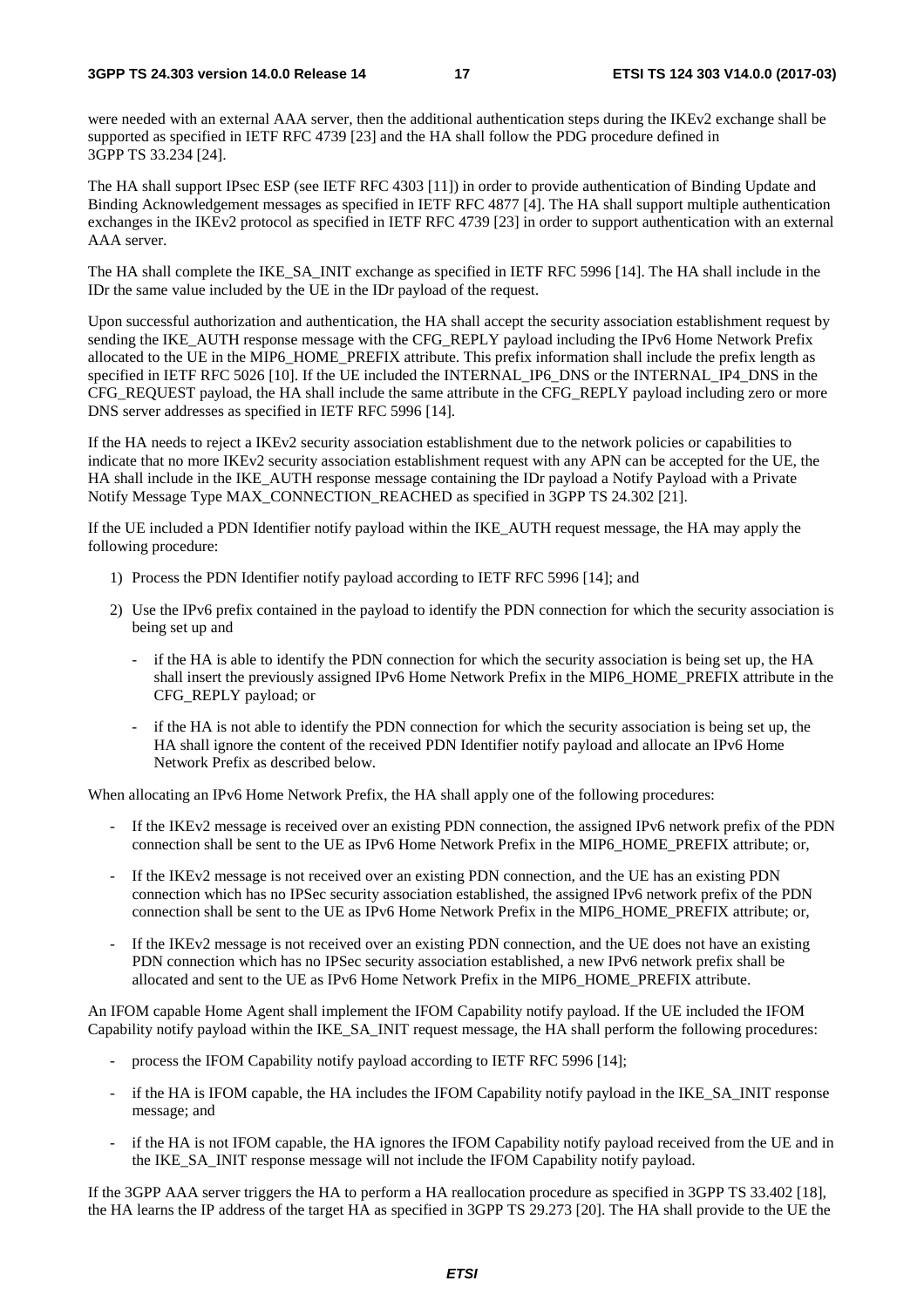were needed with an external AAA server, then the additional authentication steps during the IKEv2 exchange shall be supported as specified in IETF RFC 4739 [23] and the HA shall follow the PDG procedure defined in 3GPP TS 33.234 [24].

The HA shall support IPsec ESP (see IETF RFC 4303 [11]) in order to provide authentication of Binding Update and Binding Acknowledgement messages as specified in IETF RFC 4877 [4]. The HA shall support multiple authentication exchanges in the IKEv2 protocol as specified in IETF RFC 4739 [23] in order to support authentication with an external AAA server.

The HA shall complete the IKE_SA_INIT exchange as specified in IETF RFC 5996 [14]. The HA shall include in the IDr the same value included by the UE in the IDr payload of the request.

Upon successful authorization and authentication, the HA shall accept the security association establishment request by sending the IKE_AUTH response message with the CFG_REPLY payload including the IPv6 Home Network Prefix allocated to the UE in the MIP6_HOME_PREFIX attribute. This prefix information shall include the prefix length as specified in IETF RFC 5026 [10]. If the UE included the INTERNAL_IP6_DNS or the INTERNAL_IP4_DNS in the CFG_REQUEST payload, the HA shall include the same attribute in the CFG_REPLY payload including zero or more DNS server addresses as specified in IETF RFC 5996 [14].

If the HA needs to reject a IKEv2 security association establishment due to the network policies or capabilities to indicate that no more IKEv2 security association establishment request with any APN can be accepted for the UE, the HA shall include in the IKE_AUTH response message containing the IDr payload a Notify Payload with a Private Notify Message Type MAX_CONNECTION_REACHED as specified in 3GPP TS 24.302 [21].

If the UE included a PDN Identifier notify payload within the IKE_AUTH request message, the HA may apply the following procedure:

1) Process the PDN Identifier notify payload according to IETF RFC 5996 [14]; and

2) Use the IPv6 prefix contained in the payload to identify the PDN connection for which the security association is being set up and

   - if the HA is able to identify the PDN connection for which the security association is being set up, the HA shall insert the previously assigned IPv6 Home Network Prefix in the MIP6_HOME_PREFIX attribute in the CFG_REPLY payload; or

   - if the HA is not able to identify the PDN connection for which the security association is being set up, the HA shall ignore the content of the received PDN Identifier notify payload and allocate an IPv6 Home Network Prefix as described below.

When allocating an IPv6 Home Network Prefix, the HA shall apply one of the following procedures:

- If the IKEv2 message is received over an existing PDN connection, the assigned IPv6 network prefix of the PDN connection shall be sent to the UE as IPv6 Home Network Prefix in the MIP6_HOME_PREFIX attribute; or,

- If the IKEv2 message is not received over an existing PDN connection, and the UE has an existing PDN connection which has no IPSec security association established, the assigned IPv6 network prefix of the PDN connection shall be sent to the UE as IPv6 Home Network Prefix in the MIP6_HOME_PREFIX attribute; or,

- If the IKEv2 message is not received over an existing PDN connection, and the UE does not have an existing PDN connection which has no IPSec security association established, a new IPv6 network prefix shall be allocated and sent to the UE as IPv6 Home Network Prefix in the MIP6_HOME_PREFIX attribute.

An IFOM capable Home Agent shall implement the IFOM Capability notify payload. If the UE included the IFOM Capability notify payload within the IKE_SA_INIT request message, the HA shall perform the following procedures:

- process the IFOM Capability notify payload according to IETF RFC 5996 [14];

- if the HA is IFOM capable, the HA includes the IFOM Capability notify payload in the IKE_SA_INIT response message; and

- if the HA is not IFOM capable, the HA ignores the IFOM Capability notify payload received from the UE and in the IKE_SA_INIT response message will not include the IFOM Capability notify payload.

If the 3GPP AAA server triggers the HA to perform a HA reallocation procedure as specified in 3GPP TS 33.402 [18], the HA learns the IP address of the target HA as specified in 3GPP TS 29.273 [20]. The HA shall provide to the UE the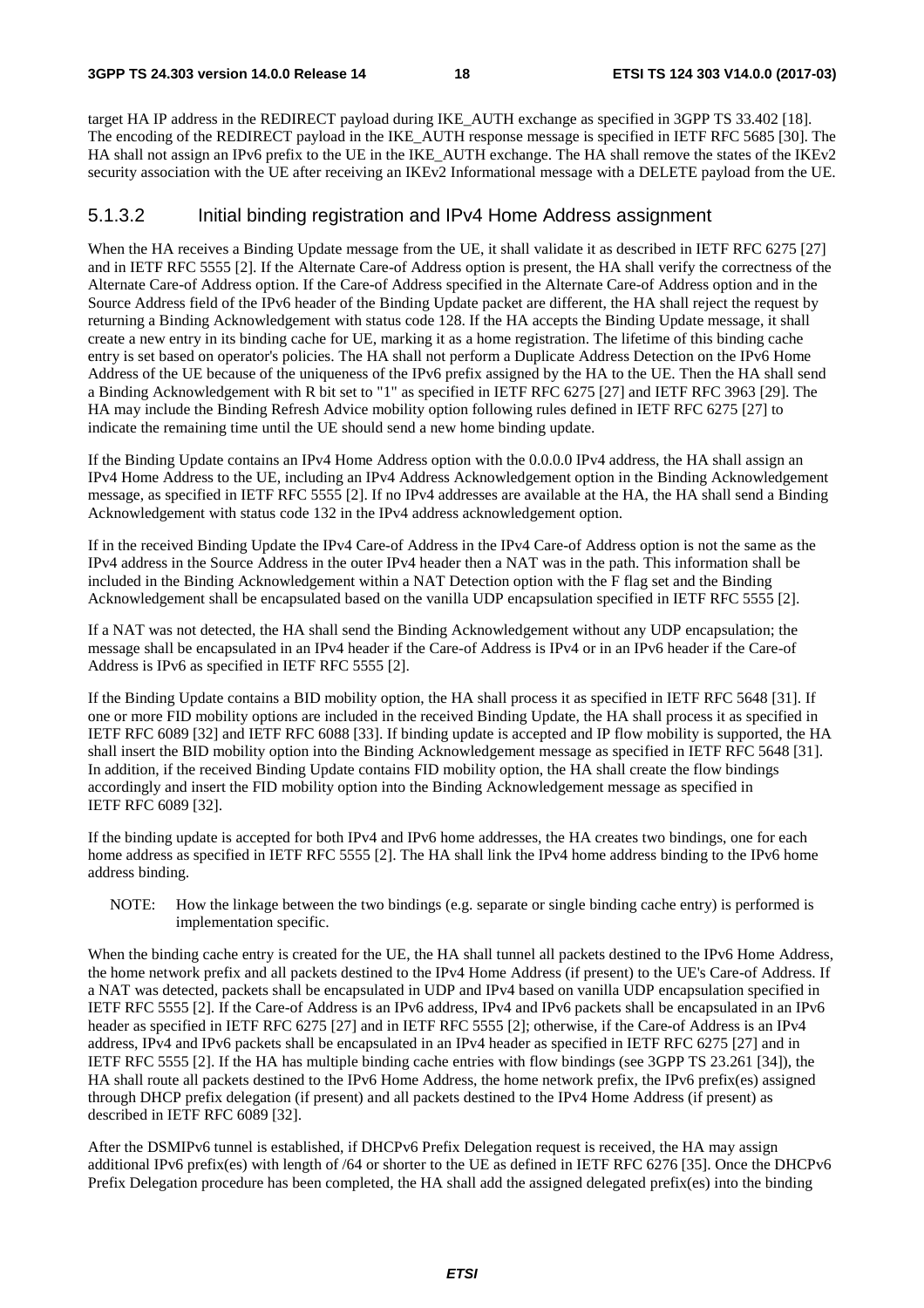target HA IP address in the REDIRECT payload during IKE_AUTH exchange as specified in 3GPP TS 33.402 [18]. The encoding of the REDIRECT payload in the IKE_AUTH response message is specified in IETF RFC 5685 [30]. The HA shall not assign an IPv6 prefix to the UE in the IKE_AUTH exchange. The HA shall remove the states of the IKEv2 security association with the UE after receiving an IKEv2 Informational message with a DELETE payload from the UE.

### 5.1.3.2 Initial binding registration and IPv4 Home Address assignment

When the HA receives a Binding Update message from the UE, it shall validate it as described in IETF RFC 6275 [27] and in IETF RFC 5555 [2]. If the Alternate Care-of Address option is present, the HA shall verify the correctness of the Alternate Care-of Address option. If the Care-of Address specified in the Alternate Care-of Address option and in the Source Address field of the IPv6 header of the Binding Update packet are different, the HA shall reject the request by returning a Binding Acknowledgement with status code 128. If the HA accepts the Binding Update message, it shall create a new entry in its binding cache for UE, marking it as a home registration. The lifetime of this binding cache entry is set based on operator's policies. The HA shall not perform a Duplicate Address Detection on the IPv6 Home Address of the UE because of the uniqueness of the IPv6 prefix assigned by the HA to the UE. Then the HA shall send a Binding Acknowledgement with R bit set to "1" as specified in IETF RFC 6275 [27] and IETF RFC 3963 [29]. The HA may include the Binding Refresh Advice mobility option following rules defined in IETF RFC 6275 [27] to indicate the remaining time until the UE should send a new home binding update.

If the Binding Update contains an IPv4 Home Address option with the 0.0.0.0 IPv4 address, the HA shall assign an IPv4 Home Address to the UE, including an IPv4 Address Acknowledgement option in the Binding Acknowledgement message, as specified in IETF RFC 5555 [2]. If no IPv4 addresses are available at the HA, the HA shall send a Binding Acknowledgement with status code 132 in the IPv4 address acknowledgement option.

If in the received Binding Update the IPv4 Care-of Address in the IPv4 Care-of Address option is not the same as the IPv4 address in the Source Address in the outer IPv4 header then a NAT was in the path. This information shall be included in the Binding Acknowledgement within a NAT Detection option with the F flag set and the Binding Acknowledgement shall be encapsulated based on the vanilla UDP encapsulation specified in IETF RFC 5555 [2].

If a NAT was not detected, the HA shall send the Binding Acknowledgement without any UDP encapsulation; the message shall be encapsulated in an IPv4 header if the Care-of Address is IPv4 or in an IPv6 header if the Care-of Address is IPv6 as specified in IETF RFC 5555 [2].

If the Binding Update contains a BID mobility option, the HA shall process it as specified in IETF RFC 5648 [31]. If one or more FID mobility options are included in the received Binding Update, the HA shall process it as specified in IETF RFC 6089 [32] and IETF RFC 6088 [33]. If binding update is accepted and IP flow mobility is supported, the HA shall insert the BID mobility option into the Binding Acknowledgement message as specified in IETF RFC 5648 [31]. In addition, if the received Binding Update contains FID mobility option, the HA shall create the flow bindings accordingly and insert the FID mobility option into the Binding Acknowledgement message as specified in IETF RFC 6089 [32].

If the binding update is accepted for both IPv4 and IPv6 home addresses, the HA creates two bindings, one for each home address as specified in IETF RFC 5555 [2]. The HA shall link the IPv4 home address binding to the IPv6 home address binding.

NOTE: How the linkage between the two bindings (e.g. separate or single binding cache entry) is performed is implementation specific.

When the binding cache entry is created for the UE, the HA shall tunnel all packets destined to the IPv6 Home Address, the home network prefix and all packets destined to the IPv4 Home Address (if present) to the UE's Care-of Address. If a NAT was detected, packets shall be encapsulated in UDP and IPv4 based on vanilla UDP encapsulation specified in IETF RFC 5555 [2]. If the Care-of Address is an IPv6 address, IPv4 and IPv6 packets shall be encapsulated in an IPv6 header as specified in IETF RFC 6275 [27] and in IETF RFC 5555 [2]; otherwise, if the Care-of Address is an IPv4 address, IPv4 and IPv6 packets shall be encapsulated in an IPv4 header as specified in IETF RFC 6275 [27] and in IETF RFC 5555 [2]. If the HA has multiple binding cache entries with flow bindings (see 3GPP TS 23.261 [34]), the HA shall route all packets destined to the IPv6 Home Address, the home network prefix, the IPv6 prefix(es) assigned through DHCP prefix delegation (if present) and all packets destined to the IPv4 Home Address (if present) as described in IETF RFC 6089 [32].

After the DSMIPv6 tunnel is established, if DHCPv6 Prefix Delegation request is received, the HA may assign additional IPv6 prefix(es) with length of /64 or shorter to the UE as defined in IETF RFC 6276 [35]. Once the DHCPv6 Prefix Delegation procedure has been completed, the HA shall add the assigned delegated prefix(es) into the binding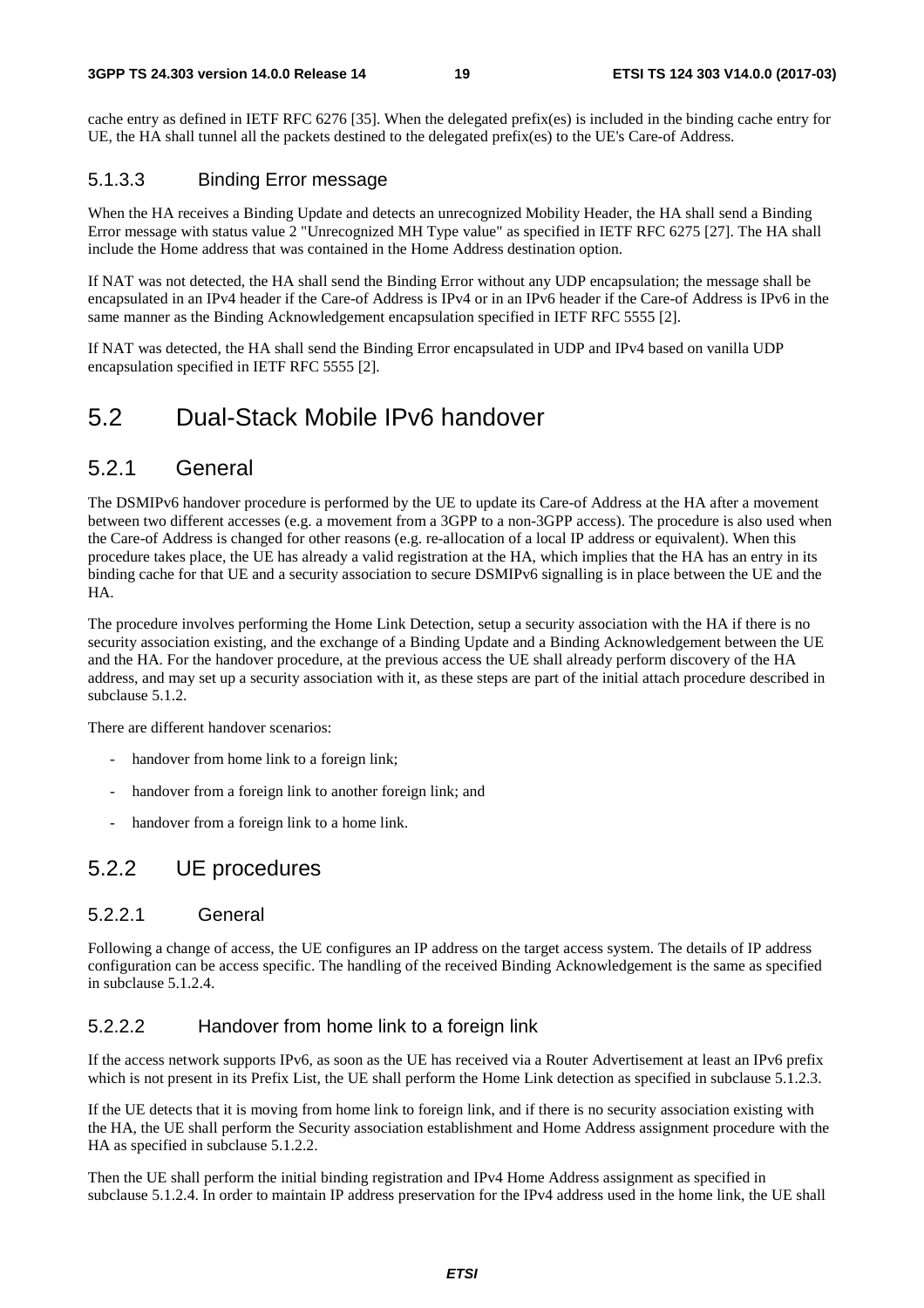cache entry as defined in IETF RFC 6276 [35]. When the delegated prefix(es) is included in the binding cache entry for UE, the HA shall tunnel all the packets destined to the delegated prefix(es) to the UE's Care-of Address.

#### 5.1.3.3 Binding Error message

When the HA receives a Binding Update and detects an unrecognized Mobility Header, the HA shall send a Binding Error message with status value 2 "Unrecognized MH Type value" as specified in IETF RFC 6275 [27]. The HA shall include the Home address that was contained in the Home Address destination option.

If NAT was not detected, the HA shall send the Binding Error without any UDP encapsulation; the message shall be encapsulated in an IPv4 header if the Care-of Address is IPv4 or in an IPv6 header if the Care-of Address is IPv6 in the same manner as the Binding Acknowledgement encapsulation specified in IETF RFC 5555 [2].

If NAT was detected, the HA shall send the Binding Error encapsulated in UDP and IPv4 based on vanilla UDP encapsulation specified in IETF RFC 5555 [2].

## 5.2 Dual-Stack Mobile IPv6 handover

### 5.2.1 General

The DSMIPv6 handover procedure is performed by the UE to update its Care-of Address at the HA after a movement between two different accesses (e.g. a movement from a 3GPP to a non-3GPP access). The procedure is also used when the Care-of Address is changed for other reasons (e.g. re-allocation of a local IP address or equivalent). When this procedure takes place, the UE has already a valid registration at the HA, which implies that the HA has an entry in its binding cache for that UE and a security association to secure DSMIPv6 signalling is in place between the UE and the HA.

The procedure involves performing the Home Link Detection, setup a security association with the HA if there is no security association existing, and the exchange of a Binding Update and a Binding Acknowledgement between the UE and the HA. For the handover procedure, at the previous access the UE shall already perform discovery of the HA address, and may set up a security association with it, as these steps are part of the initial attach procedure described in subclause 5.1.2.

There are different handover scenarios:

- handover from home link to a foreign link;
- handover from a foreign link to another foreign link; and
- handover from a foreign link to a home link.

### 5.2.2 UE procedures

#### 5.2.2.1 General

Following a change of access, the UE configures an IP address on the target access system. The details of IP address configuration can be access specific. The handling of the received Binding Acknowledgement is the same as specified in subclause 5.1.2.4.

#### 5.2.2.2 Handover from home link to a foreign link

If the access network supports IPv6, as soon as the UE has received via a Router Advertisement at least an IPv6 prefix which is not present in its Prefix List, the UE shall perform the Home Link detection as specified in subclause 5.1.2.3.

If the UE detects that it is moving from home link to foreign link, and if there is no security association existing with the HA, the UE shall perform the Security association establishment and Home Address assignment procedure with the HA as specified in subclause 5.1.2.2.

Then the UE shall perform the initial binding registration and IPv4 Home Address assignment as specified in subclause 5.1.2.4. In order to maintain IP address preservation for the IPv4 address used in the home link, the UE shall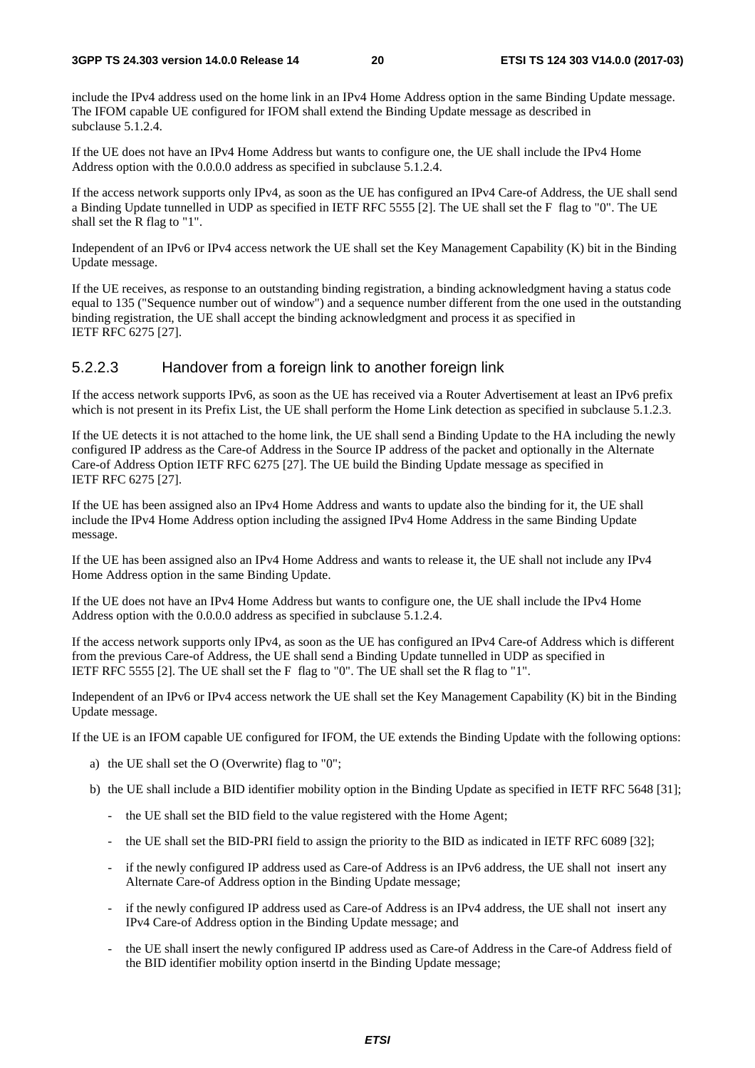include the IPv4 address used on the home link in an IPv4 Home Address option in the same Binding Update message. The IFOM capable UE configured for IFOM shall extend the Binding Update message as described in subclause 5.1.2.4.

If the UE does not have an IPv4 Home Address but wants to configure one, the UE shall include the IPv4 Home Address option with the 0.0.0.0 address as specified in subclause 5.1.2.4.

If the access network supports only IPv4, as soon as the UE has configured an IPv4 Care-of Address, the UE shall send a Binding Update tunnelled in UDP as specified in IETF RFC 5555 [2]. The UE shall set the F flag to "0". The UE shall set the R flag to "1".

Independent of an IPv6 or IPv4 access network the UE shall set the Key Management Capability (K) bit in the Binding Update message.

If the UE receives, as response to an outstanding binding registration, a binding acknowledgment having a status code equal to 135 ("Sequence number out of window") and a sequence number different from the one used in the outstanding binding registration, the UE shall accept the binding acknowledgment and process it as specified in IETF RFC 6275 [27].

### 5.2.2.3 Handover from a foreign link to another foreign link

If the access network supports IPv6, as soon as the UE has received via a Router Advertisement at least an IPv6 prefix which is not present in its Prefix List, the UE shall perform the Home Link detection as specified in subclause 5.1.2.3.

If the UE detects it is not attached to the home link, the UE shall send a Binding Update to the HA including the newly configured IP address as the Care-of Address in the Source IP address of the packet and optionally in the Alternate Care-of Address Option IETF RFC 6275 [27]. The UE build the Binding Update message as specified in IETF RFC 6275 [27].

If the UE has been assigned also an IPv4 Home Address and wants to update also the binding for it, the UE shall include the IPv4 Home Address option including the assigned IPv4 Home Address in the same Binding Update message.

If the UE has been assigned also an IPv4 Home Address and wants to release it, the UE shall not include any IPv4 Home Address option in the same Binding Update.

If the UE does not have an IPv4 Home Address but wants to configure one, the UE shall include the IPv4 Home Address option with the 0.0.0.0 address as specified in subclause 5.1.2.4.

If the access network supports only IPv4, as soon as the UE has configured an IPv4 Care-of Address which is different from the previous Care-of Address, the UE shall send a Binding Update tunnelled in UDP as specified in IETF RFC 5555 [2]. The UE shall set the F flag to "0". The UE shall set the R flag to "1".

Independent of an IPv6 or IPv4 access network the UE shall set the Key Management Capability (K) bit in the Binding Update message.

If the UE is an IFOM capable UE configured for IFOM, the UE extends the Binding Update with the following options:

a) the UE shall set the O (Overwrite) flag to "0";

b) the UE shall include a BID identifier mobility option in the Binding Update as specified in IETF RFC 5648 [31];

  - the UE shall set the BID field to the value registered with the Home Agent;

  - the UE shall set the BID-PRI field to assign the priority to the BID as indicated in IETF RFC 6089 [32];

  - if the newly configured IP address used as Care-of Address is an IPv6 address, the UE shall not insert any Alternate Care-of Address option in the Binding Update message;

  - if the newly configured IP address used as Care-of Address is an IPv4 address, the UE shall not insert any IPv4 Care-of Address option in the Binding Update message; and

  - the UE shall insert the newly configured IP address used as Care-of Address in the Care-of Address field of the BID identifier mobility option insertd in the Binding Update message;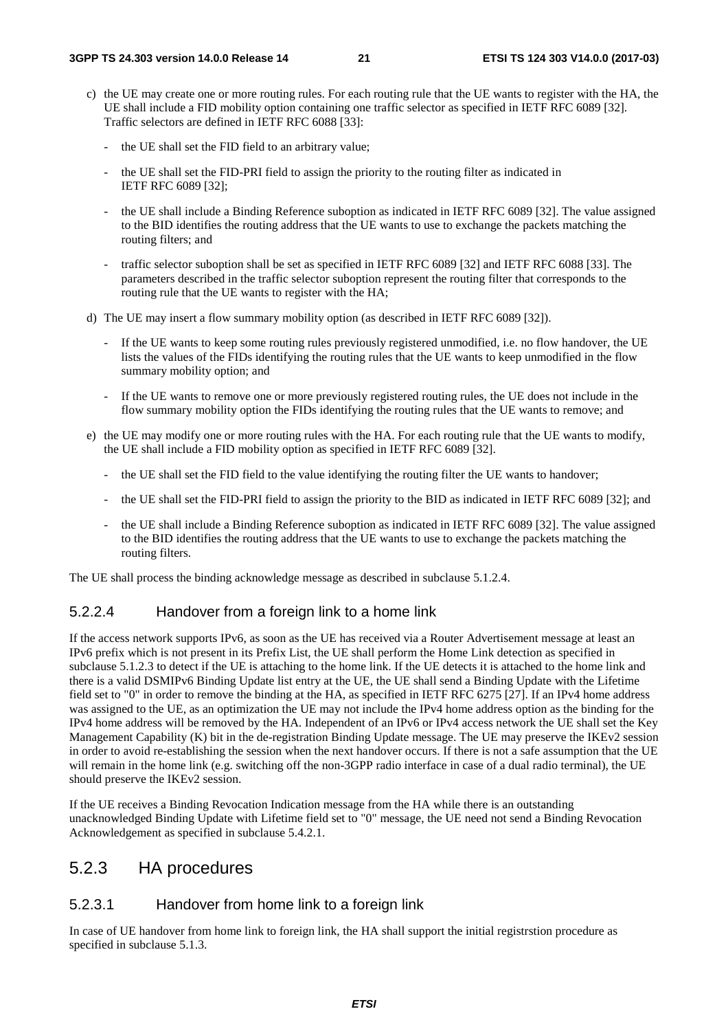c) the UE may create one or more routing rules. For each routing rule that the UE wants to register with the HA, the UE shall include a FID mobility option containing one traffic selector as specified in IETF RFC 6089 [32]. Traffic selectors are defined in IETF RFC 6088 [33]:

   - the UE shall set the FID field to an arbitrary value;

   - the UE shall set the FID-PRI field to assign the priority to the routing filter as indicated in IETF RFC 6089 [32];

   - the UE shall include a Binding Reference suboption as indicated in IETF RFC 6089 [32]. The value assigned to the BID identifies the routing address that the UE wants to use to exchange the packets matching the routing filters; and

   - traffic selector suboption shall be set as specified in IETF RFC 6089 [32] and IETF RFC 6088 [33]. The parameters described in the traffic selector suboption represent the routing filter that corresponds to the routing rule that the UE wants to register with the HA;

d) The UE may insert a flow summary mobility option (as described in IETF RFC 6089 [32]).

   - If the UE wants to keep some routing rules previously registered unmodified, i.e. no flow handover, the UE lists the values of the FIDs identifying the routing rules that the UE wants to keep unmodified in the flow summary mobility option; and

   - If the UE wants to remove one or more previously registered routing rules, the UE does not include in the flow summary mobility option the FIDs identifying the routing rules that the UE wants to remove; and

e) the UE may modify one or more routing rules with the HA. For each routing rule that the UE wants to modify, the UE shall include a FID mobility option as specified in IETF RFC 6089 [32].

   - the UE shall set the FID field to the value identifying the routing filter the UE wants to handover;

   - the UE shall set the FID-PRI field to assign the priority to the BID as indicated in IETF RFC 6089 [32]; and

   - the UE shall include a Binding Reference suboption as indicated in IETF RFC 6089 [32]. The value assigned to the BID identifies the routing address that the UE wants to use to exchange the packets matching the routing filters.

The UE shall process the binding acknowledge message as described in subclause 5.1.2.4.

#### 5.2.2.4 Handover from a foreign link to a home link

If the access network supports IPv6, as soon as the UE has received via a Router Advertisement message at least an IPv6 prefix which is not present in its Prefix List, the UE shall perform the Home Link detection as specified in subclause 5.1.2.3 to detect if the UE is attaching to the home link. If the UE detects it is attached to the home link and there is a valid DSMIPv6 Binding Update list entry at the UE, the UE shall send a Binding Update with the Lifetime field set to "0" in order to remove the binding at the HA, as specified in IETF RFC 6275 [27]. If an IPv4 home address was assigned to the UE, as an optimization the UE may not include the IPv4 home address option as the binding for the IPv4 home address will be removed by the HA. Independent of an IPv6 or IPv4 access network the UE shall set the Key Management Capability (K) bit in the de-registration Binding Update message. The UE may preserve the IKEv2 session in order to avoid re-establishing the session when the next handover occurs. If there is not a safe assumption that the UE will remain in the home link (e.g. switching off the non-3GPP radio interface in case of a dual radio terminal), the UE should preserve the IKEv2 session.

If the UE receives a Binding Revocation Indication message from the HA while there is an outstanding unacknowledged Binding Update with Lifetime field set to "0" message, the UE need not send a Binding Revocation Acknowledgement as specified in subclause 5.4.2.1.

### 5.2.3 HA procedures

#### 5.2.3.1 Handover from home link to a foreign link

In case of UE handover from home link to foreign link, the HA shall support the initial registrstion procedure as specified in subclause 5.1.3.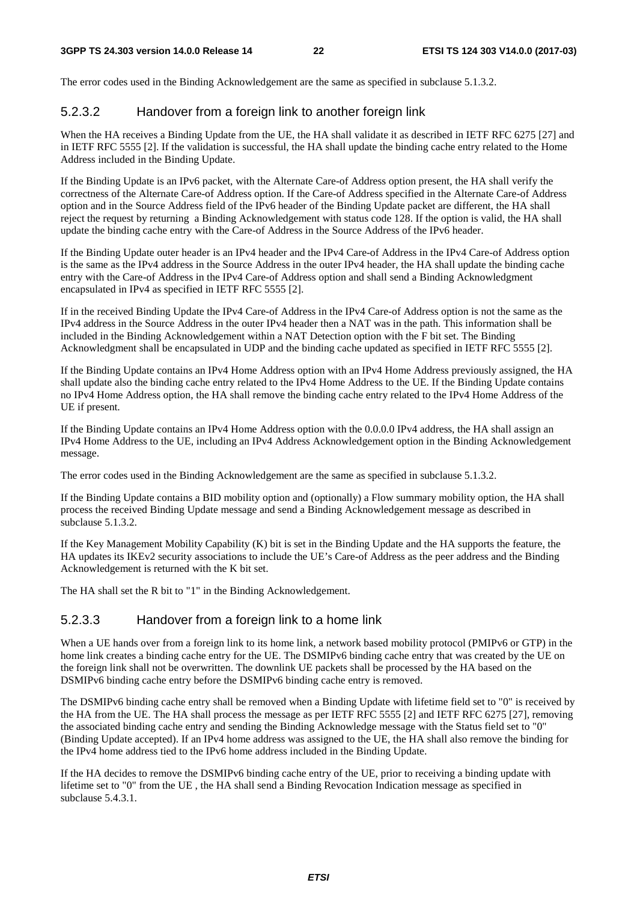The error codes used in the Binding Acknowledgement are the same as specified in subclause 5.1.3.2.

#### 5.2.3.2 Handover from a foreign link to another foreign link

When the HA receives a Binding Update from the UE, the HA shall validate it as described in IETF RFC 6275 [27] and in IETF RFC 5555 [2]. If the validation is successful, the HA shall update the binding cache entry related to the Home Address included in the Binding Update.

If the Binding Update is an IPv6 packet, with the Alternate Care-of Address option present, the HA shall verify the correctness of the Alternate Care-of Address option. If the Care-of Address specified in the Alternate Care-of Address option and in the Source Address field of the IPv6 header of the Binding Update packet are different, the HA shall reject the request by returning a Binding Acknowledgement with status code 128. If the option is valid, the HA shall update the binding cache entry with the Care-of Address in the Source Address of the IPv6 header.

If the Binding Update outer header is an IPv4 header and the IPv4 Care-of Address in the IPv4 Care-of Address option is the same as the IPv4 address in the Source Address in the outer IPv4 header, the HA shall update the binding cache entry with the Care-of Address in the IPv4 Care-of Address option and shall send a Binding Acknowledgment encapsulated in IPv4 as specified in IETF RFC 5555 [2].

If in the received Binding Update the IPv4 Care-of Address in the IPv4 Care-of Address option is not the same as the IPv4 address in the Source Address in the outer IPv4 header then a NAT was in the path. This information shall be included in the Binding Acknowledgement within a NAT Detection option with the F bit set. The Binding Acknowledgment shall be encapsulated in UDP and the binding cache updated as specified in IETF RFC 5555 [2].

If the Binding Update contains an IPv4 Home Address option with an IPv4 Home Address previously assigned, the HA shall update also the binding cache entry related to the IPv4 Home Address to the UE. If the Binding Update contains no IPv4 Home Address option, the HA shall remove the binding cache entry related to the IPv4 Home Address of the UE if present.

If the Binding Update contains an IPv4 Home Address option with the 0.0.0.0 IPv4 address, the HA shall assign an IPv4 Home Address to the UE, including an IPv4 Address Acknowledgement option in the Binding Acknowledgement message.

The error codes used in the Binding Acknowledgement are the same as specified in subclause 5.1.3.2.

If the Binding Update contains a BID mobility option and (optionally) a Flow summary mobility option, the HA shall process the received Binding Update message and send a Binding Acknowledgement message as described in subclause 5.1.3.2.

If the Key Management Mobility Capability (K) bit is set in the Binding Update and the HA supports the feature, the HA updates its IKEv2 security associations to include the UE's Care-of Address as the peer address and the Binding Acknowledgement is returned with the K bit set.

The HA shall set the R bit to "1" in the Binding Acknowledgement.

#### 5.2.3.3 Handover from a foreign link to a home link

When a UE hands over from a foreign link to its home link, a network based mobility protocol (PMIPv6 or GTP) in the home link creates a binding cache entry for the UE. The DSMIPv6 binding cache entry that was created by the UE on the foreign link shall not be overwritten. The downlink UE packets shall be processed by the HA based on the DSMIPv6 binding cache entry before the DSMIPv6 binding cache entry is removed.

The DSMIPv6 binding cache entry shall be removed when a Binding Update with lifetime field set to "0" is received by the HA from the UE. The HA shall process the message as per IETF RFC 5555 [2] and IETF RFC 6275 [27], removing the associated binding cache entry and sending the Binding Acknowledge message with the Status field set to "0" (Binding Update accepted). If an IPv4 home address was assigned to the UE, the HA shall also remove the binding for the IPv4 home address tied to the IPv6 home address included in the Binding Update.

If the HA decides to remove the DSMIPv6 binding cache entry of the UE, prior to receiving a binding update with lifetime set to "0" from the UE , the HA shall send a Binding Revocation Indication message as specified in subclause 5.4.3.1.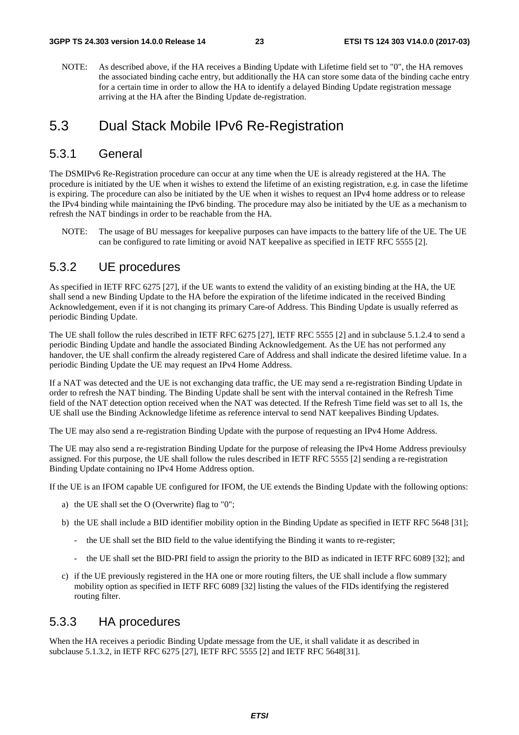NOTE: As described above, if the HA receives a Binding Update with Lifetime field set to "0", the HA removes the associated binding cache entry, but additionally the HA can store some data of the binding cache entry for a certain time in order to allow the HA to identify a delayed Binding Update registration message arriving at the HA after the Binding Update de-registration.

# 5.3 Dual Stack Mobile IPv6 Re-Registration

## 5.3.1 General

The DSMIPv6 Re-Registration procedure can occur at any time when the UE is already registered at the HA. The procedure is initiated by the UE when it wishes to extend the lifetime of an existing registration, e.g. in case the lifetime is expiring. The procedure can also be initiated by the UE when it wishes to request an IPv4 home address or to release the IPv4 binding while maintaining the IPv6 binding. The procedure may also be initiated by the UE as a mechanism to refresh the NAT bindings in order to be reachable from the HA.

NOTE: The usage of BU messages for keepalive purposes can have impacts to the battery life of the UE. The UE can be configured to rate limiting or avoid NAT keepalive as specified in IETF RFC 5555 [2].

## 5.3.2 UE procedures

As specified in IETF RFC 6275 [27], if the UE wants to extend the validity of an existing binding at the HA, the UE shall send a new Binding Update to the HA before the expiration of the lifetime indicated in the received Binding Acknowledgement, even if it is not changing its primary Care-of Address. This Binding Update is usually referred as periodic Binding Update.

The UE shall follow the rules described in IETF RFC 6275 [27], IETF RFC 5555 [2] and in subclause 5.1.2.4 to send a periodic Binding Update and handle the associated Binding Acknowledgement. As the UE has not performed any handover, the UE shall confirm the already registered Care of Address and shall indicate the desired lifetime value. In a periodic Binding Update the UE may request an IPv4 Home Address.

If a NAT was detected and the UE is not exchanging data traffic, the UE may send a re-registration Binding Update in order to refresh the NAT binding. The Binding Update shall be sent with the interval contained in the Refresh Time field of the NAT detection option received when the NAT was detected. If the Refresh Time field was set to all 1s, the UE shall use the Binding Acknowledge lifetime as reference interval to send NAT keepalives Binding Updates.

The UE may also send a re-registration Binding Update with the purpose of requesting an IPv4 Home Address.

The UE may also send a re-registration Binding Update for the purpose of releasing the IPv4 Home Address previoulsy assigned. For this purpose, the UE shall follow the rules described in IETF RFC 5555 [2] sending a re-registration Binding Update containing no IPv4 Home Address option.

If the UE is an IFOM capable UE configured for IFOM, the UE extends the Binding Update with the following options:

a) the UE shall set the O (Overwrite) flag to "0";

b) the UE shall include a BID identifier mobility option in the Binding Update as specified in IETF RFC 5648 [31];

  - the UE shall set the BID field to the value identifying the Binding it wants to re-register;

  - the UE shall set the BID-PRI field to assign the priority to the BID as indicated in IETF RFC 6089 [32]; and

c) if the UE previously registered in the HA one or more routing filters, the UE shall include a flow summary mobility option as specified in IETF RFC 6089 [32] listing the values of the FIDs identifying the registered routing filter.

## 5.3.3 HA procedures

When the HA receives a periodic Binding Update message from the UE, it shall validate it as described in subclause 5.1.3.2, in IETF RFC 6275 [27], IETF RFC 5555 [2] and IETF RFC 5648[31].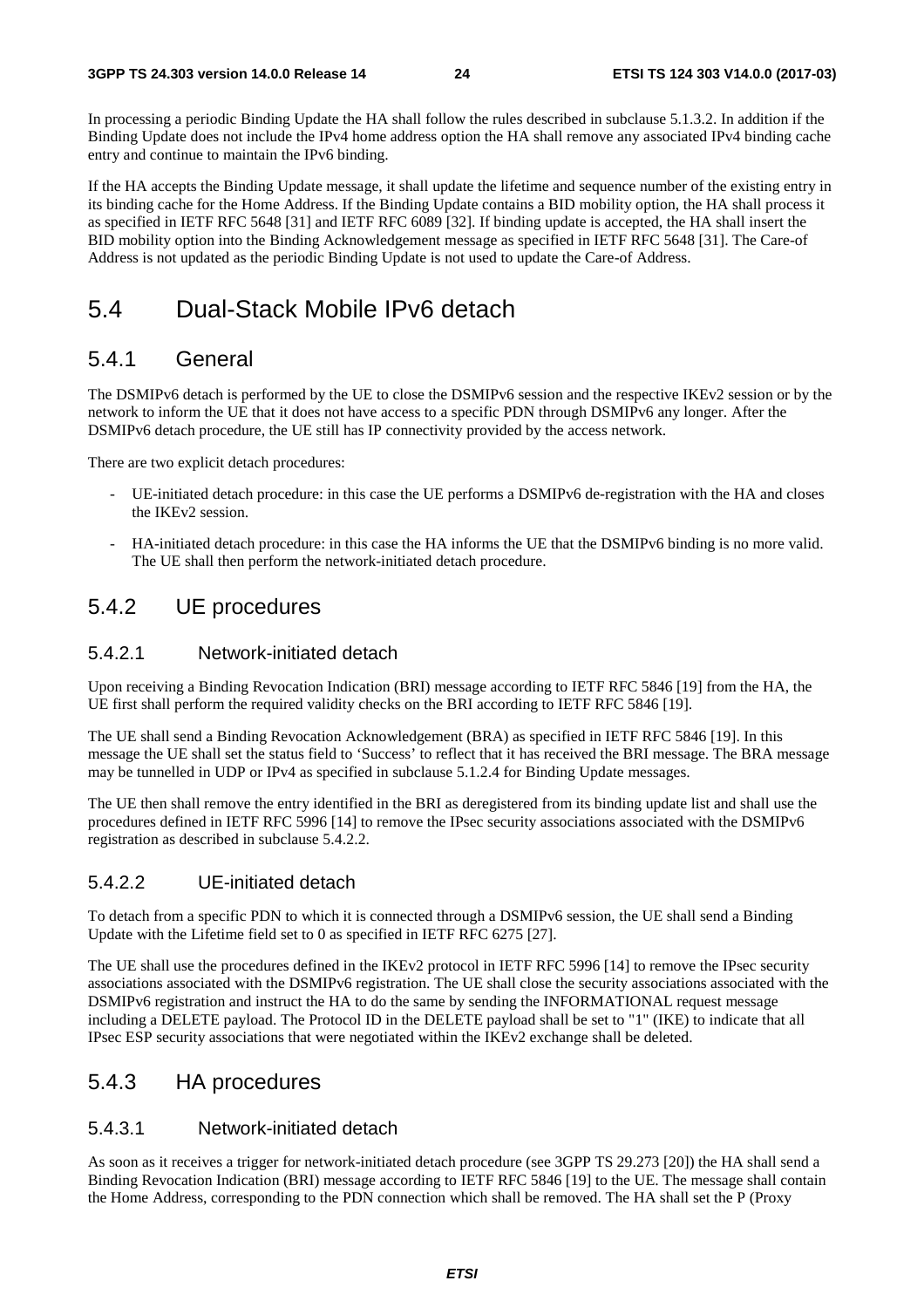In processing a periodic Binding Update the HA shall follow the rules described in subclause 5.1.3.2. In addition if the Binding Update does not include the IPv4 home address option the HA shall remove any associated IPv4 binding cache entry and continue to maintain the IPv6 binding.

If the HA accepts the Binding Update message, it shall update the lifetime and sequence number of the existing entry in its binding cache for the Home Address. If the Binding Update contains a BID mobility option, the HA shall process it as specified in IETF RFC 5648 [31] and IETF RFC 6089 [32]. If binding update is accepted, the HA shall insert the BID mobility option into the Binding Acknowledgement message as specified in IETF RFC 5648 [31]. The Care-of Address is not updated as the periodic Binding Update is not used to update the Care-of Address.

# 5.4 Dual-Stack Mobile IPv6 detach

## 5.4.1 General

The DSMIPv6 detach is performed by the UE to close the DSMIPv6 session and the respective IKEv2 session or by the network to inform the UE that it does not have access to a specific PDN through DSMIPv6 any longer. After the DSMIPv6 detach procedure, the UE still has IP connectivity provided by the access network.

There are two explicit detach procedures:

- UE-initiated detach procedure: in this case the UE performs a DSMIPv6 de-registration with the HA and closes the IKEv2 session.
- HA-initiated detach procedure: in this case the HA informs the UE that the DSMIPv6 binding is no more valid. The UE shall then perform the network-initiated detach procedure.

## 5.4.2 UE procedures

### 5.4.2.1 Network-initiated detach

Upon receiving a Binding Revocation Indication (BRI) message according to IETF RFC 5846 [19] from the HA, the UE first shall perform the required validity checks on the BRI according to IETF RFC 5846 [19].

The UE shall send a Binding Revocation Acknowledgement (BRA) as specified in IETF RFC 5846 [19]. In this message the UE shall set the status field to 'Success' to reflect that it has received the BRI message. The BRA message may be tunnelled in UDP or IPv4 as specified in subclause 5.1.2.4 for Binding Update messages.

The UE then shall remove the entry identified in the BRI as deregistered from its binding update list and shall use the procedures defined in IETF RFC 5996 [14] to remove the IPsec security associations associated with the DSMIPv6 registration as described in subclause 5.4.2.2.

### 5.4.2.2 UE-initiated detach

To detach from a specific PDN to which it is connected through a DSMIPv6 session, the UE shall send a Binding Update with the Lifetime field set to 0 as specified in IETF RFC 6275 [27].

The UE shall use the procedures defined in the IKEv2 protocol in IETF RFC 5996 [14] to remove the IPsec security associations associated with the DSMIPv6 registration. The UE shall close the security associations associated with the DSMIPv6 registration and instruct the HA to do the same by sending the INFORMATIONAL request message including a DELETE payload. The Protocol ID in the DELETE payload shall be set to "1" (IKE) to indicate that all IPsec ESP security associations that were negotiated within the IKEv2 exchange shall be deleted.

## 5.4.3 HA procedures

### 5.4.3.1 Network-initiated detach

As soon as it receives a trigger for network-initiated detach procedure (see 3GPP TS 29.273 [20]) the HA shall send a Binding Revocation Indication (BRI) message according to IETF RFC 5846 [19] to the UE. The message shall contain the Home Address, corresponding to the PDN connection which shall be removed. The HA shall set the P (Proxy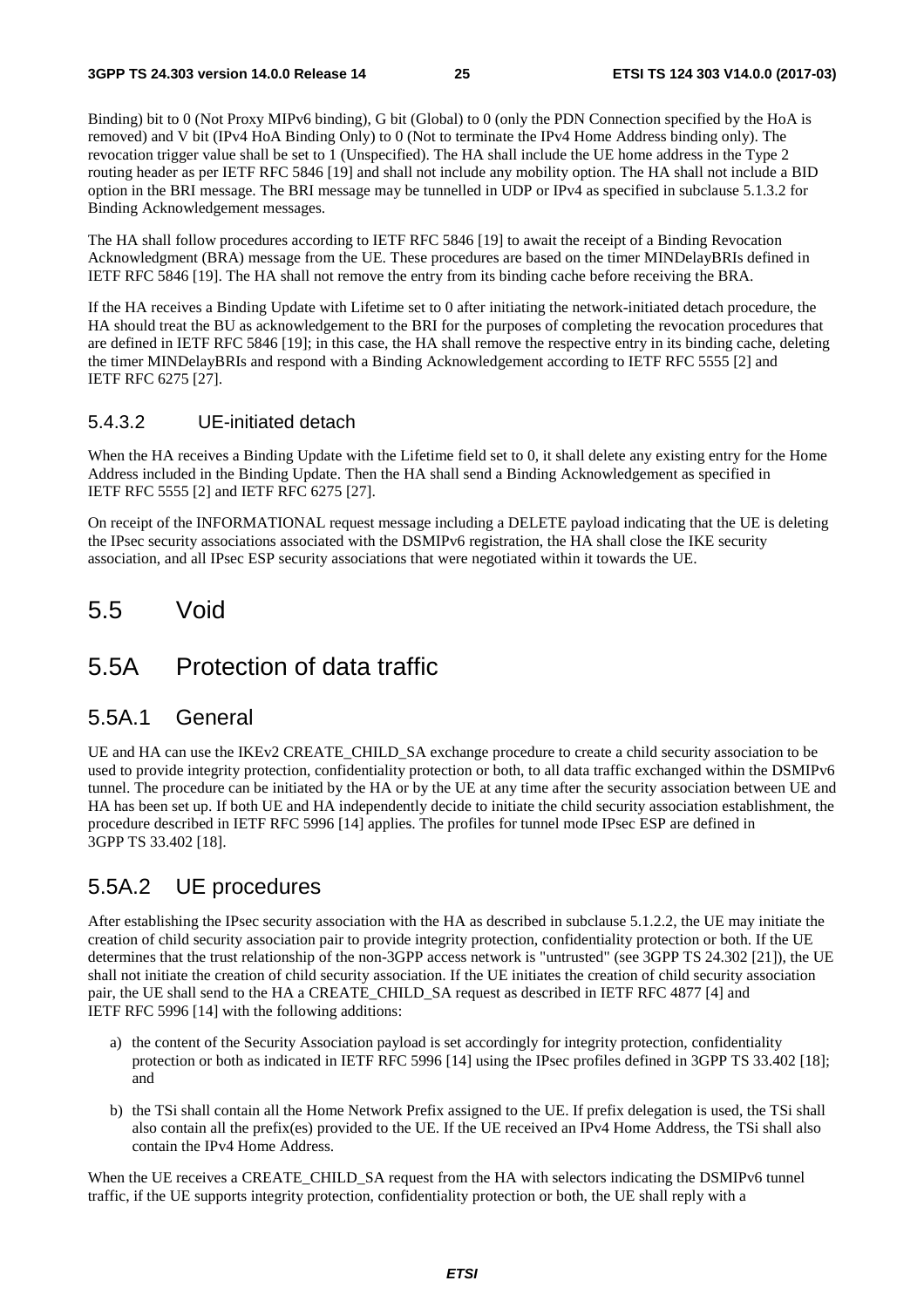Binding) bit to 0 (Not Proxy MIPv6 binding), G bit (Global) to 0 (only the PDN Connection specified by the HoA is removed) and V bit (IPv4 HoA Binding Only) to 0 (Not to terminate the IPv4 Home Address binding only). The revocation trigger value shall be set to 1 (Unspecified). The HA shall include the UE home address in the Type 2 routing header as per IETF RFC 5846 [19] and shall not include any mobility option. The HA shall not include a BID option in the BRI message. The BRI message may be tunnelled in UDP or IPv4 as specified in subclause 5.1.3.2 for Binding Acknowledgement messages.

The HA shall follow procedures according to IETF RFC 5846 [19] to await the receipt of a Binding Revocation Acknowledgment (BRA) message from the UE. These procedures are based on the timer MINDelayBRIs defined in IETF RFC 5846 [19]. The HA shall not remove the entry from its binding cache before receiving the BRA.

If the HA receives a Binding Update with Lifetime set to 0 after initiating the network-initiated detach procedure, the HA should treat the BU as acknowledgement to the BRI for the purposes of completing the revocation procedures that are defined in IETF RFC 5846 [19]; in this case, the HA shall remove the respective entry in its binding cache, deleting the timer MINDelayBRIs and respond with a Binding Acknowledgement according to IETF RFC 5555 [2] and IETF RFC 6275 [27].

#### 5.4.3.2 UE-initiated detach

When the HA receives a Binding Update with the Lifetime field set to 0, it shall delete any existing entry for the Home Address included in the Binding Update. Then the HA shall send a Binding Acknowledgement as specified in IETF RFC 5555 [2] and IETF RFC 6275 [27].

On receipt of the INFORMATIONAL request message including a DELETE payload indicating that the UE is deleting the IPsec security associations associated with the DSMIPv6 registration, the HA shall close the IKE security association, and all IPsec ESP security associations that were negotiated within it towards the UE.

## 5.5 Void

## 5.5A Protection of data traffic

### 5.5A.1 General

UE and HA can use the IKEv2 CREATE_CHILD_SA exchange procedure to create a child security association to be used to provide integrity protection, confidentiality protection or both, to all data traffic exchanged within the DSMIPv6 tunnel. The procedure can be initiated by the HA or by the UE at any time after the security association between UE and HA has been set up. If both UE and HA independently decide to initiate the child security association establishment, the procedure described in IETF RFC 5996 [14] applies. The profiles for tunnel mode IPsec ESP are defined in 3GPP TS 33.402 [18].

### 5.5A.2 UE procedures

After establishing the IPsec security association with the HA as described in subclause 5.1.2.2, the UE may initiate the creation of child security association pair to provide integrity protection, confidentiality protection or both. If the UE determines that the trust relationship of the non-3GPP access network is "untrusted" (see 3GPP TS 24.302 [21]), the UE shall not initiate the creation of child security association. If the UE initiates the creation of child security association pair, the UE shall send to the HA a CREATE_CHILD_SA request as described in IETF RFC 4877 [4] and IETF RFC 5996 [14] with the following additions:

a) the content of the Security Association payload is set accordingly for integrity protection, confidentiality protection or both as indicated in IETF RFC 5996 [14] using the IPsec profiles defined in 3GPP TS 33.402 [18]; and

b) the TSi shall contain all the Home Network Prefix assigned to the UE. If prefix delegation is used, the TSi shall also contain all the prefix(es) provided to the UE. If the UE received an IPv4 Home Address, the TSi shall also contain the IPv4 Home Address.

When the UE receives a CREATE_CHILD_SA request from the HA with selectors indicating the DSMIPv6 tunnel traffic, if the UE supports integrity protection, confidentiality protection or both, the UE shall reply with a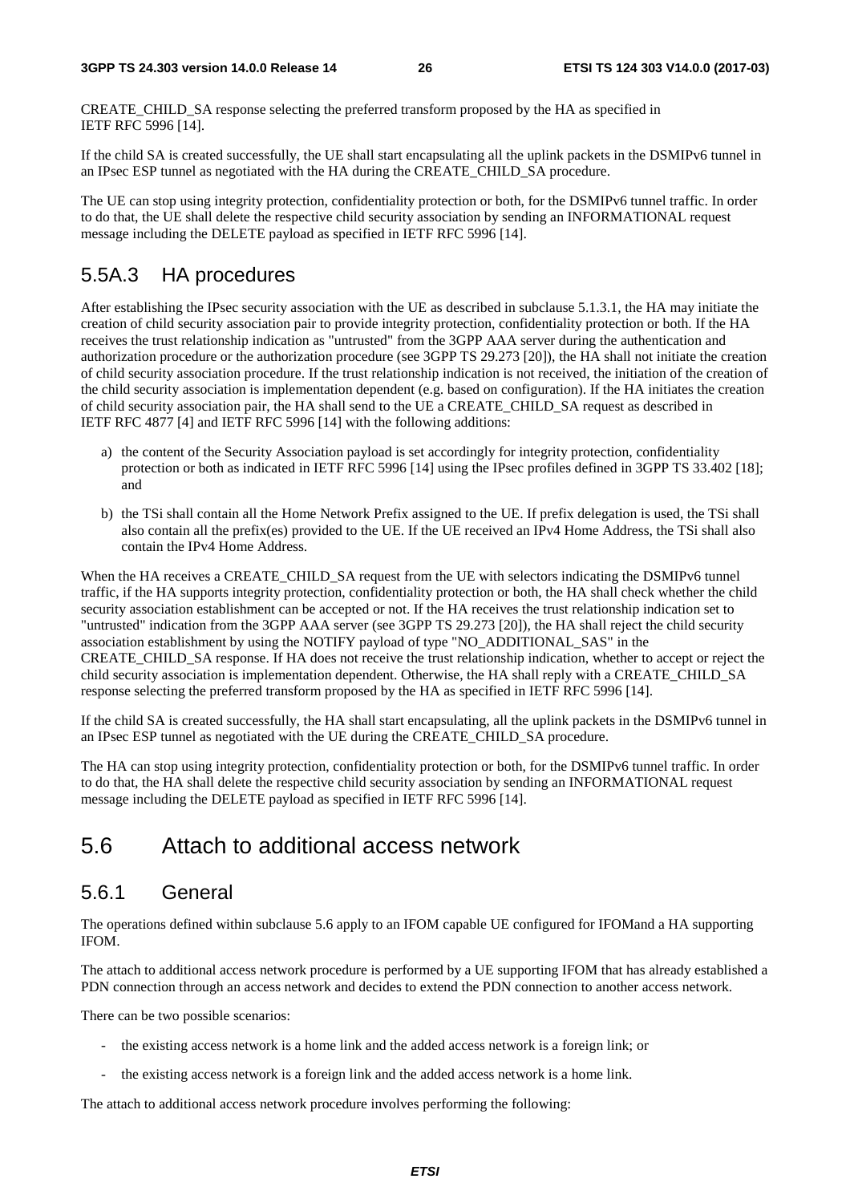CREATE_CHILD_SA response selecting the preferred transform proposed by the HA as specified in IETF RFC 5996 [14].

If the child SA is created successfully, the UE shall start encapsulating all the uplink packets in the DSMIPv6 tunnel in an IPsec ESP tunnel as negotiated with the HA during the CREATE_CHILD_SA procedure.

The UE can stop using integrity protection, confidentiality protection or both, for the DSMIPv6 tunnel traffic. In order to do that, the UE shall delete the respective child security association by sending an INFORMATIONAL request message including the DELETE payload as specified in IETF RFC 5996 [14].

## 5.5A.3 HA procedures

After establishing the IPsec security association with the UE as described in subclause 5.1.3.1, the HA may initiate the creation of child security association pair to provide integrity protection, confidentiality protection or both. If the HA receives the trust relationship indication as "untrusted" from the 3GPP AAA server during the authentication and authorization procedure or the authorization procedure (see 3GPP TS 29.273 [20]), the HA shall not initiate the creation of child security association procedure. If the trust relationship indication is not received, the initiation of the creation of the child security association is implementation dependent (e.g. based on configuration). If the HA initiates the creation of child security association pair, the HA shall send to the UE a CREATE_CHILD_SA request as described in IETF RFC 4877 [4] and IETF RFC 5996 [14] with the following additions:

a) the content of the Security Association payload is set accordingly for integrity protection, confidentiality protection or both as indicated in IETF RFC 5996 [14] using the IPsec profiles defined in 3GPP TS 33.402 [18]; and

b) the TSi shall contain all the Home Network Prefix assigned to the UE. If prefix delegation is used, the TSi shall also contain all the prefix(es) provided to the UE. If the UE received an IPv4 Home Address, the TSi shall also contain the IPv4 Home Address.

When the HA receives a CREATE_CHILD_SA request from the UE with selectors indicating the DSMIPv6 tunnel traffic, if the HA supports integrity protection, confidentiality protection or both, the HA shall check whether the child security association establishment can be accepted or not. If the HA receives the trust relationship indication set to "untrusted" indication from the 3GPP AAA server (see 3GPP TS 29.273 [20]), the HA shall reject the child security association establishment by using the NOTIFY payload of type "NO_ADDITIONAL_SAS" in the CREATE_CHILD_SA response. If HA does not receive the trust relationship indication, whether to accept or reject the child security association is implementation dependent. Otherwise, the HA shall reply with a CREATE_CHILD_SA response selecting the preferred transform proposed by the HA as specified in IETF RFC 5996 [14].

If the child SA is created successfully, the HA shall start encapsulating, all the uplink packets in the DSMIPv6 tunnel in an IPsec ESP tunnel as negotiated with the UE during the CREATE_CHILD_SA procedure.

The HA can stop using integrity protection, confidentiality protection or both, for the DSMIPv6 tunnel traffic. In order to do that, the HA shall delete the respective child security association by sending an INFORMATIONAL request message including the DELETE payload as specified in IETF RFC 5996 [14].

# 5.6 Attach to additional access network

## 5.6.1 General

The operations defined within subclause 5.6 apply to an IFOM capable UE configured for IFOMand a HA supporting IFOM.

The attach to additional access network procedure is performed by a UE supporting IFOM that has already established a PDN connection through an access network and decides to extend the PDN connection to another access network.

There can be two possible scenarios:

- the existing access network is a home link and the added access network is a foreign link; or
- the existing access network is a foreign link and the added access network is a home link.

The attach to additional access network procedure involves performing the following: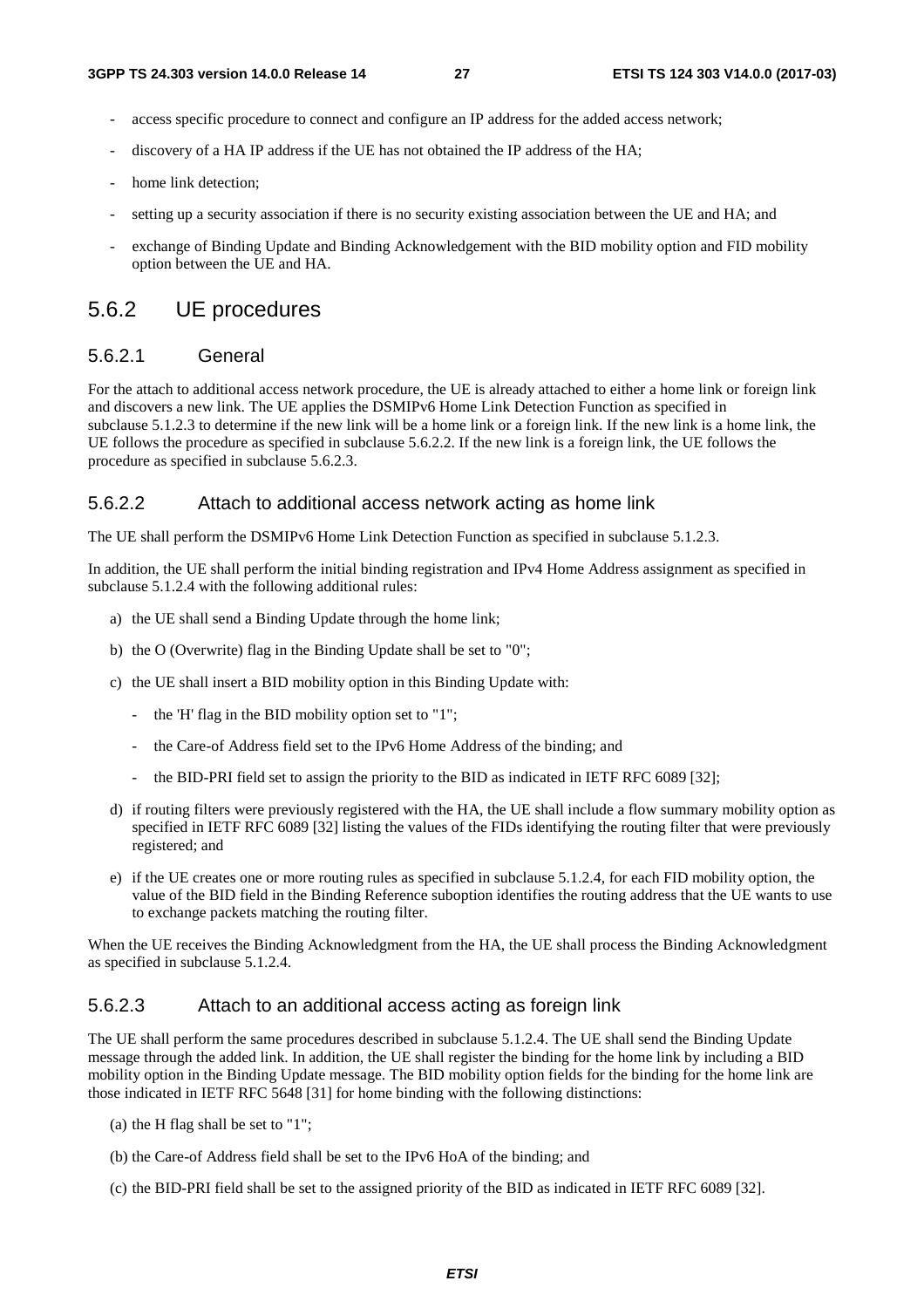- access specific procedure to connect and configure an IP address for the added access network;
- discovery of a HA IP address if the UE has not obtained the IP address of the HA;
- home link detection;
- setting up a security association if there is no security existing association between the UE and HA; and
- exchange of Binding Update and Binding Acknowledgement with the BID mobility option and FID mobility option between the UE and HA.

## 5.6.2 UE procedures

### 5.6.2.1 General

For the attach to additional access network procedure, the UE is already attached to either a home link or foreign link and discovers a new link. The UE applies the DSMIPv6 Home Link Detection Function as specified in subclause 5.1.2.3 to determine if the new link will be a home link or a foreign link. If the new link is a home link, the UE follows the procedure as specified in subclause 5.6.2.2. If the new link is a foreign link, the UE follows the procedure as specified in subclause 5.6.2.3.

### 5.6.2.2 Attach to additional access network acting as home link

The UE shall perform the DSMIPv6 Home Link Detection Function as specified in subclause 5.1.2.3.

In addition, the UE shall perform the initial binding registration and IPv4 Home Address assignment as specified in subclause 5.1.2.4 with the following additional rules:

a) the UE shall send a Binding Update through the home link;

b) the O (Overwrite) flag in the Binding Update shall be set to "0";

c) the UE shall insert a BID mobility option in this Binding Update with:
   - the 'H' flag in the BID mobility option set to "1";
   - the Care-of Address field set to the IPv6 Home Address of the binding; and
   - the BID-PRI field set to assign the priority to the BID as indicated in IETF RFC 6089 [32];

d) if routing filters were previously registered with the HA, the UE shall include a flow summary mobility option as specified in IETF RFC 6089 [32] listing the values of the FIDs identifying the routing filter that were previously registered; and

e) if the UE creates one or more routing rules as specified in subclause 5.1.2.4, for each FID mobility option, the value of the BID field in the Binding Reference suboption identifies the routing address that the UE wants to use to exchange packets matching the routing filter.

When the UE receives the Binding Acknowledgment from the HA, the UE shall process the Binding Acknowledgment as specified in subclause 5.1.2.4.

### 5.6.2.3 Attach to an additional access acting as foreign link

The UE shall perform the same procedures described in subclause 5.1.2.4. The UE shall send the Binding Update message through the added link. In addition, the UE shall register the binding for the home link by including a BID mobility option in the Binding Update message. The BID mobility option fields for the binding for the home link are those indicated in IETF RFC 5648 [31] for home binding with the following distinctions:

(a) the H flag shall be set to "1";

(b) the Care-of Address field shall be set to the IPv6 HoA of the binding; and

(c) the BID-PRI field shall be set to the assigned priority of the BID as indicated in IETF RFC 6089 [32].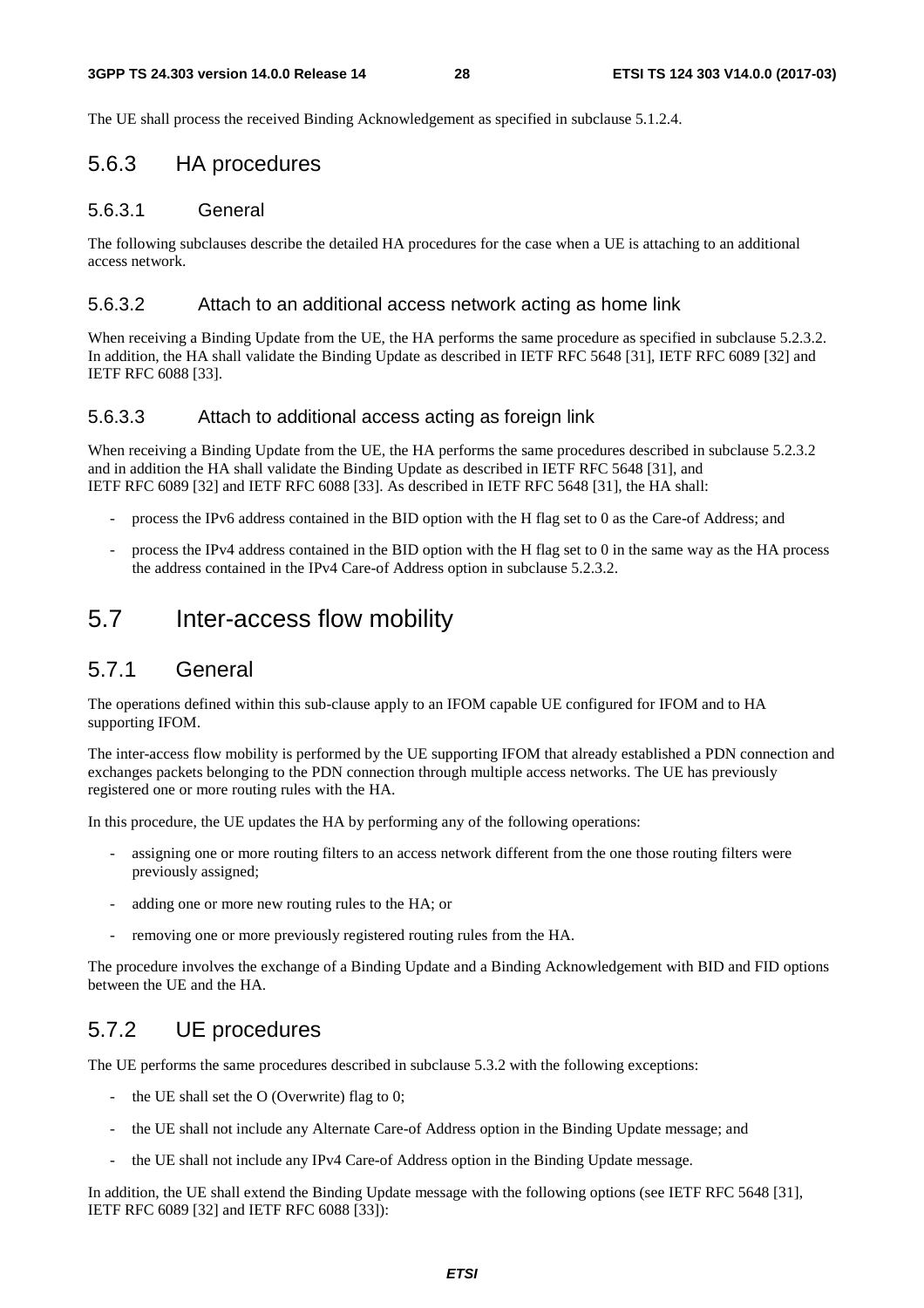The UE shall process the received Binding Acknowledgement as specified in subclause 5.1.2.4.

### 5.6.3 HA procedures

#### 5.6.3.1 General

The following subclauses describe the detailed HA procedures for the case when a UE is attaching to an additional access network.

#### 5.6.3.2 Attach to an additional access network acting as home link

When receiving a Binding Update from the UE, the HA performs the same procedure as specified in subclause 5.2.3.2. In addition, the HA shall validate the Binding Update as described in IETF RFC 5648 [31], IETF RFC 6089 [32] and IETF RFC 6088 [33].

#### 5.6.3.3 Attach to additional access acting as foreign link

When receiving a Binding Update from the UE, the HA performs the same procedures described in subclause 5.2.3.2 and in addition the HA shall validate the Binding Update as described in IETF RFC 5648 [31], and IETF RFC 6089 [32] and IETF RFC 6088 [33]. As described in IETF RFC 5648 [31], the HA shall:

- process the IPv6 address contained in the BID option with the H flag set to 0 as the Care-of Address; and
- process the IPv4 address contained in the BID option with the H flag set to 0 in the same way as the HA process the address contained in the IPv4 Care-of Address option in subclause 5.2.3.2.

## 5.7 Inter-access flow mobility

### 5.7.1 General

The operations defined within this sub-clause apply to an IFOM capable UE configured for IFOM and to HA supporting IFOM.

The inter-access flow mobility is performed by the UE supporting IFOM that already established a PDN connection and exchanges packets belonging to the PDN connection through multiple access networks. The UE has previously registered one or more routing rules with the HA.

In this procedure, the UE updates the HA by performing any of the following operations:

- assigning one or more routing filters to an access network different from the one those routing filters were previously assigned;
- adding one or more new routing rules to the HA; or
- removing one or more previously registered routing rules from the HA.

The procedure involves the exchange of a Binding Update and a Binding Acknowledgement with BID and FID options between the UE and the HA.

### 5.7.2 UE procedures

The UE performs the same procedures described in subclause 5.3.2 with the following exceptions:

- the UE shall set the O (Overwrite) flag to 0;
- the UE shall not include any Alternate Care-of Address option in the Binding Update message; and
- the UE shall not include any IPv4 Care-of Address option in the Binding Update message.

In addition, the UE shall extend the Binding Update message with the following options (see IETF RFC 5648 [31], IETF RFC 6089 [32] and IETF RFC 6088 [33]):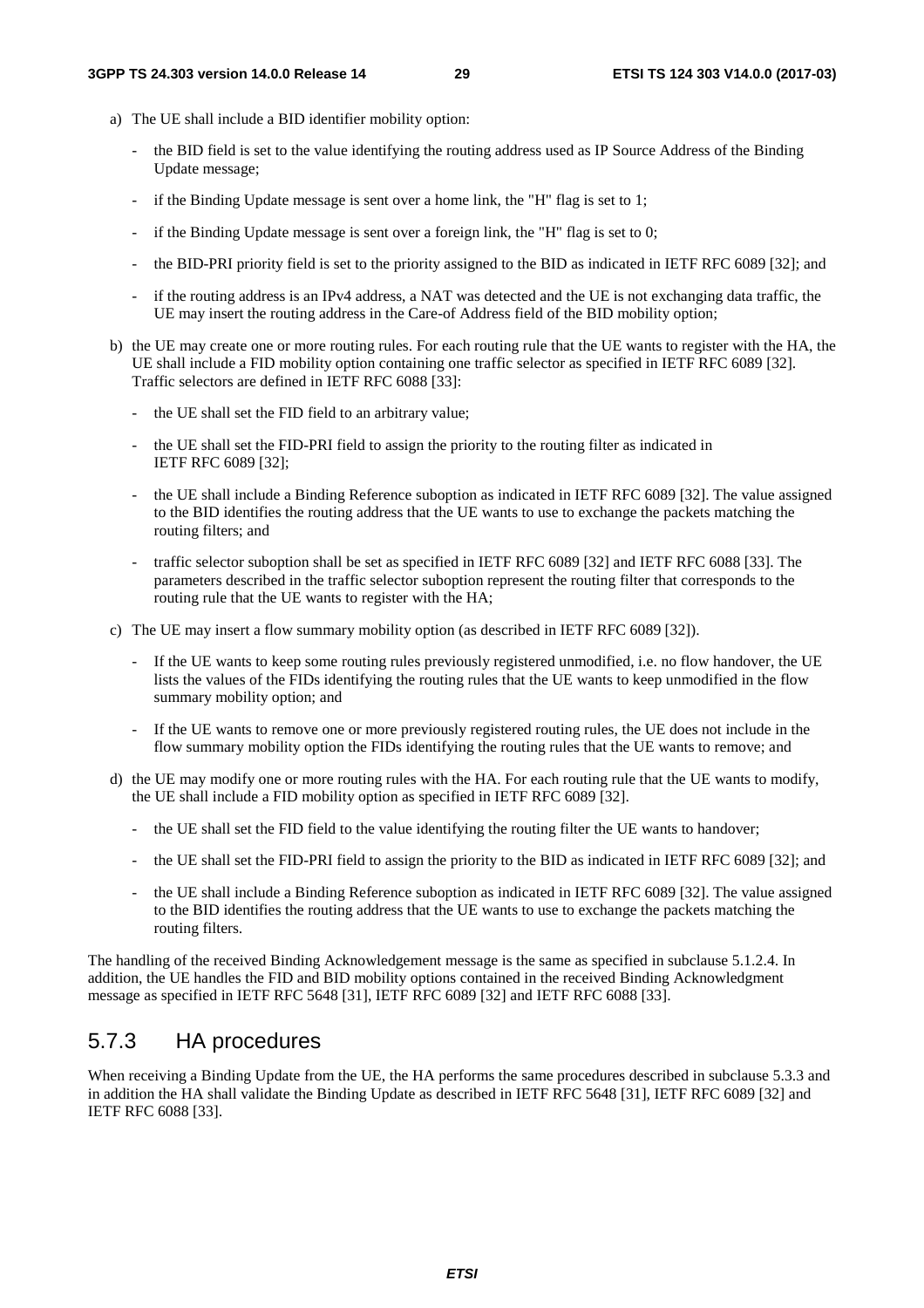a) The UE shall include a BID identifier mobility option:

   - the BID field is set to the value identifying the routing address used as IP Source Address of the Binding Update message;
   - if the Binding Update message is sent over a home link, the "H" flag is set to 1;
   - if the Binding Update message is sent over a foreign link, the "H" flag is set to 0;
   - the BID-PRI priority field is set to the priority assigned to the BID as indicated in IETF RFC 6089 [32]; and
   - if the routing address is an IPv4 address, a NAT was detected and the UE is not exchanging data traffic, the UE may insert the routing address in the Care-of Address field of the BID mobility option;

b) the UE may create one or more routing rules. For each routing rule that the UE wants to register with the HA, the UE shall include a FID mobility option containing one traffic selector as specified in IETF RFC 6089 [32]. Traffic selectors are defined in IETF RFC 6088 [33]:

   - the UE shall set the FID field to an arbitrary value;
   - the UE shall set the FID-PRI field to assign the priority to the routing filter as indicated in IETF RFC 6089 [32];
   - the UE shall include a Binding Reference suboption as indicated in IETF RFC 6089 [32]. The value assigned to the BID identifies the routing address that the UE wants to use to exchange the packets matching the routing filters; and
   - traffic selector suboption shall be set as specified in IETF RFC 6089 [32] and IETF RFC 6088 [33]. The parameters described in the traffic selector suboption represent the routing filter that corresponds to the routing rule that the UE wants to register with the HA;

c) The UE may insert a flow summary mobility option (as described in IETF RFC 6089 [32]).

   - If the UE wants to keep some routing rules previously registered unmodified, i.e. no flow handover, the UE lists the values of the FIDs identifying the routing rules that the UE wants to keep unmodified in the flow summary mobility option; and
   - If the UE wants to remove one or more previously registered routing rules, the UE does not include in the flow summary mobility option the FIDs identifying the routing rules that the UE wants to remove; and

d) the UE may modify one or more routing rules with the HA. For each routing rule that the UE wants to modify, the UE shall include a FID mobility option as specified in IETF RFC 6089 [32].

   - the UE shall set the FID field to the value identifying the routing filter the UE wants to handover;
   - the UE shall set the FID-PRI field to assign the priority to the BID as indicated in IETF RFC 6089 [32]; and
   - the UE shall include a Binding Reference suboption as indicated in IETF RFC 6089 [32]. The value assigned to the BID identifies the routing address that the UE wants to use to exchange the packets matching the routing filters.

The handling of the received Binding Acknowledgement message is the same as specified in subclause 5.1.2.4. In addition, the UE handles the FID and BID mobility options contained in the received Binding Acknowledgment message as specified in IETF RFC 5648 [31], IETF RFC 6089 [32] and IETF RFC 6088 [33].

### 5.7.3 HA procedures

When receiving a Binding Update from the UE, the HA performs the same procedures described in subclause 5.3.3 and in addition the HA shall validate the Binding Update as described in IETF RFC 5648 [31], IETF RFC 6089 [32] and IETF RFC 6088 [33].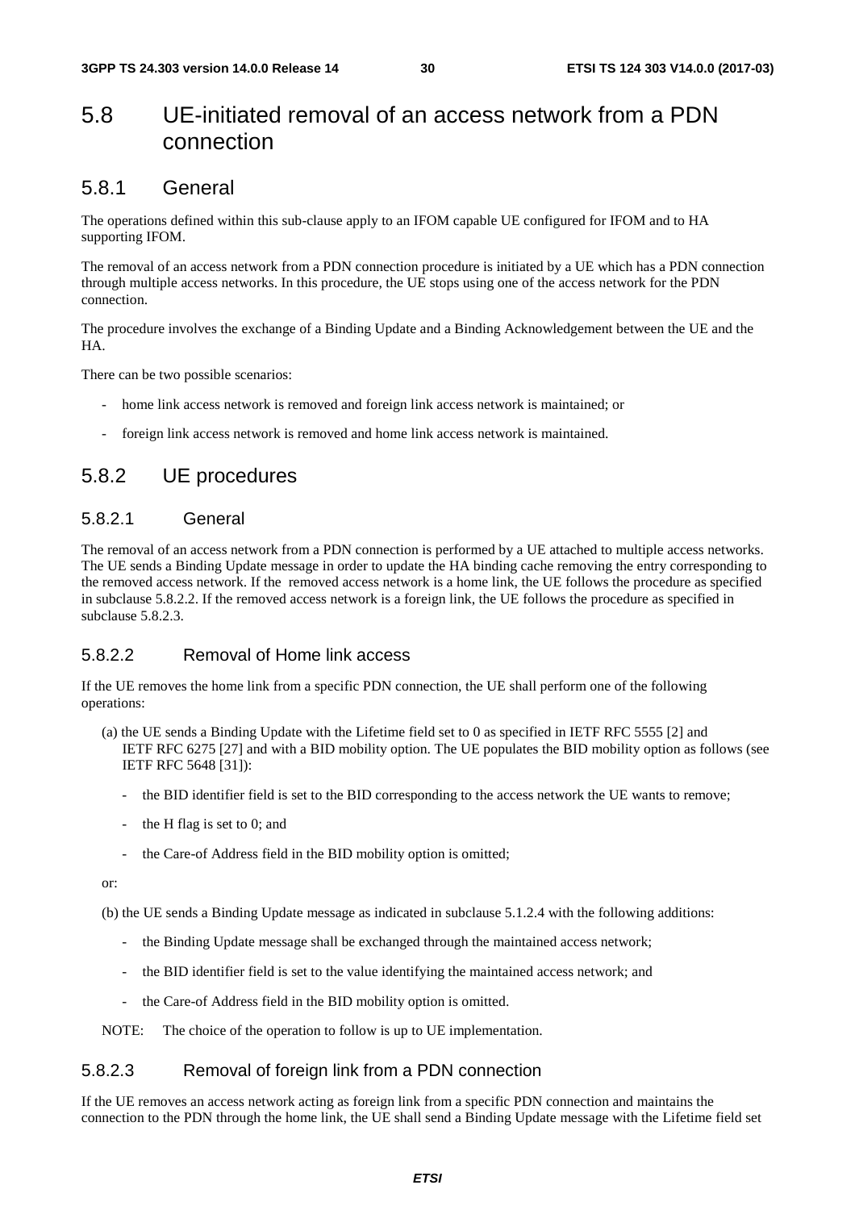# 5.8 UE-initiated removal of an access network from a PDN connection

## 5.8.1 General

The operations defined within this sub-clause apply to an IFOM capable UE configured for IFOM and to HA supporting IFOM.

The removal of an access network from a PDN connection procedure is initiated by a UE which has a PDN connection through multiple access networks. In this procedure, the UE stops using one of the access network for the PDN connection.

The procedure involves the exchange of a Binding Update and a Binding Acknowledgement between the UE and the HA.

There can be two possible scenarios:

- home link access network is removed and foreign link access network is maintained; or
- foreign link access network is removed and home link access network is maintained.

## 5.8.2 UE procedures

### 5.8.2.1 General

The removal of an access network from a PDN connection is performed by a UE attached to multiple access networks. The UE sends a Binding Update message in order to update the HA binding cache removing the entry corresponding to the removed access network. If the removed access network is a home link, the UE follows the procedure as specified in subclause 5.8.2.2. If the removed access network is a foreign link, the UE follows the procedure as specified in subclause 5.8.2.3.

### 5.8.2.2 Removal of Home link access

If the UE removes the home link from a specific PDN connection, the UE shall perform one of the following operations:

(a) the UE sends a Binding Update with the Lifetime field set to 0 as specified in IETF RFC 5555 [2] and IETF RFC 6275 [27] and with a BID mobility option. The UE populates the BID mobility option as follows (see IETF RFC 5648 [31]):

- the BID identifier field is set to the BID corresponding to the access network the UE wants to remove;
- the H flag is set to 0; and
- the Care-of Address field in the BID mobility option is omitted;

or:

(b) the UE sends a Binding Update message as indicated in subclause 5.1.2.4 with the following additions:

- the Binding Update message shall be exchanged through the maintained access network;
- the BID identifier field is set to the value identifying the maintained access network; and
- the Care-of Address field in the BID mobility option is omitted.

NOTE: The choice of the operation to follow is up to UE implementation.

### 5.8.2.3 Removal of foreign link from a PDN connection

If the UE removes an access network acting as foreign link from a specific PDN connection and maintains the connection to the PDN through the home link, the UE shall send a Binding Update message with the Lifetime field set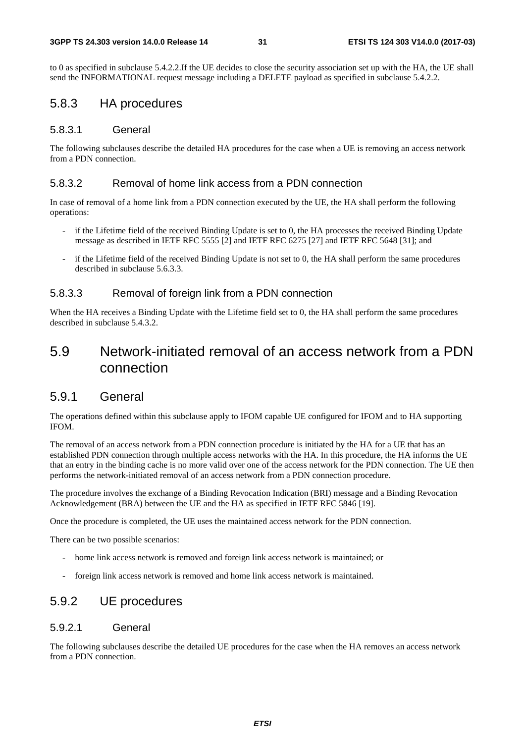to 0 as specified in subclause 5.4.2.2.If the UE decides to close the security association set up with the HA, the UE shall send the INFORMATIONAL request message including a DELETE payload as specified in subclause 5.4.2.2.

### 5.8.3 HA procedures

#### 5.8.3.1 General

The following subclauses describe the detailed HA procedures for the case when a UE is removing an access network from a PDN connection.

#### 5.8.3.2 Removal of home link access from a PDN connection

In case of removal of a home link from a PDN connection executed by the UE, the HA shall perform the following operations:

- if the Lifetime field of the received Binding Update is set to 0, the HA processes the received Binding Update message as described in IETF RFC 5555 [2] and IETF RFC 6275 [27] and IETF RFC 5648 [31]; and
- if the Lifetime field of the received Binding Update is not set to 0, the HA shall perform the same procedures described in subclause 5.6.3.3.

#### 5.8.3.3 Removal of foreign link from a PDN connection

When the HA receives a Binding Update with the Lifetime field set to 0, the HA shall perform the same procedures described in subclause 5.4.3.2.

## 5.9 Network-initiated removal of an access network from a PDN connection

### 5.9.1 General

The operations defined within this subclause apply to IFOM capable UE configured for IFOM and to HA supporting IFOM.

The removal of an access network from a PDN connection procedure is initiated by the HA for a UE that has an established PDN connection through multiple access networks with the HA. In this procedure, the HA informs the UE that an entry in the binding cache is no more valid over one of the access network for the PDN connection. The UE then performs the network-initiated removal of an access network from a PDN connection procedure.

The procedure involves the exchange of a Binding Revocation Indication (BRI) message and a Binding Revocation Acknowledgement (BRA) between the UE and the HA as specified in IETF RFC 5846 [19].

Once the procedure is completed, the UE uses the maintained access network for the PDN connection.

There can be two possible scenarios:

- home link access network is removed and foreign link access network is maintained; or
- foreign link access network is removed and home link access network is maintained.

### 5.9.2 UE procedures

#### 5.9.2.1 General

The following subclauses describe the detailed UE procedures for the case when the HA removes an access network from a PDN connection.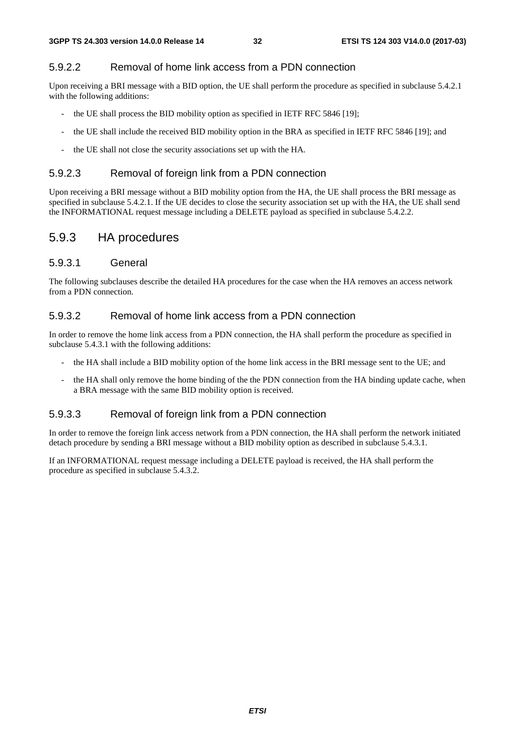#### 5.9.2.2 Removal of home link access from a PDN connection

Upon receiving a BRI message with a BID option, the UE shall perform the procedure as specified in subclause 5.4.2.1 with the following additions:

- the UE shall process the BID mobility option as specified in IETF RFC 5846 [19];
- the UE shall include the received BID mobility option in the BRA as specified in IETF RFC 5846 [19]; and
- the UE shall not close the security associations set up with the HA.

#### 5.9.2.3 Removal of foreign link from a PDN connection

Upon receiving a BRI message without a BID mobility option from the HA, the UE shall process the BRI message as specified in subclause 5.4.2.1. If the UE decides to close the security association set up with the HA, the UE shall send the INFORMATIONAL request message including a DELETE payload as specified in subclause 5.4.2.2.

### 5.9.3 HA procedures

#### 5.9.3.1 General

The following subclauses describe the detailed HA procedures for the case when the HA removes an access network from a PDN connection.

#### 5.9.3.2 Removal of home link access from a PDN connection

In order to remove the home link access from a PDN connection, the HA shall perform the procedure as specified in subclause 5.4.3.1 with the following additions:

- the HA shall include a BID mobility option of the home link access in the BRI message sent to the UE; and
- the HA shall only remove the home binding of the the PDN connection from the HA binding update cache, when a BRA message with the same BID mobility option is received.

#### 5.9.3.3 Removal of foreign link from a PDN connection

In order to remove the foreign link access network from a PDN connection, the HA shall perform the network initiated detach procedure by sending a BRI message without a BID mobility option as described in subclause 5.4.3.1.

If an INFORMATIONAL request message including a DELETE payload is received, the HA shall perform the procedure as specified in subclause 5.4.3.2.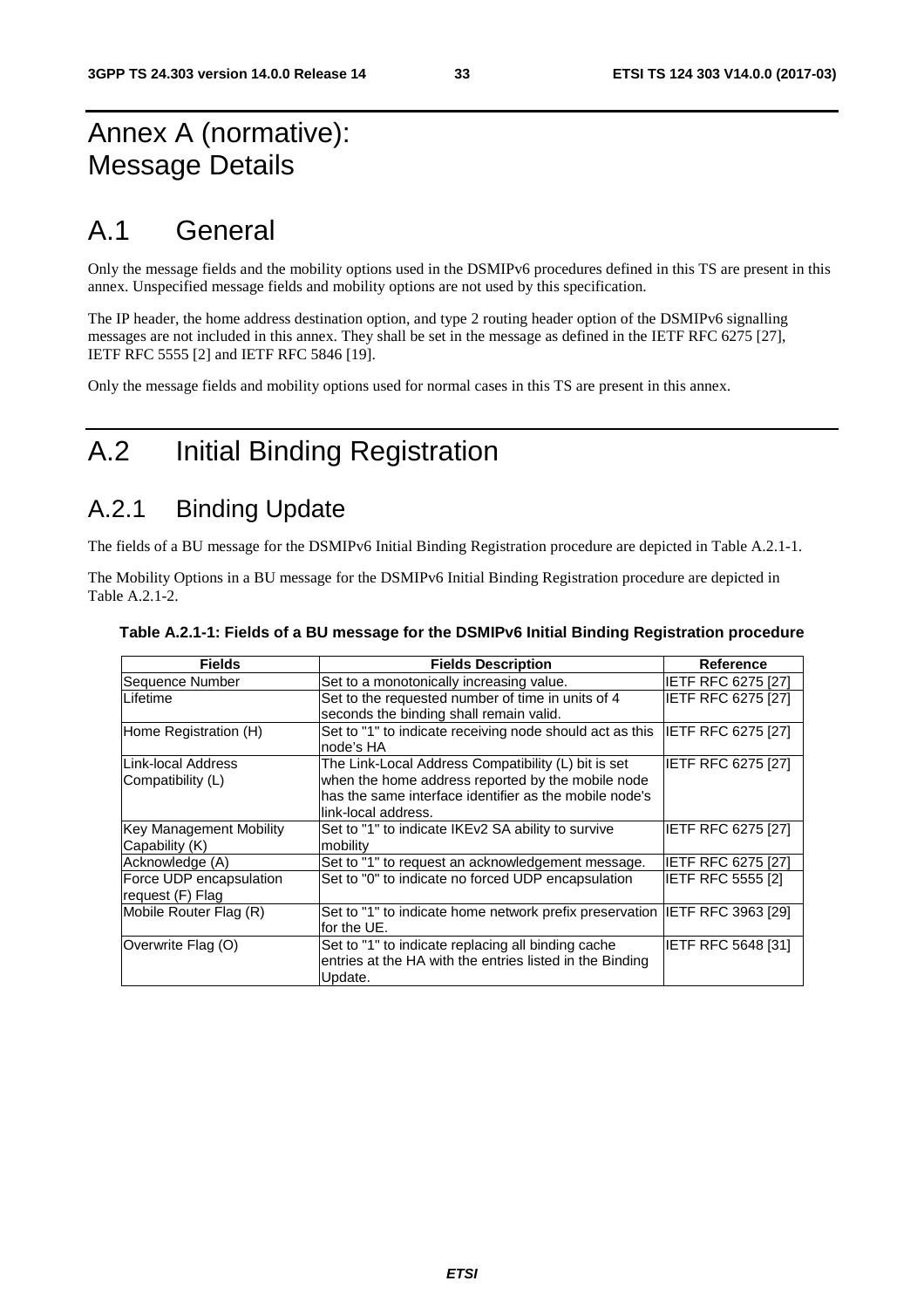# Annex A (normative): Message Details

# A.1 General

Only the message fields and the mobility options used in the DSMIPv6 procedures defined in this TS are present in this annex. Unspecified message fields and mobility options are not used by this specification.

The IP header, the home address destination option, and type 2 routing header option of the DSMIPv6 signalling messages are not included in this annex. They shall be set in the message as defined in the IETF RFC 6275 [27], IETF RFC 5555 [2] and IETF RFC 5846 [19].

Only the message fields and mobility options used for normal cases in this TS are present in this annex.

# A.2 Initial Binding Registration

## A.2.1 Binding Update

The fields of a BU message for the DSMIPv6 Initial Binding Registration procedure are depicted in Table A.2.1-1.

The Mobility Options in a BU message for the DSMIPv6 Initial Binding Registration procedure are depicted in Table A.2.1-2.

**Table A.2.1-1: Fields of a BU message for the DSMIPv6 Initial Binding Registration procedure**

| Fields | Fields Description | Reference |
|---|---|---|
| Sequence Number | Set to a monotonically increasing value. | IETF RFC 6275 [27] |
| Lifetime | Set to the requested number of time in units of 4 seconds the binding shall remain valid. | IETF RFC 6275 [27] |
| Home Registration (H) | Set to "1" to indicate receiving node should act as this node's HA | IETF RFC 6275 [27] |
| Link-local Address Compatibility (L) | The Link-Local Address Compatibility (L) bit is set when the home address reported by the mobile node has the same interface identifier as the mobile node's link-local address. | IETF RFC 6275 [27] |
| Key Management Mobility Capability (K) | Set to "1" to indicate IKEv2 SA ability to survive mobility | IETF RFC 6275 [27] |
| Acknowledge (A) | Set to "1" to request an acknowledgement message. | IETF RFC 6275 [27] |
| Force UDP encapsulation request (F) Flag | Set to "0" to indicate no forced UDP encapsulation | IETF RFC 5555 [2] |
| Mobile Router Flag (R) | Set to "1" to indicate home network prefix preservation for the UE. | IETF RFC 3963 [29] |
| Overwrite Flag (O) | Set to "1" to indicate replacing all binding cache entries at the HA with the entries listed in the Binding Update. | IETF RFC 5648 [31] |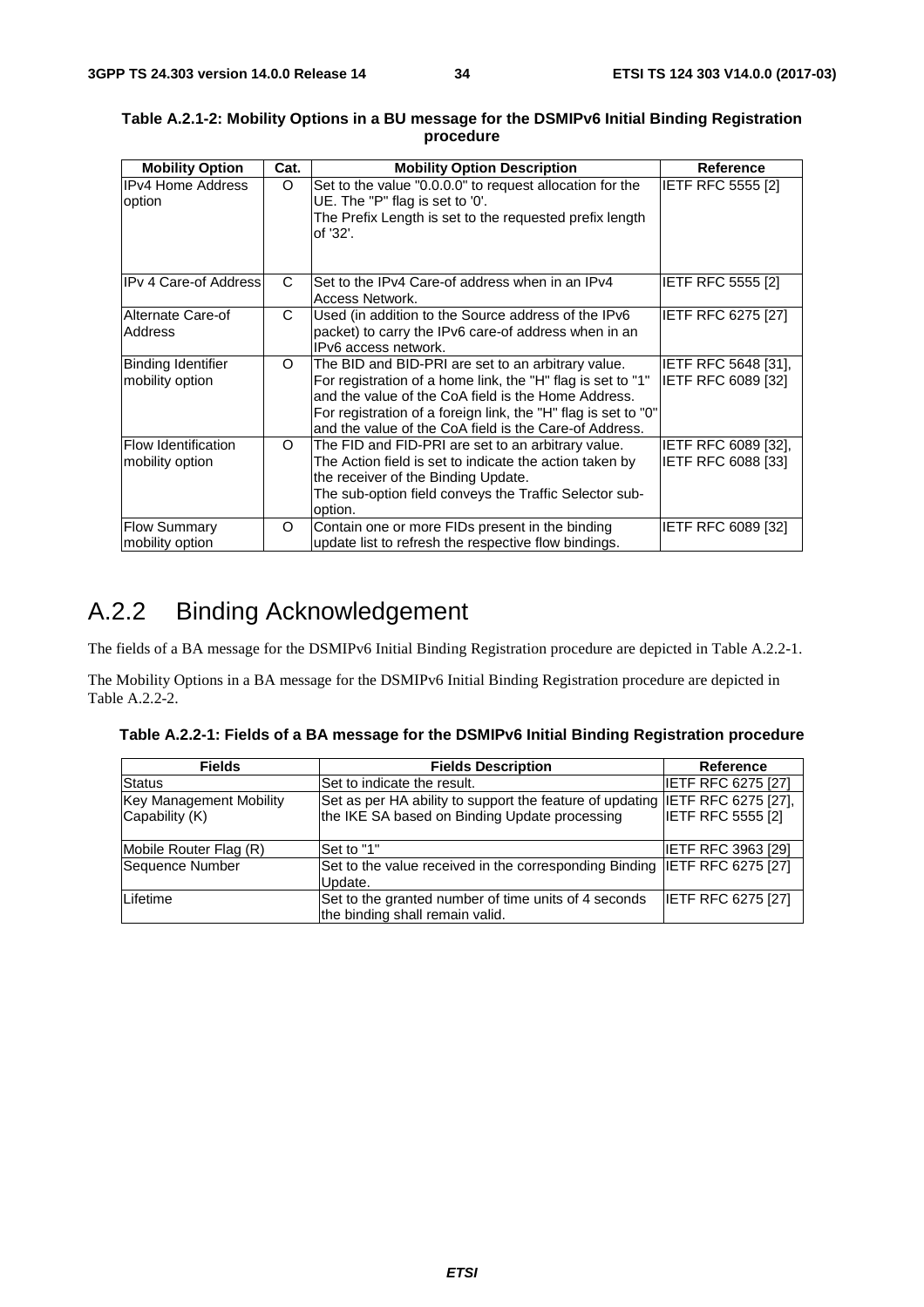**Table A.2.1-2: Mobility Options in a BU message for the DSMIPv6 Initial Binding Registration procedure**

| Mobility Option | Cat. | Mobility Option Description | Reference |
|---|---|---|---|
| IPv4 Home Address option | O | Set to the value "0.0.0.0" to request allocation for the UE. The "P" flag is set to '0'.<br>The Prefix Length is set to the requested prefix length of '32'. | IETF RFC 5555 [2] |
| IPv 4 Care-of Address | C | Set to the IPv4 Care-of address when in an IPv4 Access Network. | IETF RFC 5555 [2] |
| Alternate Care-of Address | C | Used (in addition to the Source address of the IPv6 packet) to carry the IPv6 care-of address when in an IPv6 access network. | IETF RFC 6275 [27] |
| Binding Identifier mobility option | O | The BID and BID-PRI are set to an arbitrary value. For registration of a home link, the "H" flag is set to "1" and the value of the CoA field is the Home Address. For registration of a foreign link, the "H" flag is set to "0" and the value of the CoA field is the Care-of Address. | IETF RFC 5648 [31], IETF RFC 6089 [32] |
| Flow Identification mobility option | O | The FID and FID-PRI are set to an arbitrary value. The Action field is set to indicate the action taken by the receiver of the Binding Update.<br>The sub-option field conveys the Traffic Selector sub-option. | IETF RFC 6089 [32], IETF RFC 6088 [33] |
| Flow Summary mobility option | O | Contain one or more FIDs present in the binding update list to refresh the respective flow bindings. | IETF RFC 6089 [32] |

## A.2.2 Binding Acknowledgement

The fields of a BA message for the DSMIPv6 Initial Binding Registration procedure are depicted in Table A.2.2-1.

The Mobility Options in a BA message for the DSMIPv6 Initial Binding Registration procedure are depicted in Table A.2.2-2.

**Table A.2.2-1: Fields of a BA message for the DSMIPv6 Initial Binding Registration procedure**

| Fields | Fields Description | Reference |
|---|---|---|
| Status | Set to indicate the result. | IETF RFC 6275 [27] |
| Key Management Mobility Capability (K) | Set as per HA ability to support the feature of updating the IKE SA based on Binding Update processing | IETF RFC 6275 [27], IETF RFC 5555 [2] |
| Mobile Router Flag (R) | Set to "1" | IETF RFC 3963 [29] |
| Sequence Number | Set to the value received in the corresponding Binding Update. | IETF RFC 6275 [27] |
| Lifetime | Set to the granted number of time units of 4 seconds the binding shall remain valid. | IETF RFC 6275 [27] |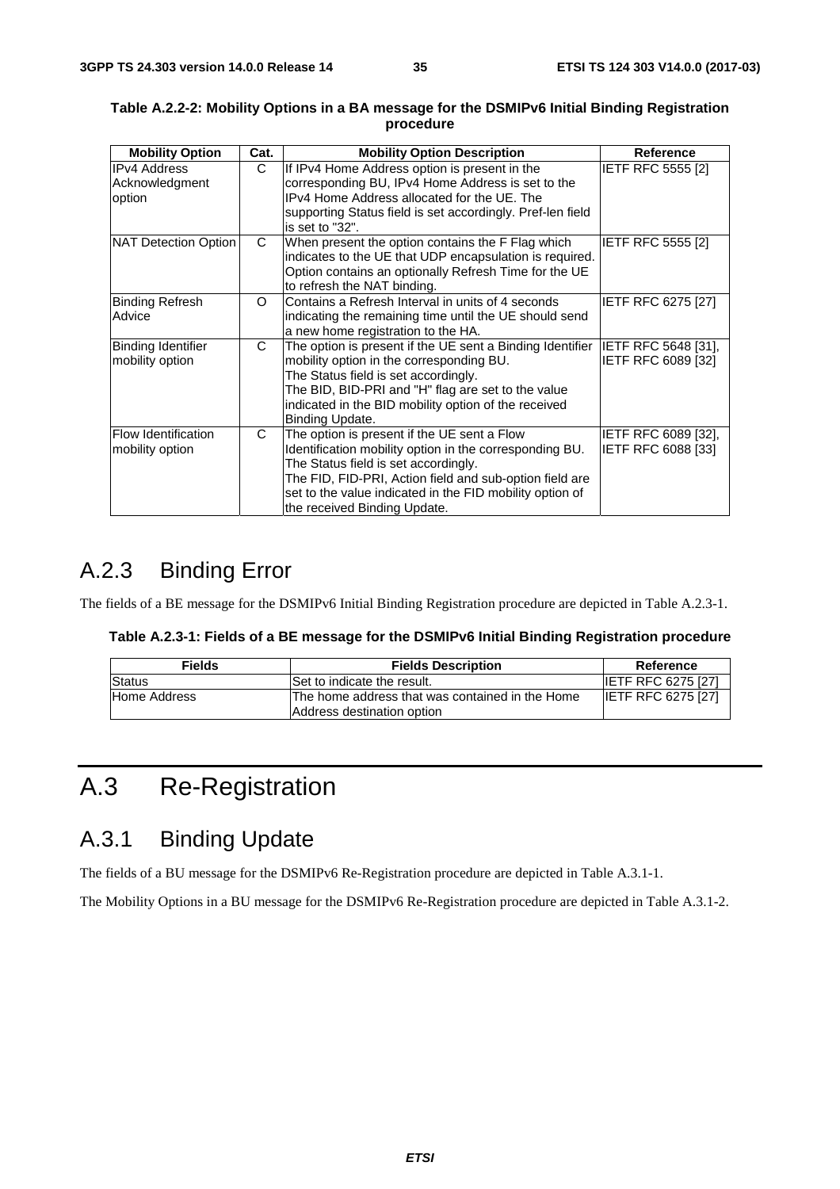**Table A.2.2-2: Mobility Options in a BA message for the DSMIPv6 Initial Binding Registration procedure**

| Mobility Option | Cat. | Mobility Option Description | Reference |
|---|---|---|---|
| IPv4 Address Acknowledgment option | C | If IPv4 Home Address option is present in the corresponding BU, IPv4 Home Address is set to the IPv4 Home Address allocated for the UE. The supporting Status field is set accordingly. Pref-len field is set to "32". | IETF RFC 5555 [2] |
| NAT Detection Option | C | When present the option contains the F Flag which indicates to the UE that UDP encapsulation is required. Option contains an optionally Refresh Time for the UE to refresh the NAT binding. | IETF RFC 5555 [2] |
| Binding Refresh Advice | O | Contains a Refresh Interval in units of 4 seconds indicating the remaining time until the UE should send a new home registration to the HA. | IETF RFC 6275 [27] |
| Binding Identifier mobility option | C | The option is present if the UE sent a Binding Identifier mobility option in the corresponding BU.<br>The Status field is set accordingly.<br>The BID, BID-PRI and "H" flag are set to the value indicated in the BID mobility option of the received Binding Update. | IETF RFC 5648 [31], IETF RFC 6089 [32] |
| Flow Identification mobility option | C | The option is present if the UE sent a Flow Identification mobility option in the corresponding BU.<br>The Status field is set accordingly.<br>The FID, FID-PRI, Action field and sub-option field are set to the value indicated in the FID mobility option of the received Binding Update. | IETF RFC 6089 [32], IETF RFC 6088 [33] |

### A.2.3 Binding Error

The fields of a BE message for the DSMIPv6 Initial Binding Registration procedure are depicted in Table A.2.3-1.

**Table A.2.3-1: Fields of a BE message for the DSMIPv6 Initial Binding Registration procedure**

| Fields | Fields Description | Reference |
|---|---|---|
| Status | Set to indicate the result. | IETF RFC 6275 [27] |
| Home Address | The home address that was contained in the Home Address destination option | IETF RFC 6275 [27] |

## A.3 Re-Registration

### A.3.1 Binding Update

The fields of a BU message for the DSMIPv6 Re-Registration procedure are depicted in Table A.3.1-1.

The Mobility Options in a BU message for the DSMIPv6 Re-Registration procedure are depicted in Table A.3.1-2.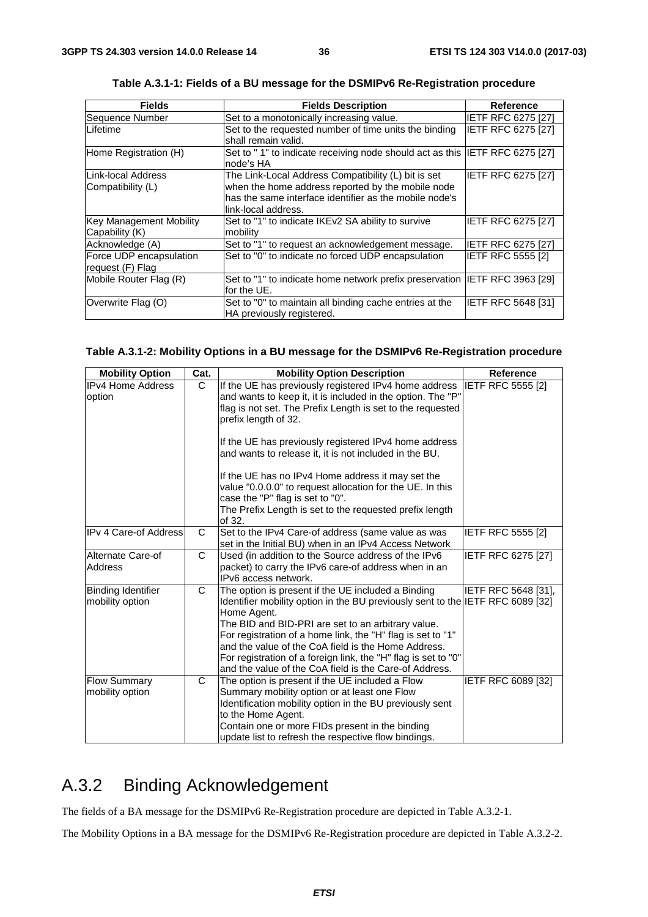**Table A.3.1-1: Fields of a BU message for the DSMIPv6 Re-Registration procedure**

| Fields | Fields Description | Reference |
| --- | --- | --- |
| Sequence Number | Set to a monotonically increasing value. | IETF RFC 6275 [27] |
| Lifetime | Set to the requested number of time units the binding shall remain valid. | IETF RFC 6275 [27] |
| Home Registration (H) | Set to " 1" to indicate receiving node should act as this node's HA | IETF RFC 6275 [27] |
| Link-local Address Compatibility (L) | The Link-Local Address Compatibility (L) bit is set when the home address reported by the mobile node has the same interface identifier as the mobile node's link-local address. | IETF RFC 6275 [27] |
| Key Management Mobility Capability (K) | Set to "1" to indicate IKEv2 SA ability to survive mobility | IETF RFC 6275 [27] |
| Acknowledge (A) | Set to "1" to request an acknowledgement message. | IETF RFC 6275 [27] |
| Force UDP encapsulation request (F) Flag | Set to "0" to indicate no forced UDP encapsulation | IETF RFC 5555 [2] |
| Mobile Router Flag (R) | Set to "1" to indicate home network prefix preservation for the UE. | IETF RFC 3963 [29] |
| Overwrite Flag (O) | Set to "0" to maintain all binding cache entries at the HA previously registered. | IETF RFC 5648 [31] |

**Table A.3.1-2: Mobility Options in a BU message for the DSMIPv6 Re-Registration procedure**

| Mobility Option | Cat. | Mobility Option Description | Reference |
| --- | --- | --- | --- |
| IPv4 Home Address option | C | If the UE has previously registered IPv4 home address and wants to keep it, it is included in the option. The "P" flag is not set. The Prefix Length is set to the requested prefix length of 32.<br><br>If the UE has previously registered IPv4 home address and wants to release it, it is not included in the BU.<br><br>If the UE has no IPv4 Home address it may set the value "0.0.0.0" to request allocation for the UE. In this case the "P" flag is set to "0".<br>The Prefix Length is set to the requested prefix length of 32. | IETF RFC 5555 [2] |
| IPv 4 Care-of Address | C | Set to the IPv4 Care-of address (same value as was set in the Initial BU) when in an IPv4 Access Network | IETF RFC 5555 [2] |
| Alternate Care-of Address | C | Used (in addition to the Source address of the IPv6 packet) to carry the IPv6 care-of address when in an IPv6 access network. | IETF RFC 6275 [27] |
| Binding Identifier mobility option | C | The option is present if the UE included a Binding Identifier mobility option in the BU previously sent to the Home Agent.<br>The BID and BID-PRI are set to an arbitrary value.<br>For registration of a home link, the "H" flag is set to "1" and the value of the CoA field is the Home Address.<br>For registration of a foreign link, the "H" flag is set to "0" and the value of the CoA field is the Care-of Address. | IETF RFC 5648 [31], IETF RFC 6089 [32] |
| Flow Summary mobility option | C | The option is present if the UE included a Flow Summary mobility option or at least one Flow Identification mobility option in the BU previously sent to the Home Agent.<br>Contain one or more FIDs present in the binding update list to refresh the respective flow bindings. | IETF RFC 6089 [32] |

## A.3.2 Binding Acknowledgement

The fields of a BA message for the DSMIPv6 Re-Registration procedure are depicted in Table A.3.2-1.

The Mobility Options in a BA message for the DSMIPv6 Re-Registration procedure are depicted in Table A.3.2-2.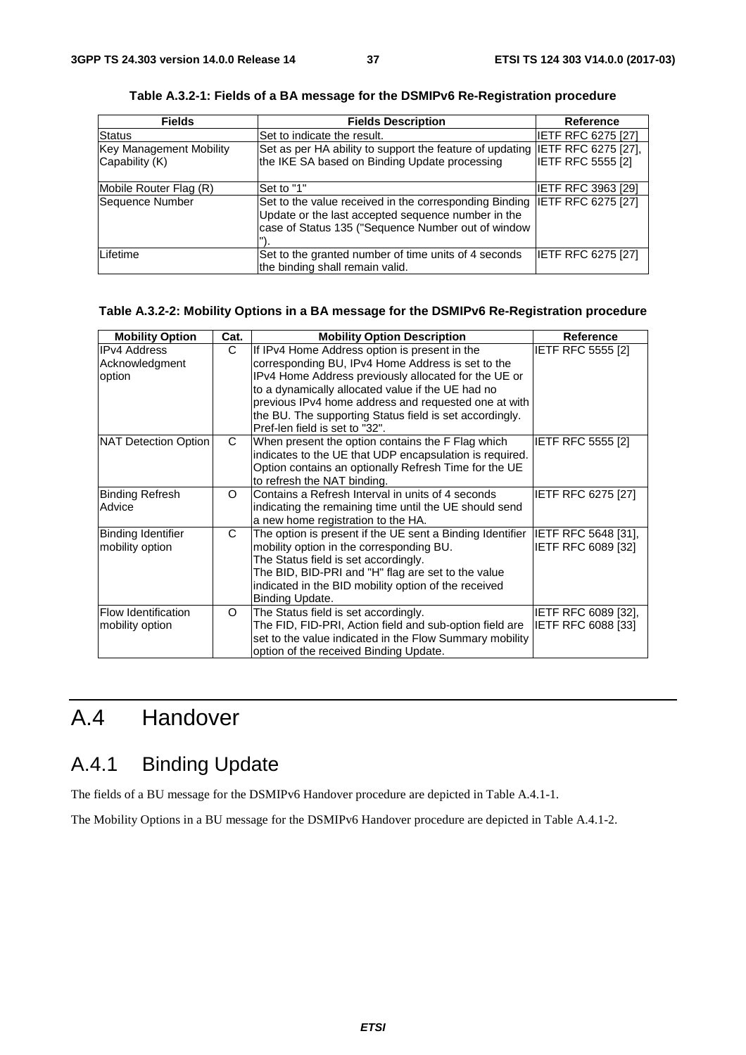**Table A.3.2-1: Fields of a BA message for the DSMIPv6 Re-Registration procedure**

| Fields | Fields Description | Reference |
|---|---|---|
| Status | Set to indicate the result. | IETF RFC 6275 [27] |
| Key Management Mobility Capability (K) | Set as per HA ability to support the feature of updating the IKE SA based on Binding Update processing | IETF RFC 6275 [27], IETF RFC 5555 [2] |
| Mobile Router Flag (R) | Set to "1" | IETF RFC 3963 [29] |
| Sequence Number | Set to the value received in the corresponding Binding Update or the last accepted sequence number in the case of Status 135 ("Sequence Number out of window "). | IETF RFC 6275 [27] |
| Lifetime | Set to the granted number of time units of 4 seconds the binding shall remain valid. | IETF RFC 6275 [27] |

**Table A.3.2-2: Mobility Options in a BA message for the DSMIPv6 Re-Registration procedure**

| Mobility Option | Cat. | Mobility Option Description | Reference |
|---|---|---|---|
| IPv4 Address Acknowledgment option | C | If IPv4 Home Address option is present in the corresponding BU, IPv4 Home Address is set to the IPv4 Home Address previously allocated for the UE or to a dynamically allocated value if the UE had no previous IPv4 home address and requested one at with the BU. The supporting Status field is set accordingly. Pref-len field is set to "32". | IETF RFC 5555 [2] |
| NAT Detection Option | C | When present the option contains the F Flag which indicates to the UE that UDP encapsulation is required. Option contains an optionally Refresh Time for the UE to refresh the NAT binding. | IETF RFC 5555 [2] |
| Binding Refresh Advice | O | Contains a Refresh Interval in units of 4 seconds indicating the remaining time until the UE should send a new home registration to the HA. | IETF RFC 6275 [27] |
| Binding Identifier mobility option | C | The option is present if the UE sent a Binding Identifier mobility option in the corresponding BU. The Status field is set accordingly. The BID, BID-PRI and "H" flag are set to the value indicated in the BID mobility option of the received Binding Update. | IETF RFC 5648 [31], IETF RFC 6089 [32] |
| Flow Identification mobility option | O | The Status field is set accordingly. The FID, FID-PRI, Action field and sub-option field are set to the value indicated in the Flow Summary mobility option of the received Binding Update. | IETF RFC 6089 [32], IETF RFC 6088 [33] |

# A.4 Handover

## A.4.1 Binding Update

The fields of a BU message for the DSMIPv6 Handover procedure are depicted in Table A.4.1-1.

The Mobility Options in a BU message for the DSMIPv6 Handover procedure are depicted in Table A.4.1-2.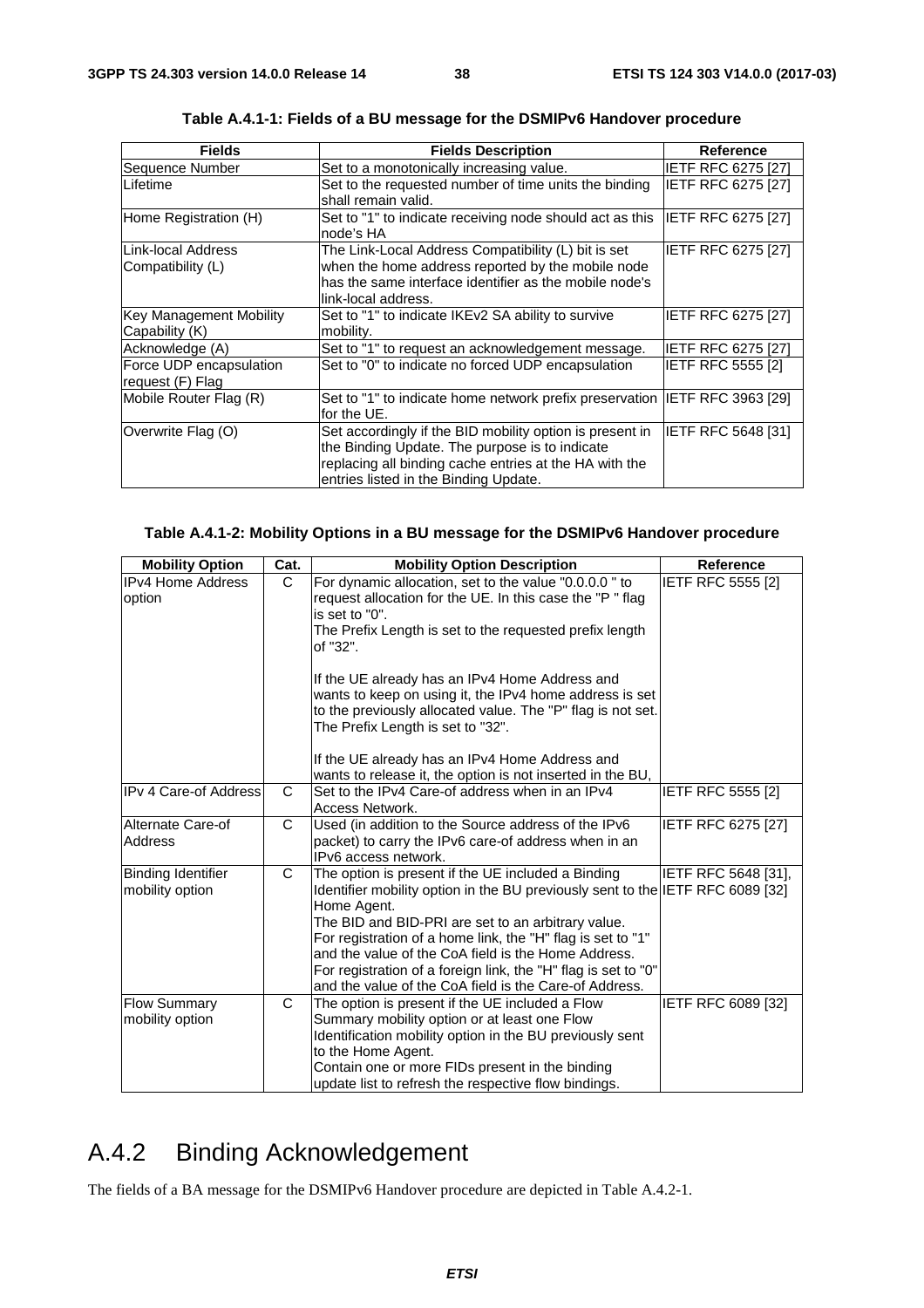**Table A.4.1-1: Fields of a BU message for the DSMIPv6 Handover procedure**

| Fields | Fields Description | Reference |
|---|---|---|
| Sequence Number | Set to a monotonically increasing value. | IETF RFC 6275 [27] |
| Lifetime | Set to the requested number of time units the binding shall remain valid. | IETF RFC 6275 [27] |
| Home Registration (H) | Set to "1" to indicate receiving node should act as this node's HA | IETF RFC 6275 [27] |
| Link-local Address Compatibility (L) | The Link-Local Address Compatibility (L) bit is set when the home address reported by the mobile node has the same interface identifier as the mobile node's link-local address. | IETF RFC 6275 [27] |
| Key Management Mobility Capability (K) | Set to "1" to indicate IKEv2 SA ability to survive mobility. | IETF RFC 6275 [27] |
| Acknowledge (A) | Set to "1" to request an acknowledgement message. | IETF RFC 6275 [27] |
| Force UDP encapsulation request (F) Flag | Set to "0" to indicate no forced UDP encapsulation | IETF RFC 5555 [2] |
| Mobile Router Flag (R) | Set to "1" to indicate home network prefix preservation for the UE. | IETF RFC 3963 [29] |
| Overwrite Flag (O) | Set accordingly if the BID mobility option is present in the Binding Update. The purpose is to indicate replacing all binding cache entries at the HA with the entries listed in the Binding Update. | IETF RFC 5648 [31] |

**Table A.4.1-2: Mobility Options in a BU message for the DSMIPv6 Handover procedure**

| Mobility Option | Cat. | Mobility Option Description | Reference |
|---|---|---|---|
| IPv4 Home Address option | C | For dynamic allocation, set to the value "0.0.0.0 " to request allocation for the UE. In this case the "P " flag is set to "0".<br>The Prefix Length is set to the requested prefix length of "32".<br><br>If the UE already has an IPv4 Home Address and wants to keep on using it, the IPv4 home address is set to the previously allocated value. The "P" flag is not set. The Prefix Length is set to "32".<br><br>If the UE already has an IPv4 Home Address and wants to release it, the option is not inserted in the BU, | IETF RFC 5555 [2] |
| IPv 4 Care-of Address | C | Set to the IPv4 Care-of address when in an IPv4 Access Network. | IETF RFC 5555 [2] |
| Alternate Care-of Address | C | Used (in addition to the Source address of the IPv6 packet) to carry the IPv6 care-of address when in an IPv6 access network. | IETF RFC 6275 [27] |
| Binding Identifier mobility option | C | The option is present if the UE included a Binding Identifier mobility option in the BU previously sent to the Home Agent.<br>The BID and BID-PRI are set to an arbitrary value.<br>For registration of a home link, the "H" flag is set to "1" and the value of the CoA field is the Home Address.<br>For registration of a foreign link, the "H" flag is set to "0" and the value of the CoA field is the Care-of Address. | IETF RFC 5648 [31], IETF RFC 6089 [32] |
| Flow Summary mobility option | C | The option is present if the UE included a Flow Summary mobility option or at least one Flow Identification mobility option in the BU previously sent to the Home Agent.<br>Contain one or more FIDs present in the binding update list to refresh the respective flow bindings. | IETF RFC 6089 [32] |

## A.4.2 Binding Acknowledgement

The fields of a BA message for the DSMIPv6 Handover procedure are depicted in Table A.4.2-1.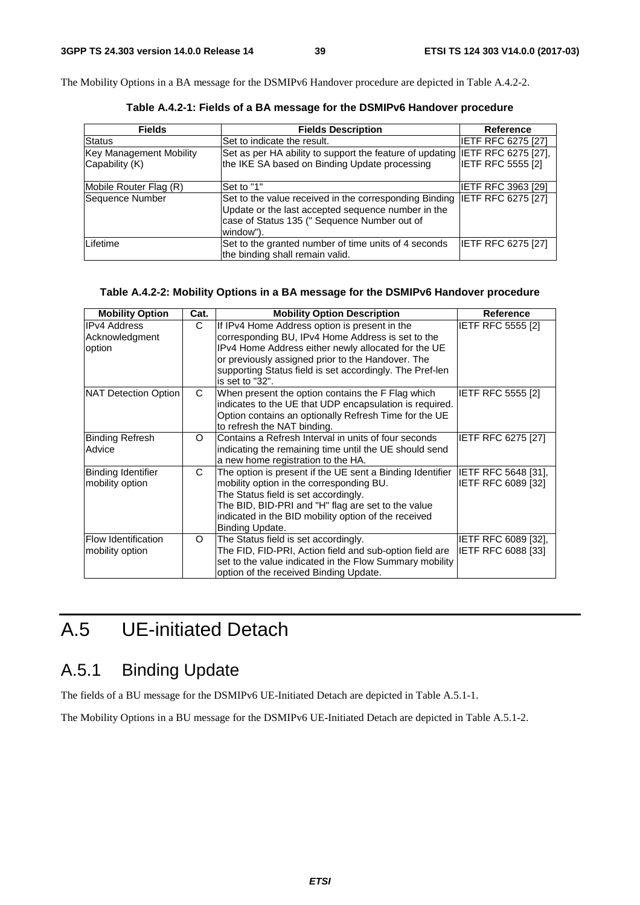The Mobility Options in a BA message for the DSMIPv6 Handover procedure are depicted in Table A.4.2-2.

**Table A.4.2-1: Fields of a BA message for the DSMIPv6 Handover procedure**

| Fields | Fields Description | Reference |
|---|---|---|
| Status | Set to indicate the result. | IETF RFC 6275 [27] |
| Key Management Mobility Capability (K) | Set as per HA ability to support the feature of updating the IKE SA based on Binding Update processing | IETF RFC 6275 [27], IETF RFC 5555 [2] |
| Mobile Router Flag (R) | Set to "1" | IETF RFC 3963 [29] |
| Sequence Number | Set to the value received in the corresponding Binding Update or the last accepted sequence number in the case of Status 135 (" Sequence Number out of window"). | IETF RFC 6275 [27] |
| Lifetime | Set to the granted number of time units of 4 seconds the binding shall remain valid. | IETF RFC 6275 [27] |

**Table A.4.2-2: Mobility Options in a BA message for the DSMIPv6 Handover procedure**

| Mobility Option | Cat. | Mobility Option Description | Reference |
|---|---|---|---|
| IPv4 Address Acknowledgment option | C | If IPv4 Home Address option is present in the corresponding BU, IPv4 Home Address is set to the IPv4 Home Address either newly allocated for the UE or previously assigned prior to the Handover. The supporting Status field is set accordingly. The Pref-len is set to "32". | IETF RFC 5555 [2] |
| NAT Detection Option | C | When present the option contains the F Flag which indicates to the UE that UDP encapsulation is required. Option contains an optionally Refresh Time for the UE to refresh the NAT binding. | IETF RFC 5555 [2] |
| Binding Refresh Advice | O | Contains a Refresh Interval in units of four seconds indicating the remaining time until the UE should send a new home registration to the HA. | IETF RFC 6275 [27] |
| Binding Identifier mobility option | C | The option is present if the UE sent a Binding Identifier mobility option in the corresponding BU.<br>The Status field is set accordingly.<br>The BID, BID-PRI and "H" flag are set to the value indicated in the BID mobility option of the received Binding Update. | IETF RFC 5648 [31], IETF RFC 6089 [32] |
| Flow Identification mobility option | O | The Status field is set accordingly.<br>The FID, FID-PRI, Action field and sub-option field are set to the value indicated in the Flow Summary mobility option of the received Binding Update. | IETF RFC 6089 [32], IETF RFC 6088 [33] |

# A.5 UE-initiated Detach

## A.5.1 Binding Update

The fields of a BU message for the DSMIPv6 UE-Initiated Detach are depicted in Table A.5.1-1.

The Mobility Options in a BU message for the DSMIPv6 UE-Initiated Detach are depicted in Table A.5.1-2.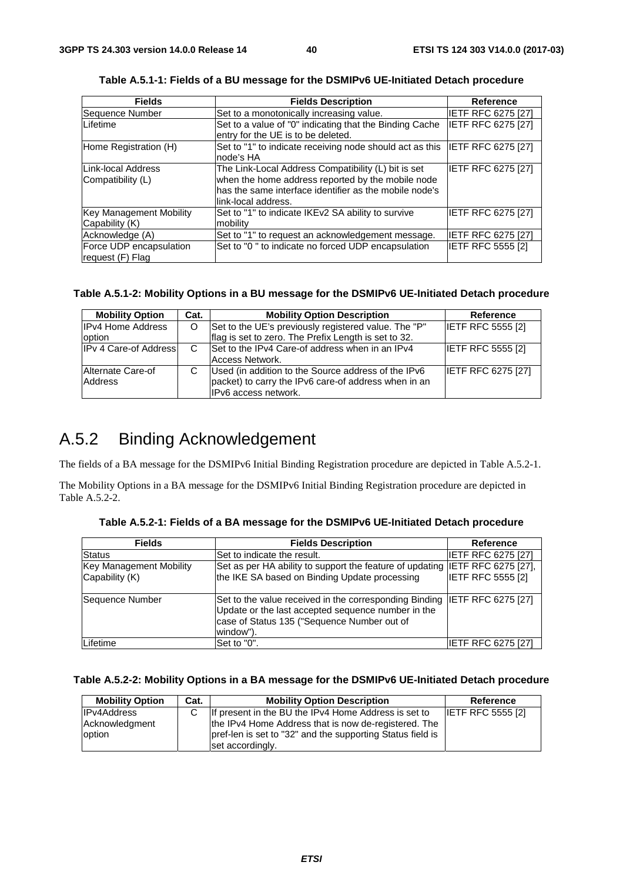**Table A.5.1-1: Fields of a BU message for the DSMIPv6 UE-Initiated Detach procedure**

| Fields | Fields Description | Reference |
|---|---|---|
| Sequence Number | Set to a monotonically increasing value. | IETF RFC 6275 [27] |
| Lifetime | Set to a value of "0" indicating that the Binding Cache entry for the UE is to be deleted. | IETF RFC 6275 [27] |
| Home Registration (H) | Set to "1" to indicate receiving node should act as this node's HA | IETF RFC 6275 [27] |
| Link-local Address Compatibility (L) | The Link-Local Address Compatibility (L) bit is set when the home address reported by the mobile node has the same interface identifier as the mobile node's link-local address. | IETF RFC 6275 [27] |
| Key Management Mobility Capability (K) | Set to "1" to indicate IKEv2 SA ability to survive mobility | IETF RFC 6275 [27] |
| Acknowledge (A) | Set to "1" to request an acknowledgement message. | IETF RFC 6275 [27] |
| Force UDP encapsulation request (F) Flag | Set to "0 " to indicate no forced UDP encapsulation | IETF RFC 5555 [2] |

**Table A.5.1-2: Mobility Options in a BU message for the DSMIPv6 UE-Initiated Detach procedure**

| Mobility Option | Cat. | Mobility Option Description | Reference |
|---|---|---|---|
| IPv4 Home Address option | O | Set to the UE's previously registered value. The "P" flag is set to zero. The Prefix Length is set to 32. | IETF RFC 5555 [2] |
| IPv 4 Care-of Address | C | Set to the IPv4 Care-of address when in an IPv4 Access Network. | IETF RFC 5555 [2] |
| Alternate Care-of Address | C | Used (in addition to the Source address of the IPv6 packet) to carry the IPv6 care-of address when in an IPv6 access network. | IETF RFC 6275 [27] |

# A.5.2 Binding Acknowledgement

The fields of a BA message for the DSMIPv6 Initial Binding Registration procedure are depicted in Table A.5.2-1.

The Mobility Options in a BA message for the DSMIPv6 Initial Binding Registration procedure are depicted in Table A.5.2-2.

**Table A.5.2-1: Fields of a BA message for the DSMIPv6 UE-Initiated Detach procedure**

| Fields | Fields Description | Reference |
|---|---|---|
| Status | Set to indicate the result. | IETF RFC 6275 [27] |
| Key Management Mobility Capability (K) | Set as per HA ability to support the feature of updating the IKE SA based on Binding Update processing | IETF RFC 6275 [27], IETF RFC 5555 [2] |
| Sequence Number | Set to the value received in the corresponding Binding Update or the last accepted sequence number in the case of Status 135 ("Sequence Number out of window"). | IETF RFC 6275 [27] |
| Lifetime | Set to "0". | IETF RFC 6275 [27] |

**Table A.5.2-2: Mobility Options in a BA message for the DSMIPv6 UE-Initiated Detach procedure**

| Mobility Option | Cat. | Mobility Option Description | Reference |
|---|---|---|---|
| IPv4Address Acknowledgment option | C | If present in the BU the IPv4 Home Address is set to the IPv4 Home Address that is now de-registered. The pref-len is set to "32" and the supporting Status field is set accordingly. | IETF RFC 5555 [2] |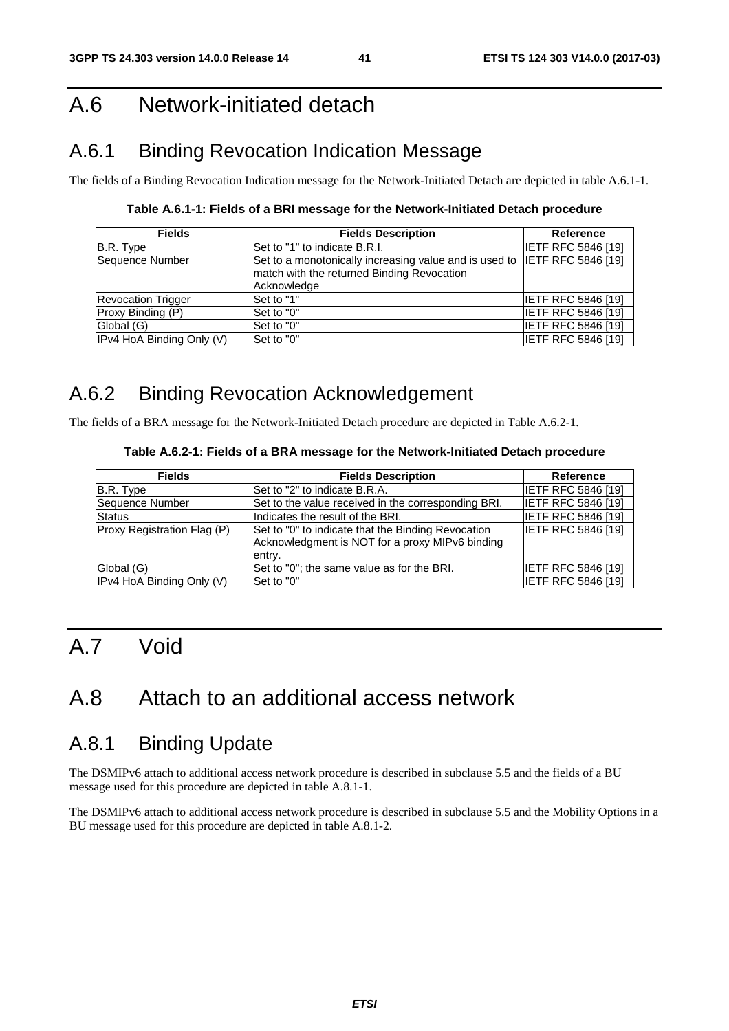# A.6 Network-initiated detach

## A.6.1 Binding Revocation Indication Message

The fields of a Binding Revocation Indication message for the Network-Initiated Detach are depicted in table A.6.1-1.

**Table A.6.1-1: Fields of a BRI message for the Network-Initiated Detach procedure**

| Fields | Fields Description | Reference |
|---|---|---|
| B.R. Type | Set to "1" to indicate B.R.I. | IETF RFC 5846 [19] |
| Sequence Number | Set to a monotonically increasing value and is used to match with the returned Binding Revocation Acknowledge | IETF RFC 5846 [19] |
| Revocation Trigger | Set to "1" | IETF RFC 5846 [19] |
| Proxy Binding (P) | Set to "0" | IETF RFC 5846 [19] |
| Global (G) | Set to "0" | IETF RFC 5846 [19] |
| IPv4 HoA Binding Only (V) | Set to "0" | IETF RFC 5846 [19] |

## A.6.2 Binding Revocation Acknowledgement

The fields of a BRA message for the Network-Initiated Detach procedure are depicted in Table A.6.2-1.

**Table A.6.2-1: Fields of a BRA message for the Network-Initiated Detach procedure**

| Fields | Fields Description | Reference |
|---|---|---|
| B.R. Type | Set to "2" to indicate B.R.A. | IETF RFC 5846 [19] |
| Sequence Number | Set to the value received in the corresponding BRI. | IETF RFC 5846 [19] |
| Status | Indicates the result of the BRI. | IETF RFC 5846 [19] |
| Proxy Registration Flag (P) | Set to "0" to indicate that the Binding Revocation Acknowledgment is NOT for a proxy MIPv6 binding entry. | IETF RFC 5846 [19] |
| Global (G) | Set to "0"; the same value as for the BRI. | IETF RFC 5846 [19] |
| IPv4 HoA Binding Only (V) | Set to "0" | IETF RFC 5846 [19] |

# A.7 Void

# A.8 Attach to an additional access network

## A.8.1 Binding Update

The DSMIPv6 attach to additional access network procedure is described in subclause 5.5 and the fields of a BU message used for this procedure are depicted in table A.8.1-1.

The DSMIPv6 attach to additional access network procedure is described in subclause 5.5 and the Mobility Options in a BU message used for this procedure are depicted in table A.8.1-2.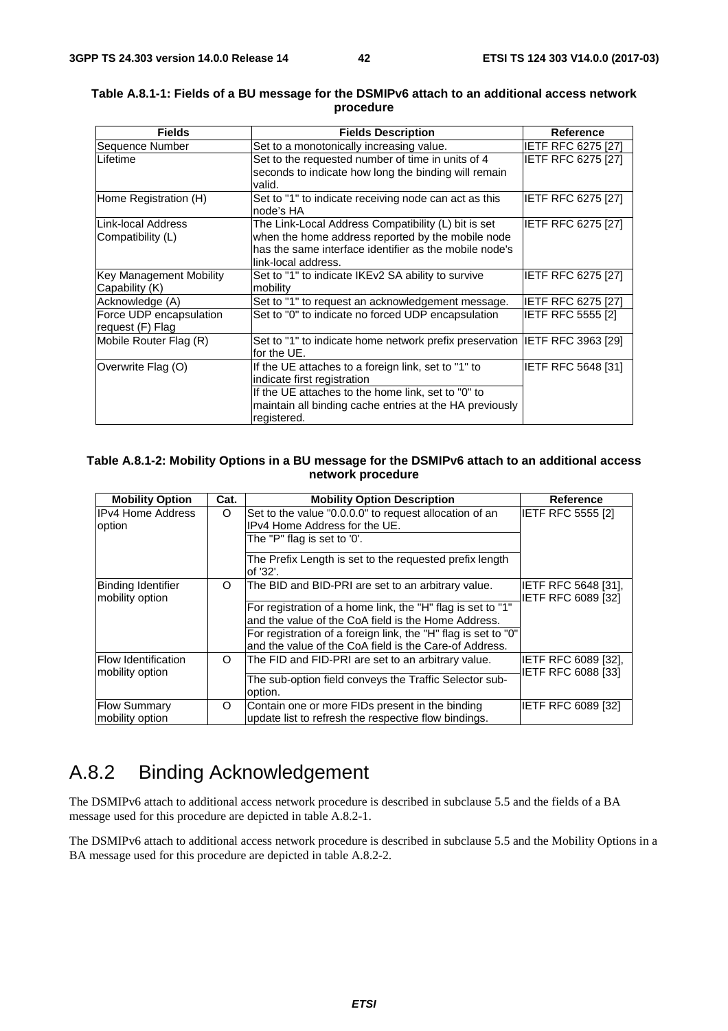**Table A.8.1-1: Fields of a BU message for the DSMIPv6 attach to an additional access network procedure**

| Fields | Fields Description | Reference |
|---|---|---|
| Sequence Number | Set to a monotonically increasing value. | IETF RFC 6275 [27] |
| Lifetime | Set to the requested number of time in units of 4 seconds to indicate how long the binding will remain valid. | IETF RFC 6275 [27] |
| Home Registration (H) | Set to "1" to indicate receiving node can act as this node's HA | IETF RFC 6275 [27] |
| Link-local Address Compatibility (L) | The Link-Local Address Compatibility (L) bit is set when the home address reported by the mobile node has the same interface identifier as the mobile node's link-local address. | IETF RFC 6275 [27] |
| Key Management Mobility Capability (K) | Set to "1" to indicate IKEv2 SA ability to survive mobility | IETF RFC 6275 [27] |
| Acknowledge (A) | Set to "1" to request an acknowledgement message. | IETF RFC 6275 [27] |
| Force UDP encapsulation request (F) Flag | Set to "0" to indicate no forced UDP encapsulation | IETF RFC 5555 [2] |
| Mobile Router Flag (R) | Set to "1" to indicate home network prefix preservation for the UE. | IETF RFC 3963 [29] |
| Overwrite Flag (O) | If the UE attaches to a foreign link, set to "1" to indicate first registration<br>If the UE attaches to the home link, set to "0" to maintain all binding cache entries at the HA previously registered. | IETF RFC 5648 [31] |

**Table A.8.1-2: Mobility Options in a BU message for the DSMIPv6 attach to an additional access network procedure**

| Mobility Option | Cat. | Mobility Option Description | Reference |
|---|---|---|---|
| IPv4 Home Address option | O | Set to the value "0.0.0.0" to request allocation of an IPv4 Home Address for the UE.<br>The "P" flag is set to '0'.<br>The Prefix Length is set to the requested prefix length of '32'. | IETF RFC 5555 [2] |
| Binding Identifier mobility option | O | The BID and BID-PRI are set to an arbitrary value.<br>For registration of a home link, the "H" flag is set to "1" and the value of the CoA field is the Home Address.<br>For registration of a foreign link, the "H" flag is set to "0" and the value of the CoA field is the Care-of Address. | IETF RFC 5648 [31], IETF RFC 6089 [32] |
| Flow Identification mobility option | O | The FID and FID-PRI are set to an arbitrary value.<br>The sub-option field conveys the Traffic Selector sub-option. | IETF RFC 6089 [32], IETF RFC 6088 [33] |
| Flow Summary mobility option | O | Contain one or more FIDs present in the binding update list to refresh the respective flow bindings. | IETF RFC 6089 [32] |

## A.8.2 Binding Acknowledgement

The DSMIPv6 attach to additional access network procedure is described in subclause 5.5 and the fields of a BA message used for this procedure are depicted in table A.8.2-1.

The DSMIPv6 attach to additional access network procedure is described in subclause 5.5 and the Mobility Options in a BA message used for this procedure are depicted in table A.8.2-2.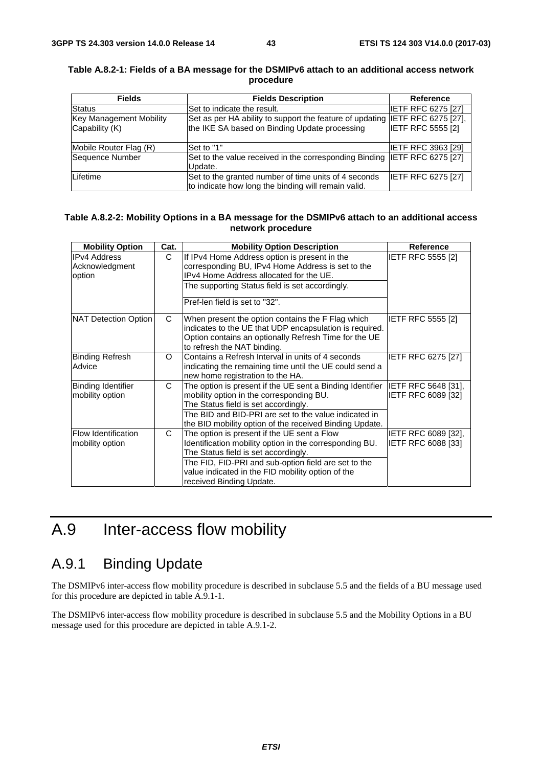**Table A.8.2-1: Fields of a BA message for the DSMIPv6 attach to an additional access network procedure**

| Fields | Fields Description | Reference |
|---|---|---|
| Status | Set to indicate the result. | IETF RFC 6275 [27] |
| Key Management Mobility Capability (K) | Set as per HA ability to support the feature of updating the IKE SA based on Binding Update processing | IETF RFC 6275 [27], IETF RFC 5555 [2] |
| Mobile Router Flag (R) | Set to "1" | IETF RFC 3963 [29] |
| Sequence Number | Set to the value received in the corresponding Binding Update. | IETF RFC 6275 [27] |
| Lifetime | Set to the granted number of time units of 4 seconds to indicate how long the binding will remain valid. | IETF RFC 6275 [27] |

**Table A.8.2-2: Mobility Options in a BA message for the DSMIPv6 attach to an additional access network procedure**

| Mobility Option | Cat. | Mobility Option Description | Reference |
|---|---|---|---|
| IPv4 Address Acknowledgment option | C | If IPv4 Home Address option is present in the corresponding BU, IPv4 Home Address is set to the IPv4 Home Address allocated for the UE. | IETF RFC 5555 [2] |
| | | The supporting Status field is set accordingly. | |
| | | Pref-len field is set to "32". | |
| NAT Detection Option | C | When present the option contains the F Flag which indicates to the UE that UDP encapsulation is required. Option contains an optionally Refresh Time for the UE to refresh the NAT binding. | IETF RFC 5555 [2] |
| Binding Refresh Advice | O | Contains a Refresh Interval in units of 4 seconds indicating the remaining time until the UE could send a new home registration to the HA. | IETF RFC 6275 [27] |
| Binding Identifier mobility option | C | The option is present if the UE sent a Binding Identifier mobility option in the corresponding BU. The Status field is set accordingly. | IETF RFC 5648 [31], IETF RFC 6089 [32] |
| | | The BID and BID-PRI are set to the value indicated in the BID mobility option of the received Binding Update. | |
| Flow Identification mobility option | C | The option is present if the UE sent a Flow Identification mobility option in the corresponding BU. The Status field is set accordingly. | IETF RFC 6089 [32], IETF RFC 6088 [33] |
| | | The FID, FID-PRI and sub-option field are set to the value indicated in the FID mobility option of the received Binding Update. | |

# A.9 Inter-access flow mobility

## A.9.1 Binding Update

The DSMIPv6 inter-access flow mobility procedure is described in subclause 5.5 and the fields of a BU message used for this procedure are depicted in table A.9.1-1.

The DSMIPv6 inter-access flow mobility procedure is described in subclause 5.5 and the Mobility Options in a BU message used for this procedure are depicted in table A.9.1-2.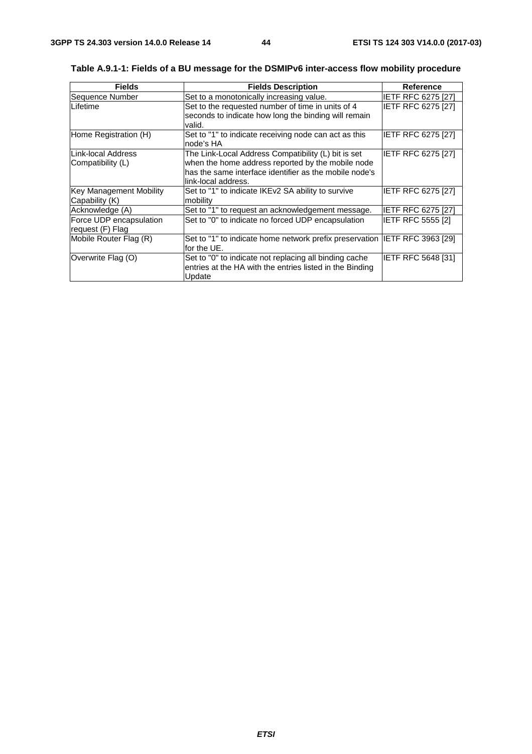**Table A.9.1-1: Fields of a BU message for the DSMIPv6 inter-access flow mobility procedure**

| Fields | Fields Description | Reference |
|---|---|---|
| Sequence Number | Set to a monotonically increasing value. | IETF RFC 6275 [27] |
| Lifetime | Set to the requested number of time in units of 4 seconds to indicate how long the binding will remain valid. | IETF RFC 6275 [27] |
| Home Registration (H) | Set to "1" to indicate receiving node can act as this node's HA | IETF RFC 6275 [27] |
| Link-local Address Compatibility (L) | The Link-Local Address Compatibility (L) bit is set when the home address reported by the mobile node has the same interface identifier as the mobile node's link-local address. | IETF RFC 6275 [27] |
| Key Management Mobility Capability (K) | Set to "1" to indicate IKEv2 SA ability to survive mobility | IETF RFC 6275 [27] |
| Acknowledge (A) | Set to "1" to request an acknowledgement message. | IETF RFC 6275 [27] |
| Force UDP encapsulation request (F) Flag | Set to "0" to indicate no forced UDP encapsulation | IETF RFC 5555 [2] |
| Mobile Router Flag (R) | Set to "1" to indicate home network prefix preservation for the UE. | IETF RFC 3963 [29] |
| Overwrite Flag (O) | Set to "0" to indicate not replacing all binding cache entries at the HA with the entries listed in the Binding Update | IETF RFC 5648 [31] |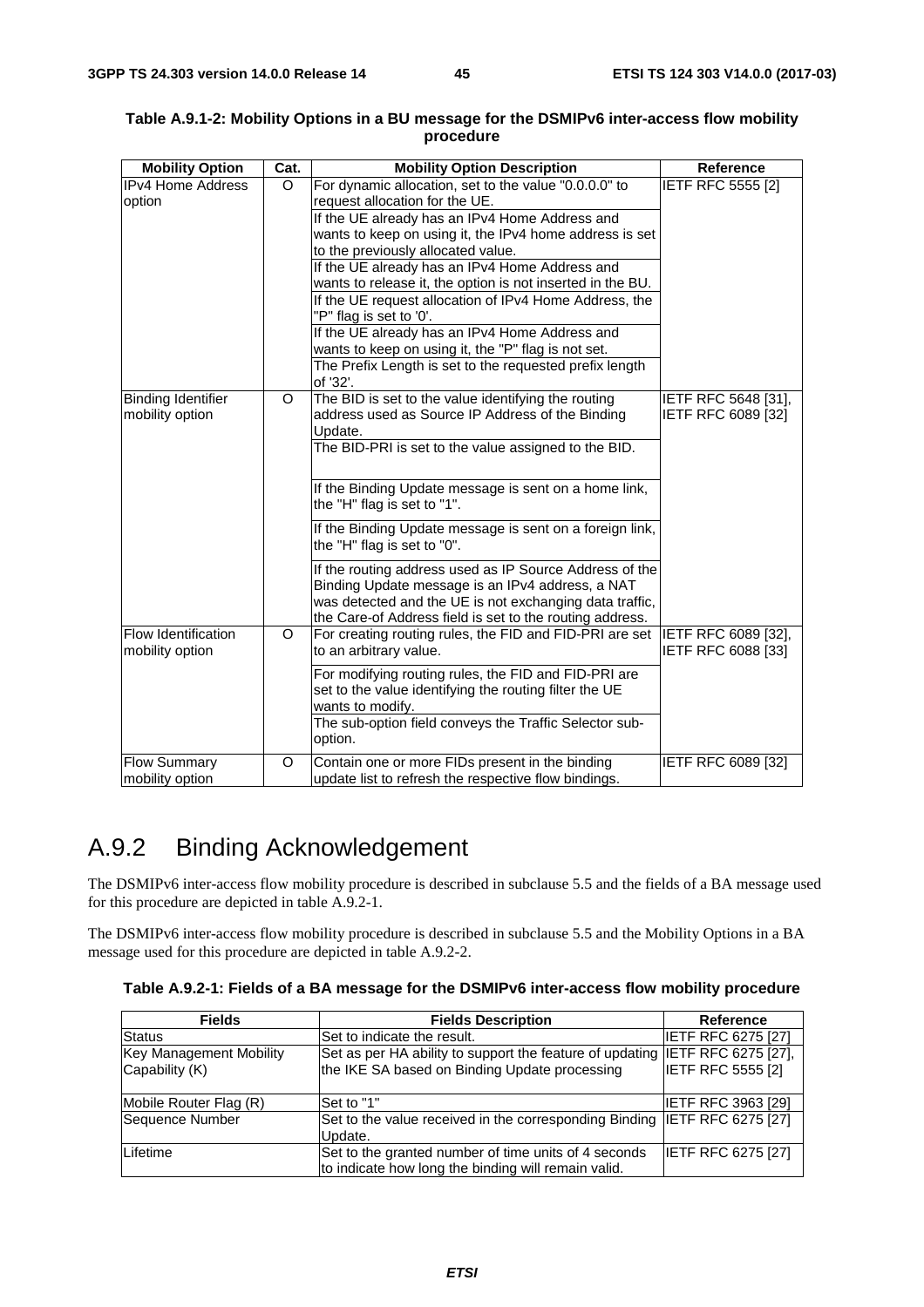**Table A.9.1-2: Mobility Options in a BU message for the DSMIPv6 inter-access flow mobility procedure**

| Mobility Option | Cat. | Mobility Option Description | Reference |
|---|---|---|---|
| IPv4 Home Address option | O | For dynamic allocation, set to the value "0.0.0.0" to request allocation for the UE. | IETF RFC 5555 [2] |
| | | If the UE already has an IPv4 Home Address and wants to keep on using it, the IPv4 home address is set to the previously allocated value. | |
| | | If the UE already has an IPv4 Home Address and wants to release it, the option is not inserted in the BU. | |
| | | If the UE request allocation of IPv4 Home Address, the "P" flag is set to '0'. | |
| | | If the UE already has an IPv4 Home Address and wants to keep on using it, the "P" flag is not set. | |
| | | The Prefix Length is set to the requested prefix length of '32'. | |
| Binding Identifier mobility option | O | The BID is set to the value identifying the routing address used as Source IP Address of the Binding Update. | IETF RFC 5648 [31], IETF RFC 6089 [32] |
| | | The BID-PRI is set to the value assigned to the BID. | |
| | | If the Binding Update message is sent on a home link, the "H" flag is set to "1". | |
| | | If the Binding Update message is sent on a foreign link, the "H" flag is set to "0". | |
| | | If the routing address used as IP Source Address of the Binding Update message is an IPv4 address, a NAT was detected and the UE is not exchanging data traffic, the Care-of Address field is set to the routing address. | |
| Flow Identification mobility option | O | For creating routing rules, the FID and FID-PRI are set to an arbitrary value. | IETF RFC 6089 [32], IETF RFC 6088 [33] |
| | | For modifying routing rules, the FID and FID-PRI are set to the value identifying the routing filter the UE wants to modify. | |
| | | The sub-option field conveys the Traffic Selector sub-option. | |
| Flow Summary mobility option | O | Contain one or more FIDs present in the binding update list to refresh the respective flow bindings. | IETF RFC 6089 [32] |

## A.9.2 Binding Acknowledgement

The DSMIPv6 inter-access flow mobility procedure is described in subclause 5.5 and the fields of a BA message used for this procedure are depicted in table A.9.2-1.

The DSMIPv6 inter-access flow mobility procedure is described in subclause 5.5 and the Mobility Options in a BA message used for this procedure are depicted in table A.9.2-2.

**Table A.9.2-1: Fields of a BA message for the DSMIPv6 inter-access flow mobility procedure**

| Fields | Fields Description | Reference |
|---|---|---|
| Status | Set to indicate the result. | IETF RFC 6275 [27] |
| Key Management Mobility Capability (K) | Set as per HA ability to support the feature of updating the IKE SA based on Binding Update processing | IETF RFC 6275 [27], IETF RFC 5555 [2] |
| Mobile Router Flag (R) | Set to "1" | IETF RFC 3963 [29] |
| Sequence Number | Set to the value received in the corresponding Binding Update. | IETF RFC 6275 [27] |
| Lifetime | Set to the granted number of time units of 4 seconds to indicate how long the binding will remain valid. | IETF RFC 6275 [27] |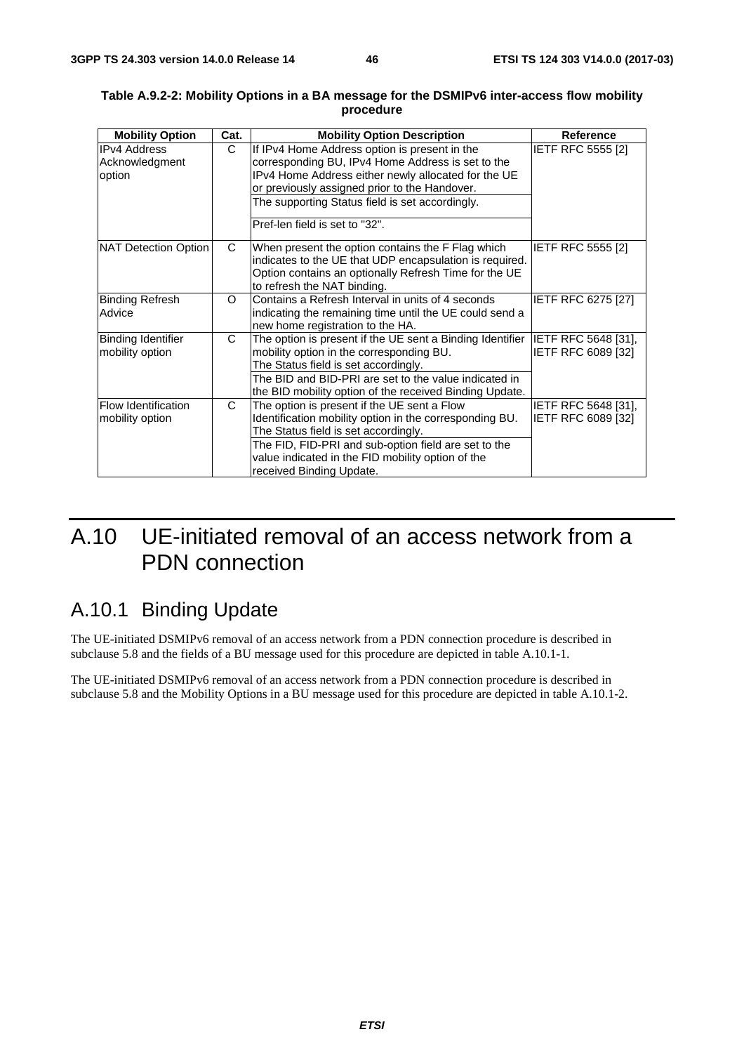**Table A.9.2-2: Mobility Options in a BA message for the DSMIPv6 inter-access flow mobility procedure**

| Mobility Option | Cat. | Mobility Option Description | Reference |
|---|---|---|---|
| IPv4 Address Acknowledgment option | C | If IPv4 Home Address option is present in the corresponding BU, IPv4 Home Address is set to the IPv4 Home Address either newly allocated for the UE or previously assigned prior to the Handover.<br>The supporting Status field is set accordingly.<br>Pref-len field is set to "32". | IETF RFC 5555 [2] |
| NAT Detection Option | C | When present the option contains the F Flag which indicates to the UE that UDP encapsulation is required. Option contains an optionally Refresh Time for the UE to refresh the NAT binding. | IETF RFC 5555 [2] |
| Binding Refresh Advice | O | Contains a Refresh Interval in units of 4 seconds indicating the remaining time until the UE could send a new home registration to the HA. | IETF RFC 6275 [27] |
| Binding Identifier mobility option | C | The option is present if the UE sent a Binding Identifier mobility option in the corresponding BU.<br>The Status field is set accordingly.<br>The BID and BID-PRI are set to the value indicated in the BID mobility option of the received Binding Update. | IETF RFC 5648 [31], IETF RFC 6089 [32] |
| Flow Identification mobility option | C | The option is present if the UE sent a Flow Identification mobility option in the corresponding BU.<br>The Status field is set accordingly.<br>The FID, FID-PRI and sub-option field are set to the value indicated in the FID mobility option of the received Binding Update. | IETF RFC 5648 [31], IETF RFC 6089 [32] |

# A.10 UE-initiated removal of an access network from a PDN connection

## A.10.1 Binding Update

The UE-initiated DSMIPv6 removal of an access network from a PDN connection procedure is described in subclause 5.8 and the fields of a BU message used for this procedure are depicted in table A.10.1-1.

The UE-initiated DSMIPv6 removal of an access network from a PDN connection procedure is described in subclause 5.8 and the Mobility Options in a BU message used for this procedure are depicted in table A.10.1-2.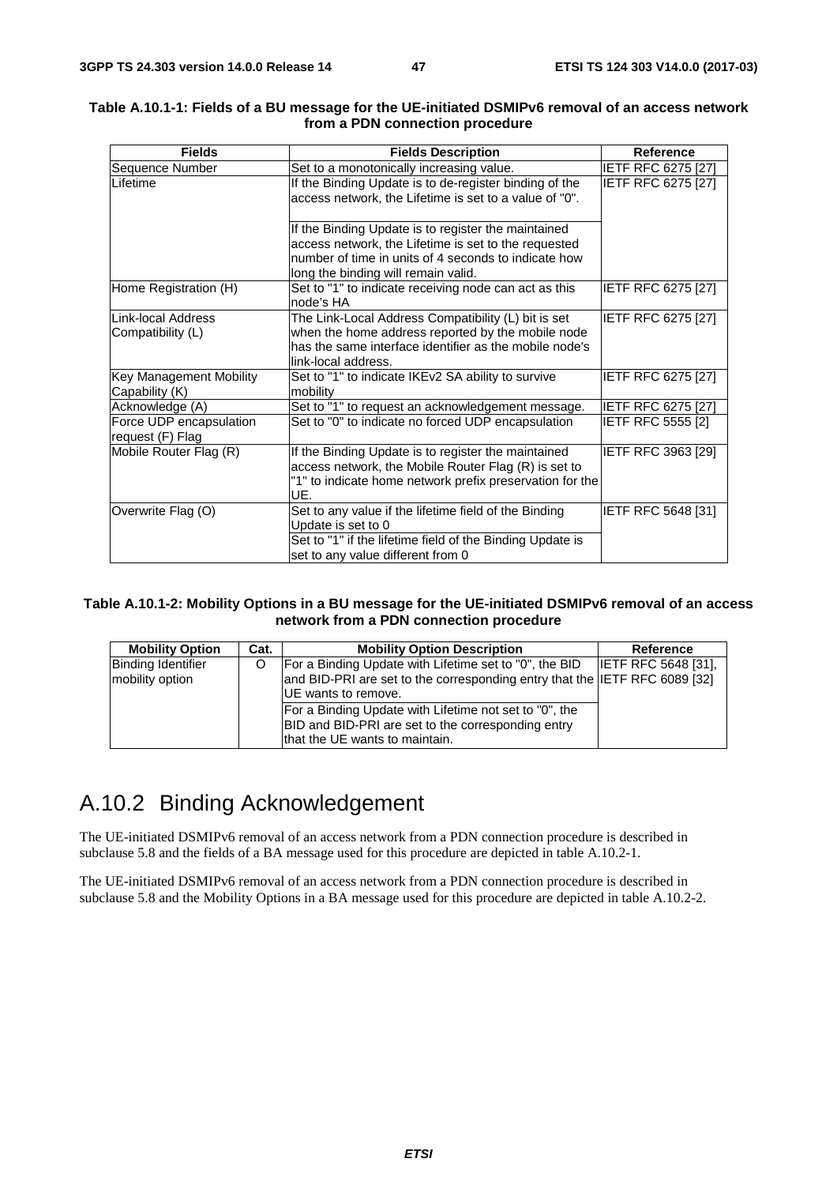**Table A.10.1-1: Fields of a BU message for the UE-initiated DSMIPv6 removal of an access network from a PDN connection procedure**

| Fields | Fields Description | Reference |
|---|---|---|
| Sequence Number | Set to a monotonically increasing value. | IETF RFC 6275 [27] |
| Lifetime | If the Binding Update is to de-register binding of the access network, the Lifetime is set to a value of "0".<br><br>If the Binding Update is to register the maintained access network, the Lifetime is set to the requested number of time in units of 4 seconds to indicate how long the binding will remain valid. | IETF RFC 6275 [27] |
| Home Registration (H) | Set to "1" to indicate receiving node can act as this node's HA | IETF RFC 6275 [27] |
| Link-local Address Compatibility (L) | The Link-Local Address Compatibility (L) bit is set when the home address reported by the mobile node has the same interface identifier as the mobile node's link-local address. | IETF RFC 6275 [27] |
| Key Management Mobility Capability (K) | Set to "1" to indicate IKEv2 SA ability to survive mobility | IETF RFC 6275 [27] |
| Acknowledge (A) | Set to "1" to request an acknowledgement message. | IETF RFC 6275 [27] |
| Force UDP encapsulation request (F) Flag | Set to "0" to indicate no forced UDP encapsulation | IETF RFC 5555 [2] |
| Mobile Router Flag (R) | If the Binding Update is to register the maintained access network, the Mobile Router Flag (R) is set to "1" to indicate home network prefix preservation for the UE. | IETF RFC 3963 [29] |
| Overwrite Flag (O) | Set to any value if the lifetime field of the Binding Update is set to 0<br>Set to "1" if the lifetime field of the Binding Update is set to any value different from 0 | IETF RFC 5648 [31] |

**Table A.10.1-2: Mobility Options in a BU message for the UE-initiated DSMIPv6 removal of an access network from a PDN connection procedure**

| Mobility Option | Cat. | Mobility Option Description | Reference |
|---|---|---|---|
| Binding Identifier mobility option | O | For a Binding Update with Lifetime set to "0", the BID and BID-PRI are set to the corresponding entry that the UE wants to remove.<br>For a Binding Update with Lifetime not set to "0", the BID and BID-PRI are set to the corresponding entry that the UE wants to maintain. | IETF RFC 5648 [31], IETF RFC 6089 [32] |

# A.10.2 Binding Acknowledgement

The UE-initiated DSMIPv6 removal of an access network from a PDN connection procedure is described in subclause 5.8 and the fields of a BA message used for this procedure are depicted in table A.10.2-1.

The UE-initiated DSMIPv6 removal of an access network from a PDN connection procedure is described in subclause 5.8 and the Mobility Options in a BA message used for this procedure are depicted in table A.10.2-2.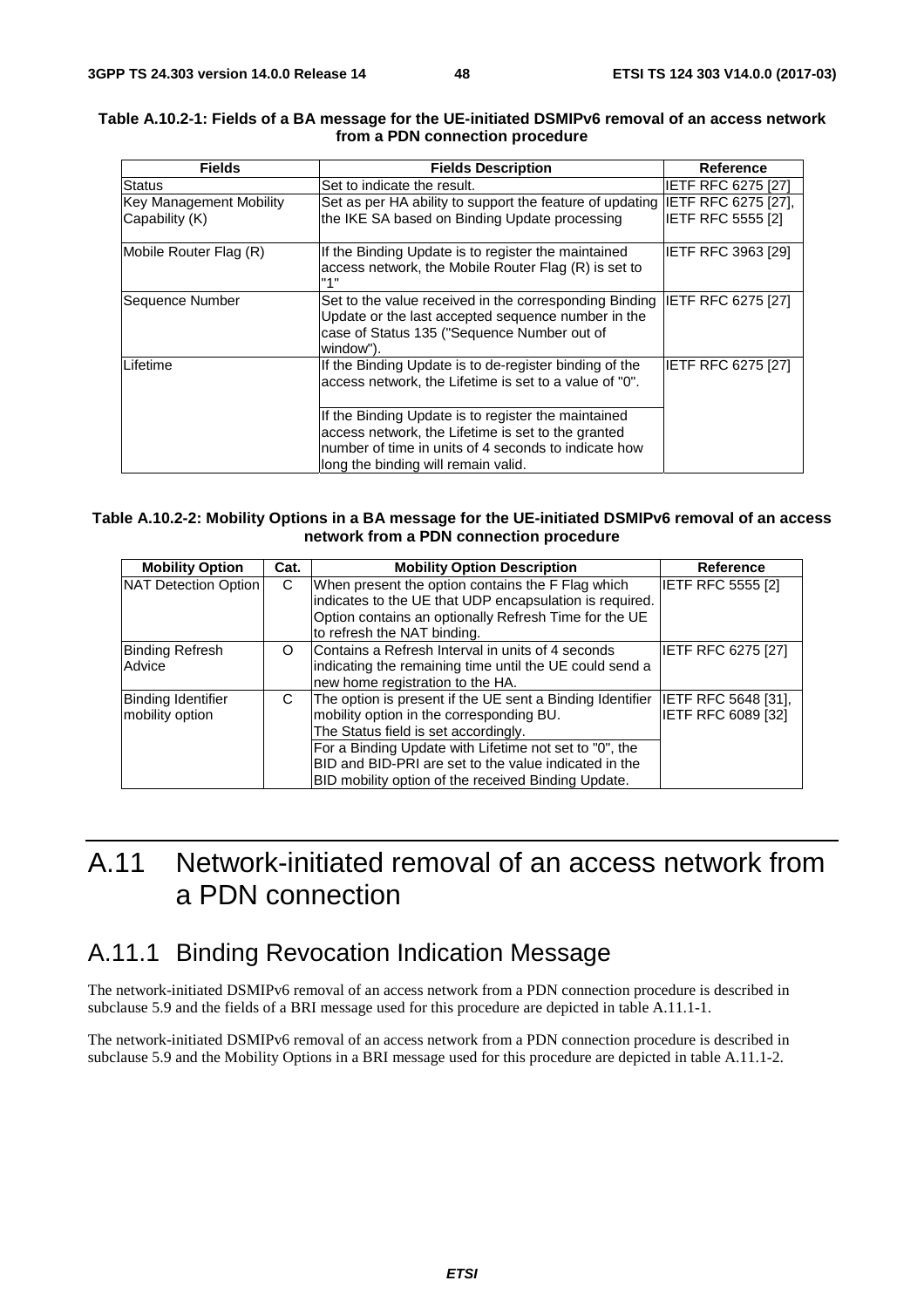**Table A.10.2-1: Fields of a BA message for the UE-initiated DSMIPv6 removal of an access network from a PDN connection procedure**

| Fields | Fields Description | Reference |
|---|---|---|
| Status | Set to indicate the result. | IETF RFC 6275 [27] |
| Key Management Mobility Capability (K) | Set as per HA ability to support the feature of updating the IKE SA based on Binding Update processing | IETF RFC 6275 [27], IETF RFC 5555 [2] |
| Mobile Router Flag (R) | If the Binding Update is to register the maintained access network, the Mobile Router Flag (R) is set to "1" | IETF RFC 3963 [29] |
| Sequence Number | Set to the value received in the corresponding Binding Update or the last accepted sequence number in the case of Status 135 ("Sequence Number out of window"). | IETF RFC 6275 [27] |
| Lifetime | If the Binding Update is to de-register binding of the access network, the Lifetime is set to a value of "0". | IETF RFC 6275 [27] |
| | If the Binding Update is to register the maintained access network, the Lifetime is set to the granted number of time in units of 4 seconds to indicate how long the binding will remain valid. | |

**Table A.10.2-2: Mobility Options in a BA message for the UE-initiated DSMIPv6 removal of an access network from a PDN connection procedure**

| Mobility Option | Cat. | Mobility Option Description | Reference |
|---|---|---|---|
| NAT Detection Option | C | When present the option contains the F Flag which indicates to the UE that UDP encapsulation is required. Option contains an optionally Refresh Time for the UE to refresh the NAT binding. | IETF RFC 5555 [2] |
| Binding Refresh Advice | O | Contains a Refresh Interval in units of 4 seconds indicating the remaining time until the UE could send a new home registration to the HA. | IETF RFC 6275 [27] |
| Binding Identifier mobility option | C | The option is present if the UE sent a Binding Identifier mobility option in the corresponding BU. The Status field is set accordingly. | IETF RFC 5648 [31], IETF RFC 6089 [32] |
| | | For a Binding Update with Lifetime not set to "0", the BID and BID-PRI are set to the value indicated in the BID mobility option of the received Binding Update. | |

# A.11 Network-initiated removal of an access network from a PDN connection

## A.11.1 Binding Revocation Indication Message

The network-initiated DSMIPv6 removal of an access network from a PDN connection procedure is described in subclause 5.9 and the fields of a BRI message used for this procedure are depicted in table A.11.1-1.

The network-initiated DSMIPv6 removal of an access network from a PDN connection procedure is described in subclause 5.9 and the Mobility Options in a BRI message used for this procedure are depicted in table A.11.1-2.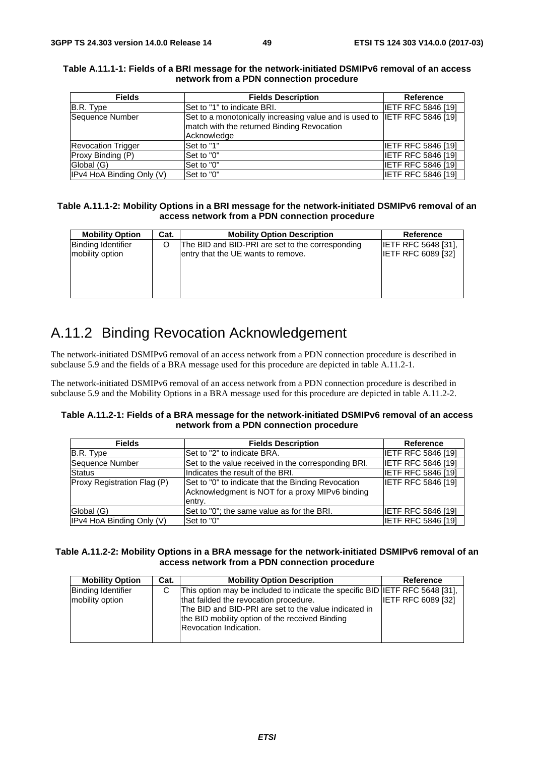**Table A.11.1-1: Fields of a BRI message for the network-initiated DSMIPv6 removal of an access network from a PDN connection procedure**

| Fields | Fields Description | Reference |
|---|---|---|
| B.R. Type | Set to "1" to indicate BRI. | IETF RFC 5846 [19] |
| Sequence Number | Set to a monotonically increasing value and is used to match with the returned Binding Revocation Acknowledge | IETF RFC 5846 [19] |
| Revocation Trigger | Set to "1" | IETF RFC 5846 [19] |
| Proxy Binding (P) | Set to "0" | IETF RFC 5846 [19] |
| Global (G) | Set to "0" | IETF RFC 5846 [19] |
| IPv4 HoA Binding Only (V) | Set to "0" | IETF RFC 5846 [19] |

**Table A.11.1-2: Mobility Options in a BRI message for the network-initiated DSMIPv6 removal of an access network from a PDN connection procedure**

| Mobility Option | Cat. | Mobility Option Description | Reference |
|---|---|---|---|
| Binding Identifier mobility option | O | The BID and BID-PRI are set to the corresponding entry that the UE wants to remove. | IETF RFC 5648 [31], IETF RFC 6089 [32] |

## A.11.2 Binding Revocation Acknowledgement

The network-initiated DSMIPv6 removal of an access network from a PDN connection procedure is described in subclause 5.9 and the fields of a BRA message used for this procedure are depicted in table A.11.2-1.

The network-initiated DSMIPv6 removal of an access network from a PDN connection procedure is described in subclause 5.9 and the Mobility Options in a BRA message used for this procedure are depicted in table A.11.2-2.

**Table A.11.2-1: Fields of a BRA message for the network-initiated DSMIPv6 removal of an access network from a PDN connection procedure**

| Fields | Fields Description | Reference |
|---|---|---|
| B.R. Type | Set to "2" to indicate BRA. | IETF RFC 5846 [19] |
| Sequence Number | Set to the value received in the corresponding BRI. | IETF RFC 5846 [19] |
| Status | Indicates the result of the BRI. | IETF RFC 5846 [19] |
| Proxy Registration Flag (P) | Set to "0" to indicate that the Binding Revocation Acknowledgment is NOT for a proxy MIPv6 binding entry. | IETF RFC 5846 [19] |
| Global (G) | Set to "0"; the same value as for the BRI. | IETF RFC 5846 [19] |
| IPv4 HoA Binding Only (V) | Set to "0" | IETF RFC 5846 [19] |

**Table A.11.2-2: Mobility Options in a BRA message for the network-initiated DSMIPv6 removal of an access network from a PDN connection procedure**

| Mobility Option | Cat. | Mobility Option Description | Reference |
|---|---|---|---|
| Binding Identifier mobility option | C | This option may be included to indicate the specific BID that faildded the revocation procedure. The BID and BID-PRI are set to the value indicated in the BID mobility option of the received Binding Revocation Indication. | IETF RFC 5648 [31], IETF RFC 6089 [32] |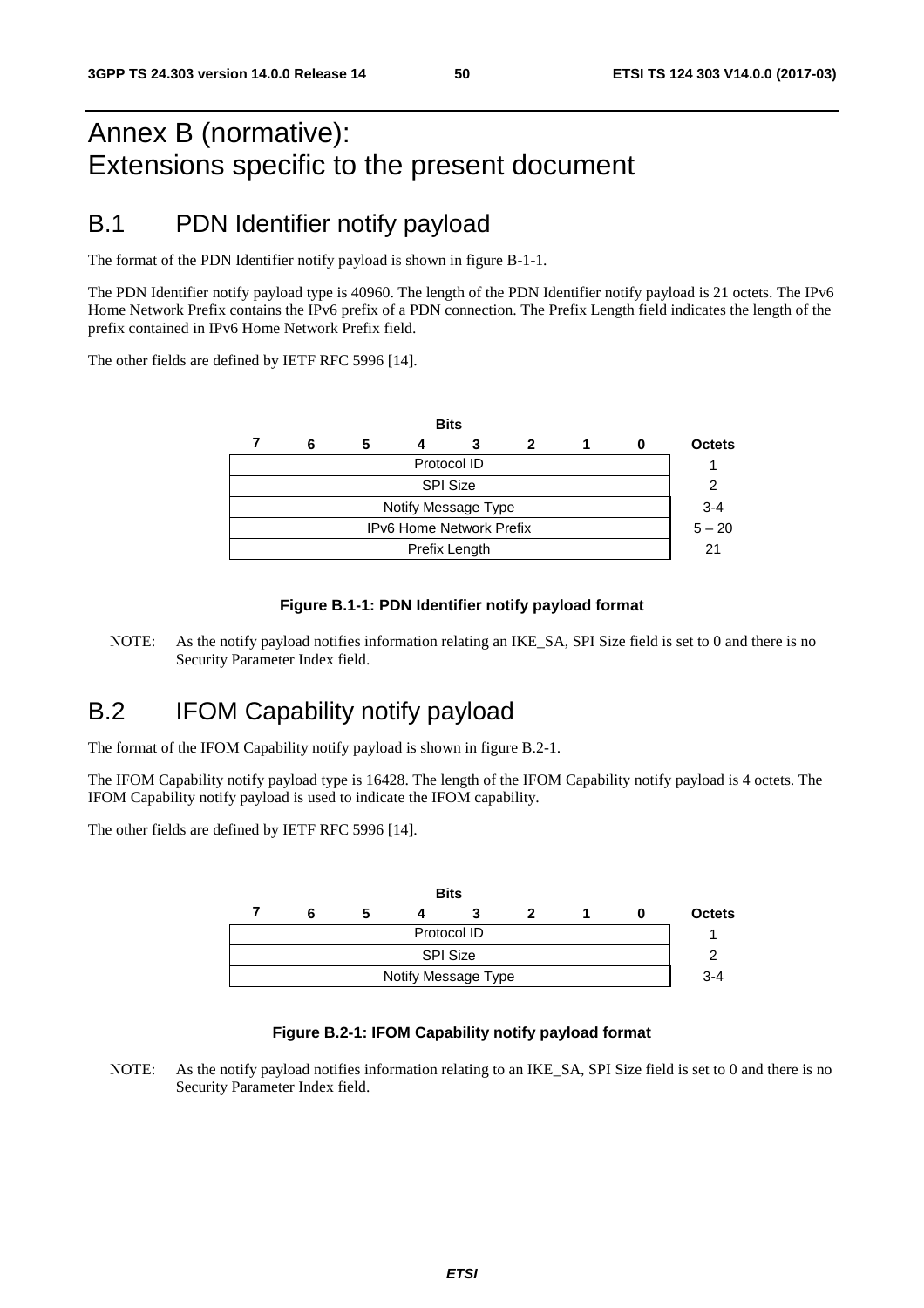# Annex B (normative): Extensions specific to the present document

## B.1 PDN Identifier notify payload

The format of the PDN Identifier notify payload is shown in figure B-1-1.

The PDN Identifier notify payload type is 40960. The length of the PDN Identifier notify payload is 21 octets. The IPv6 Home Network Prefix contains the IPv6 prefix of a PDN connection. The Prefix Length field indicates the length of the prefix contained in IPv6 Home Network Prefix field.

The other fields are defined by IETF RFC 5996 [14].

| Bits 7 6 5 4 3 2 1 0 | Octets |
|---|---|
| Protocol ID | 1 |
| SPI Size | 2 |
| Notify Message Type | 3-4 |
| IPv6 Home Network Prefix | 5 – 20 |
| Prefix Length | 21 |

**Figure B.1-1: PDN Identifier notify payload format**

NOTE: As the notify payload notifies information relating an IKE_SA, SPI Size field is set to 0 and there is no Security Parameter Index field.

## B.2 IFOM Capability notify payload

The format of the IFOM Capability notify payload is shown in figure B.2-1.

The IFOM Capability notify payload type is 16428. The length of the IFOM Capability notify payload is 4 octets. The IFOM Capability notify payload is used to indicate the IFOM capability.

The other fields are defined by IETF RFC 5996 [14].

| Bits 7 6 5 4 3 2 1 0 | Octets |
|---|---|
| Protocol ID | 1 |
| SPI Size | 2 |
| Notify Message Type | 3-4 |

**Figure B.2-1: IFOM Capability notify payload format**

NOTE: As the notify payload notifies information relating to an IKE_SA, SPI Size field is set to 0 and there is no Security Parameter Index field.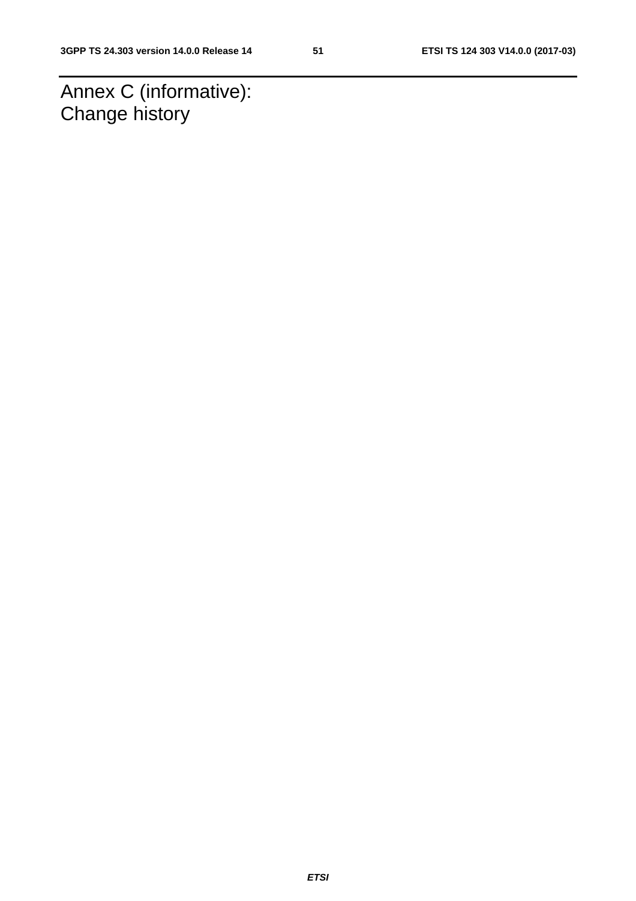# Annex C (informative): Change history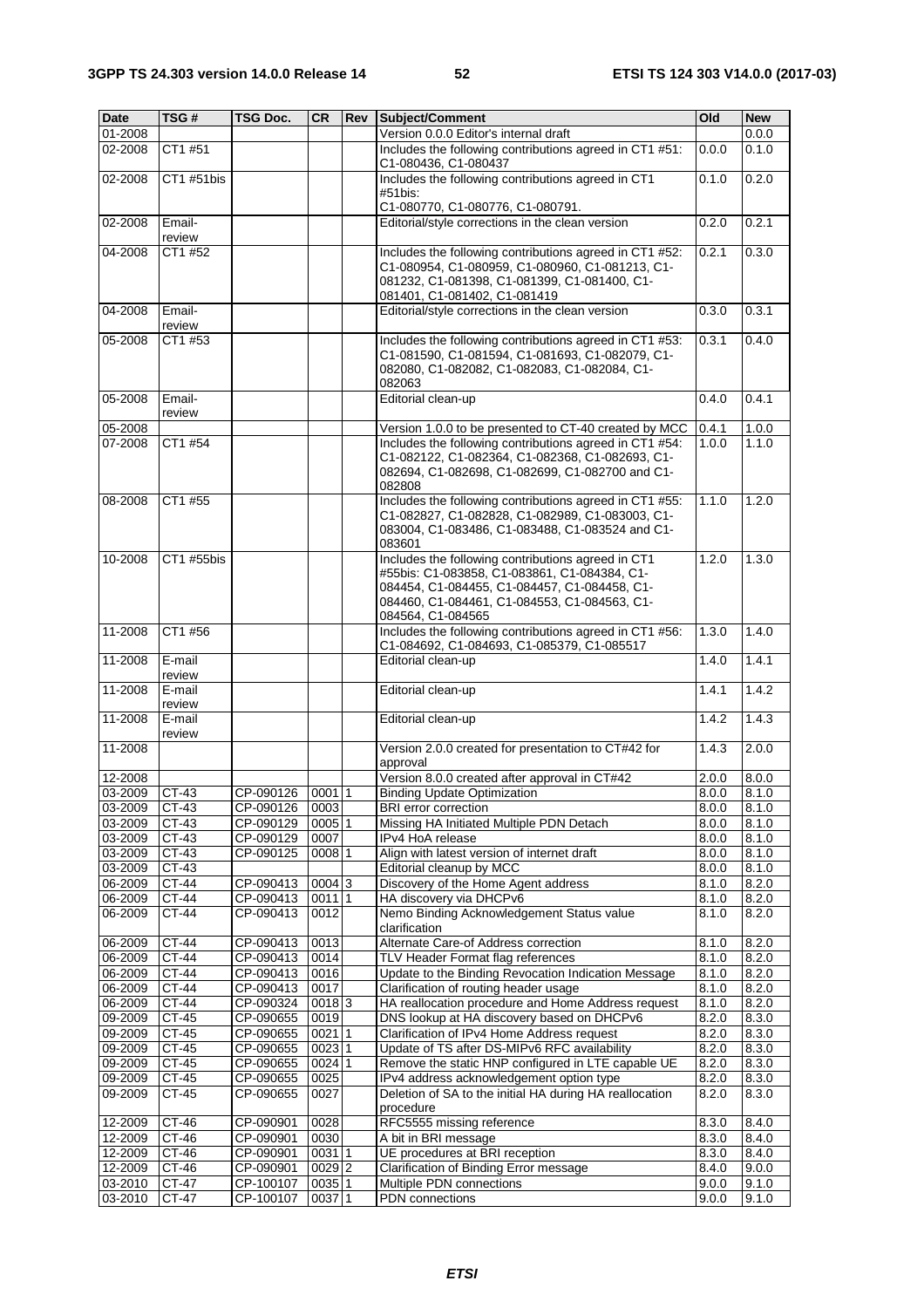| Date | TSG # | TSG Doc. | CR | Rev | Subject/Comment | Old | New |
|---|---|---|---|---|---|---|---|
| 01-2008 | | | | | Version 0.0.0 Editor's internal draft | | 0.0.0 |
| 02-2008 | CT1 #51 | | | | Includes the following contributions agreed in CT1 #51: C1-080436, C1-080437 | 0.0.0 | 0.1.0 |
| 02-2008 | CT1 #51bis | | | | Includes the following contributions agreed in CT1 #51bis: C1-080770, C1-080776, C1-080791. | 0.1.0 | 0.2.0 |
| 02-2008 | Email-review | | | | Editorial/style corrections in the clean version | 0.2.0 | 0.2.1 |
| 04-2008 | CT1 #52 | | | | Includes the following contributions agreed in CT1 #52: C1-080954, C1-080959, C1-080960, C1-081213, C1-081232, C1-081398, C1-081399, C1-081400, C1-081401, C1-081402, C1-081419 | 0.2.1 | 0.3.0 |
| 04-2008 | Email-review | | | | Editorial/style corrections in the clean version | 0.3.0 | 0.3.1 |
| 05-2008 | CT1 #53 | | | | Includes the following contributions agreed in CT1 #53: C1-081590, C1-081594, C1-081693, C1-082079, C1-082080, C1-082082, C1-082083, C1-082084, C1-082063 | 0.3.1 | 0.4.0 |
| 05-2008 | Email-review | | | | Editorial clean-up | 0.4.0 | 0.4.1 |
| 05-2008 | | | | | Version 1.0.0 to be presented to CT-40 created by MCC | 0.4.1 | 1.0.0 |
| 07-2008 | CT1 #54 | | | | Includes the following contributions agreed in CT1 #54: C1-082122, C1-082364, C1-082368, C1-082693, C1-082694, C1-082698, C1-082699, C1-082700 and C1-082808 | 1.0.0 | 1.1.0 |
| 08-2008 | CT1 #55 | | | | Includes the following contributions agreed in CT1 #55: C1-082827, C1-082828, C1-082989, C1-083003, C1-083004, C1-083486, C1-083488, C1-083524 and C1-083601 | 1.1.0 | 1.2.0 |
| 10-2008 | CT1 #55bis | | | | Includes the following contributions agreed in CT1 #55bis: C1-083858, C1-083861, C1-084384, C1-084454, C1-084455, C1-084457, C1-084458, C1-084460, C1-084461, C1-084553, C1-084563, C1-084564, C1-084565 | 1.2.0 | 1.3.0 |
| 11-2008 | CT1 #56 | | | | Includes the following contributions agreed in CT1 #56: C1-084692, C1-084693, C1-085379, C1-085517 | 1.3.0 | 1.4.0 |
| 11-2008 | E-mail review | | | | Editorial clean-up | 1.4.0 | 1.4.1 |
| 11-2008 | E-mail review | | | | Editorial clean-up | 1.4.1 | 1.4.2 |
| 11-2008 | E-mail review | | | | Editorial clean-up | 1.4.2 | 1.4.3 |
| 11-2008 | | | | | Version 2.0.0 created for presentation to CT#42 for approval | 1.4.3 | 2.0.0 |
| 12-2008 | | | | | Version 8.0.0 created after approval in CT#42 | 2.0.0 | 8.0.0 |
| 03-2009 | CT-43 | CP-090126 | 0001 | 1 | Binding Update Optimization | 8.0.0 | 8.1.0 |
| 03-2009 | CT-43 | CP-090126 | 0003 | | BRI error correction | 8.0.0 | 8.1.0 |
| 03-2009 | CT-43 | CP-090129 | 0005 | 1 | Missing HA Initiated Multiple PDN Detach | 8.0.0 | 8.1.0 |
| 03-2009 | CT-43 | CP-090129 | 0007 | | IPv4 HoA release | 8.0.0 | 8.1.0 |
| 03-2009 | CT-43 | CP-090125 | 0008 | 1 | Align with latest version of internet draft | 8.0.0 | 8.1.0 |
| 03-2009 | CT-43 | | | | Editorial cleanup by MCC | 8.0.0 | 8.1.0 |
| 06-2009 | CT-44 | CP-090413 | 0004 | 3 | Discovery of the Home Agent address | 8.1.0 | 8.2.0 |
| 06-2009 | CT-44 | CP-090413 | 0011 | 1 | HA discovery via DHCPv6 | 8.1.0 | 8.2.0 |
| 06-2009 | CT-44 | CP-090413 | 0012 | | Nemo Binding Acknowledgement Status value clarification | 8.1.0 | 8.2.0 |
| 06-2009 | CT-44 | CP-090413 | 0013 | | Alternate Care-of Address correction | 8.1.0 | 8.2.0 |
| 06-2009 | CT-44 | CP-090413 | 0014 | | TLV Header Format flag references | 8.1.0 | 8.2.0 |
| 06-2009 | CT-44 | CP-090413 | 0016 | | Update to the Binding Revocation Indication Message | 8.1.0 | 8.2.0 |
| 06-2009 | CT-44 | CP-090413 | 0017 | | Clarification of routing header usage | 8.1.0 | 8.2.0 |
| 06-2009 | CT-44 | CP-090324 | 0018 | 3 | HA reallocation procedure and Home Address request | 8.1.0 | 8.2.0 |
| 09-2009 | CT-45 | CP-090655 | 0019 | | DNS lookup at HA discovery based on DHCPv6 | 8.2.0 | 8.3.0 |
| 09-2009 | CT-45 | CP-090655 | 0021 | 1 | Clarification of IPv4 Home Address request | 8.2.0 | 8.3.0 |
| 09-2009 | CT-45 | CP-090655 | 0023 | 1 | Update of TS after DS-MIPv6 RFC availability | 8.2.0 | 8.3.0 |
| 09-2009 | CT-45 | CP-090655 | 0024 | 1 | Remove the static HNP configured in LTE capable UE | 8.2.0 | 8.3.0 |
| 09-2009 | CT-45 | CP-090655 | 0025 | | IPv4 address acknowledgement option type | 8.2.0 | 8.3.0 |
| 09-2009 | CT-45 | CP-090655 | 0027 | | Deletion of SA to the initial HA during HA reallocation procedure | 8.2.0 | 8.3.0 |
| 12-2009 | CT-46 | CP-090901 | 0028 | | RFC5555 missing reference | 8.3.0 | 8.4.0 |
| 12-2009 | CT-46 | CP-090901 | 0030 | | A bit in BRI message | 8.3.0 | 8.4.0 |
| 12-2009 | CT-46 | CP-090901 | 0031 | 1 | UE procedures at BRI reception | 8.3.0 | 8.4.0 |
| 12-2009 | CT-46 | CP-090901 | 0029 | 2 | Clarification of Binding Error message | 8.4.0 | 9.0.0 |
| 03-2010 | CT-47 | CP-100107 | 0035 | 1 | Multiple PDN connections | 9.0.0 | 9.1.0 |
| 03-2010 | CT-47 | CP-100107 | 0037 | 1 | PDN connections | 9.0.0 | 9.1.0 |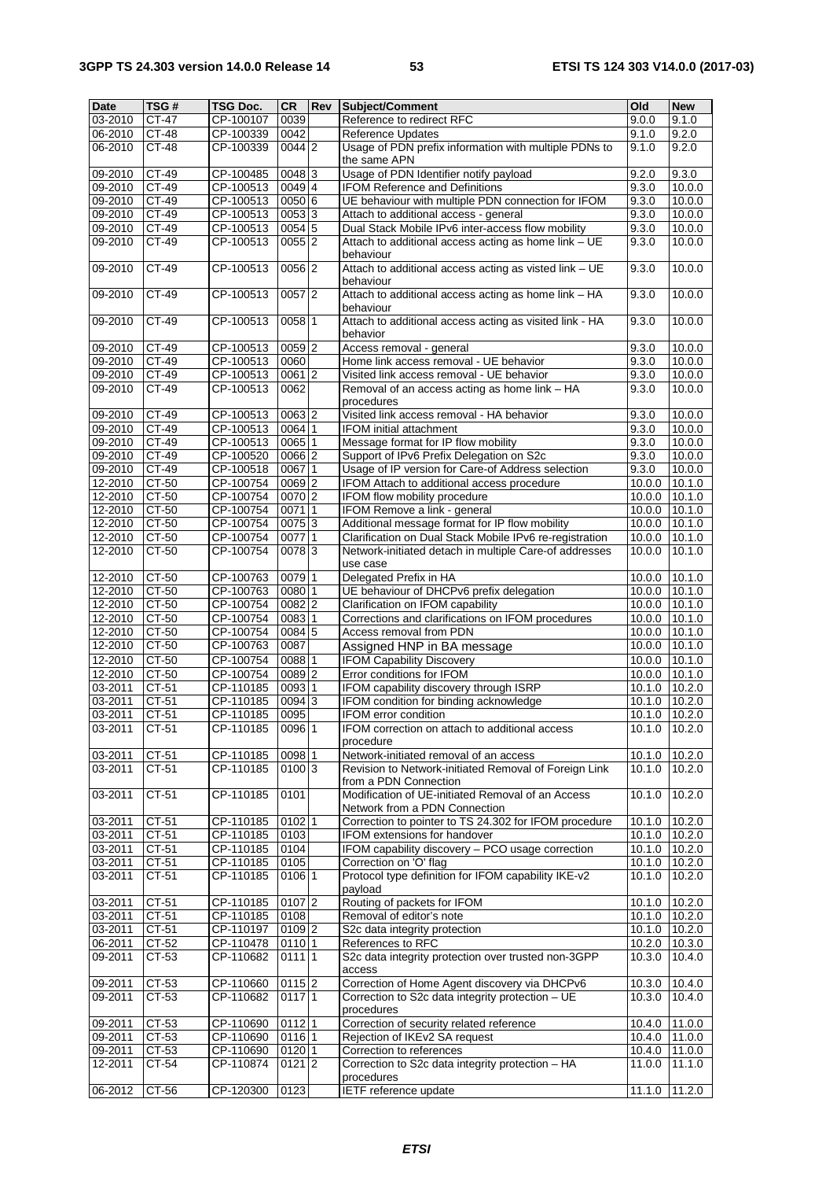| Date | TSG # | TSG Doc. | CR | Rev | Subject/Comment | Old | New |
|---|---|---|---|---|---|---|---|
| 03-2010 | CT-47 | CP-100107 | 0039 | | Reference to redirect RFC | 9.0.0 | 9.1.0 |
| 06-2010 | CT-48 | CP-100339 | 0042 | | Reference Updates | 9.1.0 | 9.2.0 |
| 06-2010 | CT-48 | CP-100339 | 0044 | 2 | Usage of PDN prefix information with multiple PDNs to the same APN | 9.1.0 | 9.2.0 |
| 09-2010 | CT-49 | CP-100485 | 0048 | 3 | Usage of PDN Identifier notify payload | 9.2.0 | 9.3.0 |
| 09-2010 | CT-49 | CP-100513 | 0049 | 4 | IFOM Reference and Definitions | 9.3.0 | 10.0.0 |
| 09-2010 | CT-49 | CP-100513 | 0050 | 6 | UE behaviour with multiple PDN connection for IFOM | 9.3.0 | 10.0.0 |
| 09-2010 | CT-49 | CP-100513 | 0053 | 3 | Attach to additional access - general | 9.3.0 | 10.0.0 |
| 09-2010 | CT-49 | CP-100513 | 0054 | 5 | Dual Stack Mobile IPv6 inter-access flow mobility | 9.3.0 | 10.0.0 |
| 09-2010 | CT-49 | CP-100513 | 0055 | 2 | Attach to additional access acting as home link – UE behaviour | 9.3.0 | 10.0.0 |
| 09-2010 | CT-49 | CP-100513 | 0056 | 2 | Attach to additional access acting as visted link – UE behaviour | 9.3.0 | 10.0.0 |
| 09-2010 | CT-49 | CP-100513 | 0057 | 2 | Attach to additional access acting as home link – HA behaviour | 9.3.0 | 10.0.0 |
| 09-2010 | CT-49 | CP-100513 | 0058 | 1 | Attach to additional access acting as visited link - HA behavior | 9.3.0 | 10.0.0 |
| 09-2010 | CT-49 | CP-100513 | 0059 | 2 | Access removal - general | 9.3.0 | 10.0.0 |
| 09-2010 | CT-49 | CP-100513 | 0060 | | Home link access removal - UE behavior | 9.3.0 | 10.0.0 |
| 09-2010 | CT-49 | CP-100513 | 0061 | 2 | Visited link access removal - UE behavior | 9.3.0 | 10.0.0 |
| 09-2010 | CT-49 | CP-100513 | 0062 | | Removal of an access acting as home link – HA procedures | 9.3.0 | 10.0.0 |
| 09-2010 | CT-49 | CP-100513 | 0063 | 2 | Visited link access removal - HA behavior | 9.3.0 | 10.0.0 |
| 09-2010 | CT-49 | CP-100513 | 0064 | 1 | IFOM initial attachment | 9.3.0 | 10.0.0 |
| 09-2010 | CT-49 | CP-100513 | 0065 | 1 | Message format for IP flow mobility | 9.3.0 | 10.0.0 |
| 09-2010 | CT-49 | CP-100520 | 0066 | 2 | Support of IPv6 Prefix Delegation on S2c | 9.3.0 | 10.0.0 |
| 09-2010 | CT-49 | CP-100518 | 0067 | 1 | Usage of IP version for Care-of Address selection | 9.3.0 | 10.0.0 |
| 12-2010 | CT-50 | CP-100754 | 0069 | 2 | IFOM Attach to additional access procedure | 10.0.0 | 10.1.0 |
| 12-2010 | CT-50 | CP-100754 | 0070 | 2 | IFOM flow mobility procedure | 10.0.0 | 10.1.0 |
| 12-2010 | CT-50 | CP-100754 | 0071 | 1 | IFOM Remove a link - general | 10.0.0 | 10.1.0 |
| 12-2010 | CT-50 | CP-100754 | 0075 | 3 | Additional message format for IP flow mobility | 10.0.0 | 10.1.0 |
| 12-2010 | CT-50 | CP-100754 | 0077 | 1 | Clarification on Dual Stack Mobile IPv6 re-registration | 10.0.0 | 10.1.0 |
| 12-2010 | CT-50 | CP-100754 | 0078 | 3 | Network-initiated detach in multiple Care-of addresses use case | 10.0.0 | 10.1.0 |
| 12-2010 | CT-50 | CP-100763 | 0079 | 1 | Delegated Prefix in HA | 10.0.0 | 10.1.0 |
| 12-2010 | CT-50 | CP-100763 | 0080 | 1 | UE behaviour of DHCPv6 prefix delegation | 10.0.0 | 10.1.0 |
| 12-2010 | CT-50 | CP-100754 | 0082 | 2 | Clarification on IFOM capability | 10.0.0 | 10.1.0 |
| 12-2010 | CT-50 | CP-100754 | 0083 | 1 | Corrections and clarifications on IFOM procedures | 10.0.0 | 10.1.0 |
| 12-2010 | CT-50 | CP-100754 | 0084 | 5 | Access removal from PDN | 10.0.0 | 10.1.0 |
| 12-2010 | CT-50 | CP-100763 | 0087 | | Assigned HNP in BA message | 10.0.0 | 10.1.0 |
| 12-2010 | CT-50 | CP-100754 | 0088 | 1 | IFOM Capability Discovery | 10.0.0 | 10.1.0 |
| 12-2010 | CT-50 | CP-100754 | 0089 | 2 | Error conditions for IFOM | 10.0.0 | 10.1.0 |
| 03-2011 | CT-51 | CP-110185 | 0093 | 1 | IFOM capability discovery through ISRP | 10.1.0 | 10.2.0 |
| 03-2011 | CT-51 | CP-110185 | 0094 | 3 | IFOM condition for binding acknowledge | 10.1.0 | 10.2.0 |
| 03-2011 | CT-51 | CP-110185 | 0095 | | IFOM error condition | 10.1.0 | 10.2.0 |
| 03-2011 | CT-51 | CP-110185 | 0096 | 1 | IFOM correction on attach to additional access procedure | 10.1.0 | 10.2.0 |
| 03-2011 | CT-51 | CP-110185 | 0098 | 1 | Network-initiated removal of an access | 10.1.0 | 10.2.0 |
| 03-2011 | CT-51 | CP-110185 | 0100 | 3 | Revision to Network-initiated Removal of Foreign Link from a PDN Connection | 10.1.0 | 10.2.0 |
| 03-2011 | CT-51 | CP-110185 | 0101 | | Modification of UE-initiated Removal of an Access Network from a PDN Connection | 10.1.0 | 10.2.0 |
| 03-2011 | CT-51 | CP-110185 | 0102 | 1 | Correction to pointer to TS 24.302 for IFOM procedure | 10.1.0 | 10.2.0 |
| 03-2011 | CT-51 | CP-110185 | 0103 | | IFOM extensions for handover | 10.1.0 | 10.2.0 |
| 03-2011 | CT-51 | CP-110185 | 0104 | | IFOM capability discovery – PCO usage correction | 10.1.0 | 10.2.0 |
| 03-2011 | CT-51 | CP-110185 | 0105 | | Correction on 'O' flag | 10.1.0 | 10.2.0 |
| 03-2011 | CT-51 | CP-110185 | 0106 | 1 | Protocol type definition for IFOM capability IKE-v2 payload | 10.1.0 | 10.2.0 |
| 03-2011 | CT-51 | CP-110185 | 0107 | 2 | Routing of packets for IFOM | 10.1.0 | 10.2.0 |
| 03-2011 | CT-51 | CP-110185 | 0108 | | Removal of editor's note | 10.1.0 | 10.2.0 |
| 03-2011 | CT-51 | CP-110197 | 0109 | 2 | S2c data integrity protection | 10.1.0 | 10.2.0 |
| 06-2011 | CT-52 | CP-110478 | 0110 | 1 | References to RFC | 10.2.0 | 10.3.0 |
| 09-2011 | CT-53 | CP-110682 | 0111 | 1 | S2c data integrity protection over trusted non-3GPP access | 10.3.0 | 10.4.0 |
| 09-2011 | CT-53 | CP-110660 | 0115 | 2 | Correction of Home Agent discovery via DHCPv6 | 10.3.0 | 10.4.0 |
| 09-2011 | CT-53 | CP-110682 | 0117 | 1 | Correction to S2c data integrity protection – UE procedures | 10.3.0 | 10.4.0 |
| 09-2011 | CT-53 | CP-110690 | 0112 | 1 | Correction of security related reference | 10.4.0 | 11.0.0 |
| 09-2011 | CT-53 | CP-110690 | 0116 | 1 | Rejection of IKEv2 SA request | 10.4.0 | 11.0.0 |
| 09-2011 | CT-53 | CP-110690 | 0120 | 1 | Correction to references | 10.4.0 | 11.0.0 |
| 12-2011 | CT-54 | CP-110874 | 0121 | 2 | Correction to S2c data integrity protection – HA procedures | 11.0.0 | 11.1.0 |
| 06-2012 | CT-56 | CP-120300 | 0123 | | IETF reference update | 11.1.0 | 11.2.0 |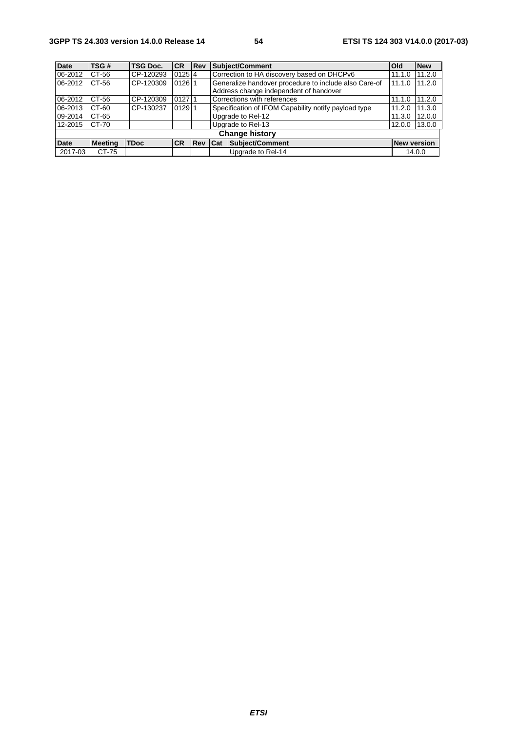| Date | TSG # | TSG Doc. | CR | Rev | Subject/Comment | Old | New |
|---|---|---|---|---|---|---|---|
| 06-2012 | CT-56 | CP-120293 | 0125 | 4 | Correction to HA discovery based on DHCPv6 | 11.1.0 | 11.2.0 |
| 06-2012 | CT-56 | CP-120309 | 0126 | 1 | Generalize handover procedure to include also Care-of Address change independent of handover | 11.1.0 | 11.2.0 |
| 06-2012 | CT-56 | CP-120309 | 0127 | 1 | Corrections with references | 11.1.0 | 11.2.0 |
| 06-2013 | CT-60 | CP-130237 | 0129 | 1 | Specification of IFOM Capability notify payload type | 11.2.0 | 11.3.0 |
| 09-2014 | CT-65 | | | | Upgrade to Rel-12 | 11.3.0 | 12.0.0 |
| 12-2015 | CT-70 | | | | Upgrade to Rel-13 | 12.0.0 | 13.0.0 |

**Change history**

| Date | Meeting | TDoc | CR | Rev | Cat | Subject/Comment | New version |
|---|---|---|---|---|---|---|---|
| 2017-03 | CT-75 | | | | | Upgrade to Rel-14 | 14.0.0 |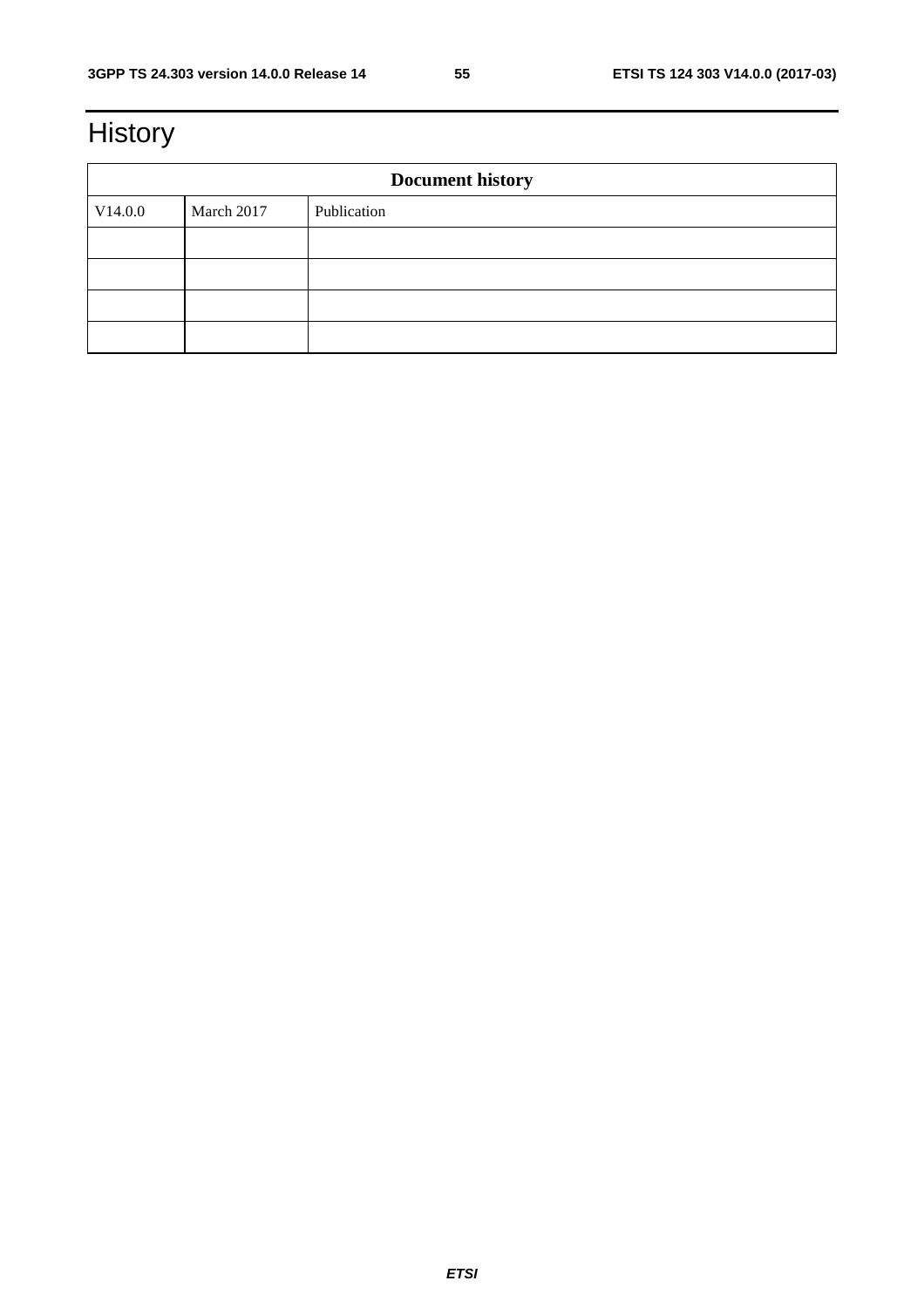# History

| Document history | | |
|---|---|---|
| V14.0.0 | March 2017 | Publication |
| | | |
| | | |
| | | |
| | | |